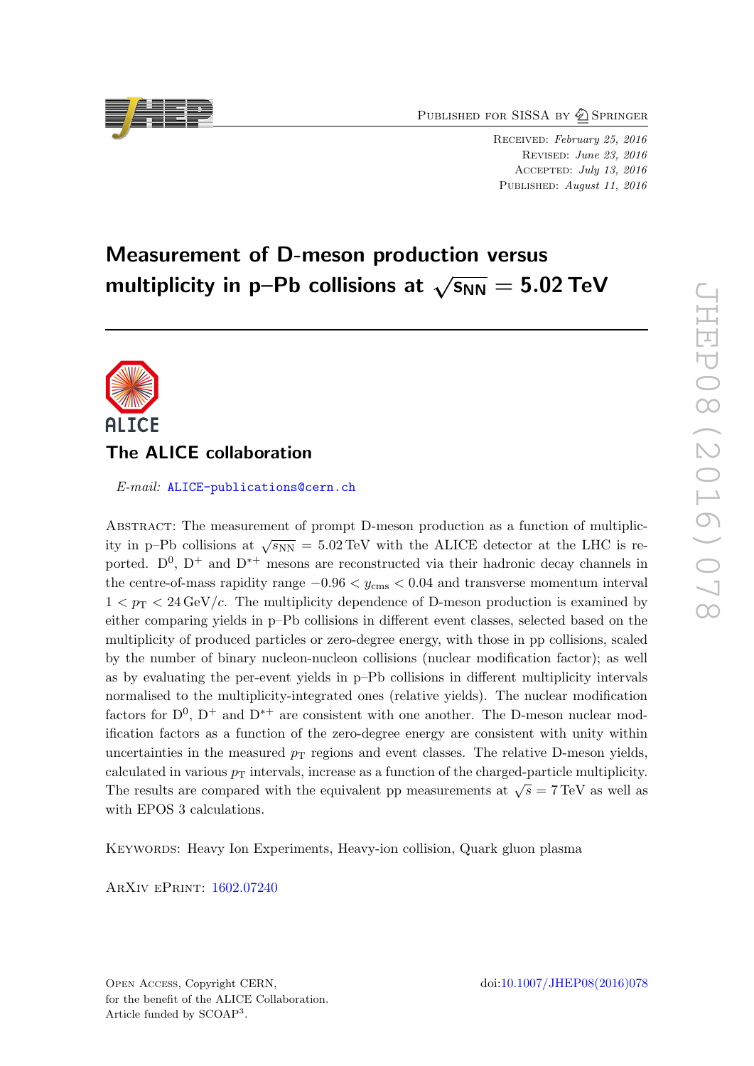Received: *February 25, 2016*
Revised: *June 23, 2016*
Accepted: *July 13, 2016*
Published: *August 11, 2016*

# Measurement of D-meson production versus multiplicity in p–Pb collisions at $\sqrt{s_{\rm NN}} = 5.02$ TeV

## The ALICE collaboration

*E-mail:* ALICE-publications@cern.ch

Abstract: The measurement of prompt D-meson production as a function of multiplicity in p–Pb collisions at $\sqrt{s_{\rm NN}} = 5.02$ TeV with the ALICE detector at the LHC is reported. $\rm D^0$, $\rm D^+$ and $\rm D^{*+}$ mesons are reconstructed via their hadronic decay channels in the centre-of-mass rapidity range $-0.96 < y_{\rm cms} < 0.04$ and transverse momentum interval $1 < p_{\rm T} < 24$ GeV/$c$. The multiplicity dependence of D-meson production is examined by either comparing yields in p–Pb collisions in different event classes, selected based on the multiplicity of produced particles or zero-degree energy, with those in pp collisions, scaled by the number of binary nucleon-nucleon collisions (nuclear modification factor); as well as by evaluating the per-event yields in p–Pb collisions in different multiplicity intervals normalised to the multiplicity-integrated ones (relative yields). The nuclear modification factors for $\rm D^0$, $\rm D^+$ and $\rm D^{*+}$ are consistent with one another. The D-meson nuclear modification factors as a function of the zero-degree energy are consistent with unity within uncertainties in the measured $p_{\rm T}$ regions and event classes. The relative D-meson yields, calculated in various $p_{\rm T}$ intervals, increase as a function of the charged-particle multiplicity. The results are compared with the equivalent pp measurements at $\sqrt{s} = 7$ TeV as well as with EPOS 3 calculations.

Keywords: Heavy Ion Experiments, Heavy-ion collision, Quark gluon plasma

ArXiv ePrint: 1602.07240

Open Access, Copyright CERN,
for the benefit of the ALICE Collaboration.
Article funded by SCOAP[3].

doi:10.1007/JHEP08(2016)078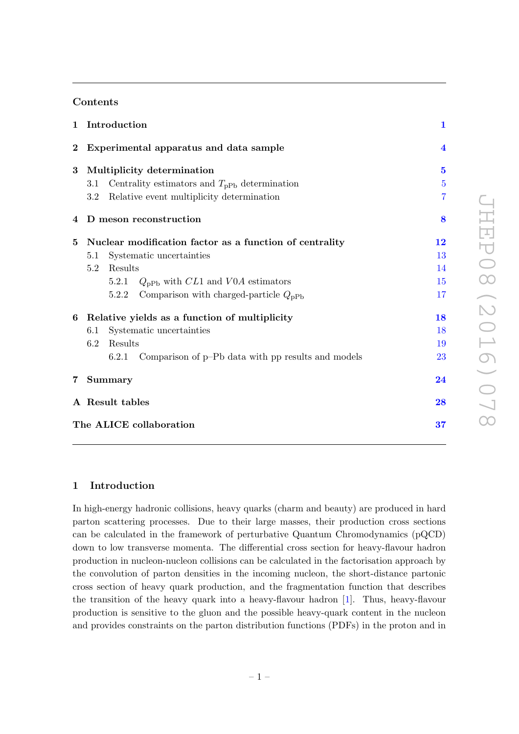## Contents

| | | |
|---|---|---|
| **1** | **Introduction** | **1** |
| **2** | **Experimental apparatus and data sample** | **4** |
| **3** | **Multiplicity determination** | **5** |
| | 3.1 Centrality estimators and $T_{\mathrm{pPb}}$ determination | 5 |
| | 3.2 Relative event multiplicity determination | 7 |
| **4** | **D meson reconstruction** | **8** |
| **5** | **Nuclear modification factor as a function of centrality** | **12** |
| | 5.1 Systematic uncertainties | 13 |
| | 5.2 Results | 14 |
| | 5.2.1 $Q_{\mathrm{pPb}}$ with $CL1$ and $V0A$ estimators | 15 |
| | 5.2.2 Comparison with charged-particle $Q_{\mathrm{pPb}}$ | 17 |
| **6** | **Relative yields as a function of multiplicity** | **18** |
| | 6.1 Systematic uncertainties | 18 |
| | 6.2 Results | 19 |
| | 6.2.1 Comparison of p–Pb data with pp results and models | 23 |
| **7** | **Summary** | **24** |
| **A** | **Result tables** | **28** |
| | **The ALICE collaboration** | **37** |

## 1 Introduction

In high-energy hadronic collisions, heavy quarks (charm and beauty) are produced in hard parton scattering processes. Due to their large masses, their production cross sections can be calculated in the framework of perturbative Quantum Chromodynamics (pQCD) down to low transverse momenta. The differential cross section for heavy-flavour hadron production in nucleon-nucleon collisions can be calculated in the factorisation approach by the convolution of parton densities in the incoming nucleon, the short-distance partonic cross section of heavy quark production, and the fragmentation function that describes the transition of the heavy quark into a heavy-flavour hadron [1]. Thus, heavy-flavour production is sensitive to the gluon and the possible heavy-quark content in the nucleon and provides constraints on the parton distribution functions (PDFs) in the proton and in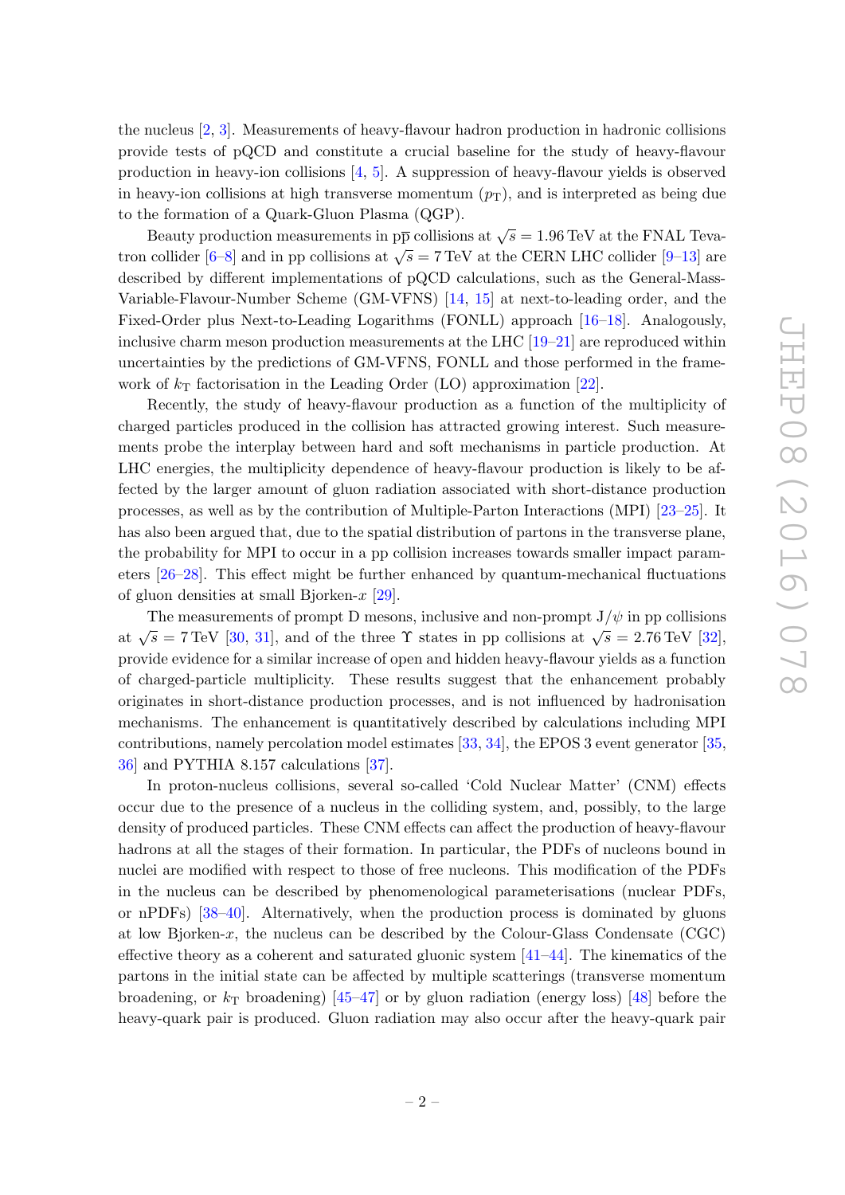the nucleus [2, 3]. Measurements of heavy-flavour hadron production in hadronic collisions provide tests of pQCD and constitute a crucial baseline for the study of heavy-flavour production in heavy-ion collisions [4, 5]. A suppression of heavy-flavour yields is observed in heavy-ion collisions at high transverse momentum ($p_{\mathrm{T}}$), and is interpreted as being due to the formation of a Quark-Gluon Plasma (QGP).

Beauty production measurements in $\mathrm{p\overline{p}}$ collisions at $\sqrt{s} = 1.96\,\mathrm{TeV}$ at the FNAL Tevatron collider [6–8] and in pp collisions at $\sqrt{s} = 7\,\mathrm{TeV}$ at the CERN LHC collider [9–13] are described by different implementations of pQCD calculations, such as the General-Mass-Variable-Flavour-Number Scheme (GM-VFNS) [14, 15] at next-to-leading order, and the Fixed-Order plus Next-to-Leading Logarithms (FONLL) approach [16–18]. Analogously, inclusive charm meson production measurements at the LHC [19–21] are reproduced within uncertainties by the predictions of GM-VFNS, FONLL and those performed in the framework of $k_{\mathrm{T}}$ factorisation in the Leading Order (LO) approximation [22].

Recently, the study of heavy-flavour production as a function of the multiplicity of charged particles produced in the collision has attracted growing interest. Such measurements probe the interplay between hard and soft mechanisms in particle production. At LHC energies, the multiplicity dependence of heavy-flavour production is likely to be affected by the larger amount of gluon radiation associated with short-distance production processes, as well as by the contribution of Multiple-Parton Interactions (MPI) [23–25]. It has also been argued that, due to the spatial distribution of partons in the transverse plane, the probability for MPI to occur in a pp collision increases towards smaller impact parameters [26–28]. This effect might be further enhanced by quantum-mechanical fluctuations of gluon densities at small Bjorken-$x$ [29].

The measurements of prompt D mesons, inclusive and non-prompt $\mathrm{J}/\psi$ in pp collisions at $\sqrt{s} = 7\,\mathrm{TeV}$ [30, 31], and of the three $\Upsilon$ states in pp collisions at $\sqrt{s} = 2.76\,\mathrm{TeV}$ [32], provide evidence for a similar increase of open and hidden heavy-flavour yields as a function of charged-particle multiplicity. These results suggest that the enhancement probably originates in short-distance production processes, and is not influenced by hadronisation mechanisms. The enhancement is quantitatively described by calculations including MPI contributions, namely percolation model estimates [33, 34], the EPOS 3 event generator [35, 36] and PYTHIA 8.157 calculations [37].

In proton-nucleus collisions, several so-called 'Cold Nuclear Matter' (CNM) effects occur due to the presence of a nucleus in the colliding system, and, possibly, to the large density of produced particles. These CNM effects can affect the production of heavy-flavour hadrons at all the stages of their formation. In particular, the PDFs of nucleons bound in nuclei are modified with respect to those of free nucleons. This modification of the PDFs in the nucleus can be described by phenomenological parameterisations (nuclear PDFs, or nPDFs) [38–40]. Alternatively, when the production process is dominated by gluons at low Bjorken-$x$, the nucleus can be described by the Colour-Glass Condensate (CGC) effective theory as a coherent and saturated gluonic system [41–44]. The kinematics of the partons in the initial state can be affected by multiple scatterings (transverse momentum broadening, or $k_{\mathrm{T}}$ broadening) [45–47] or by gluon radiation (energy loss) [48] before the heavy-quark pair is produced. Gluon radiation may also occur after the heavy-quark pair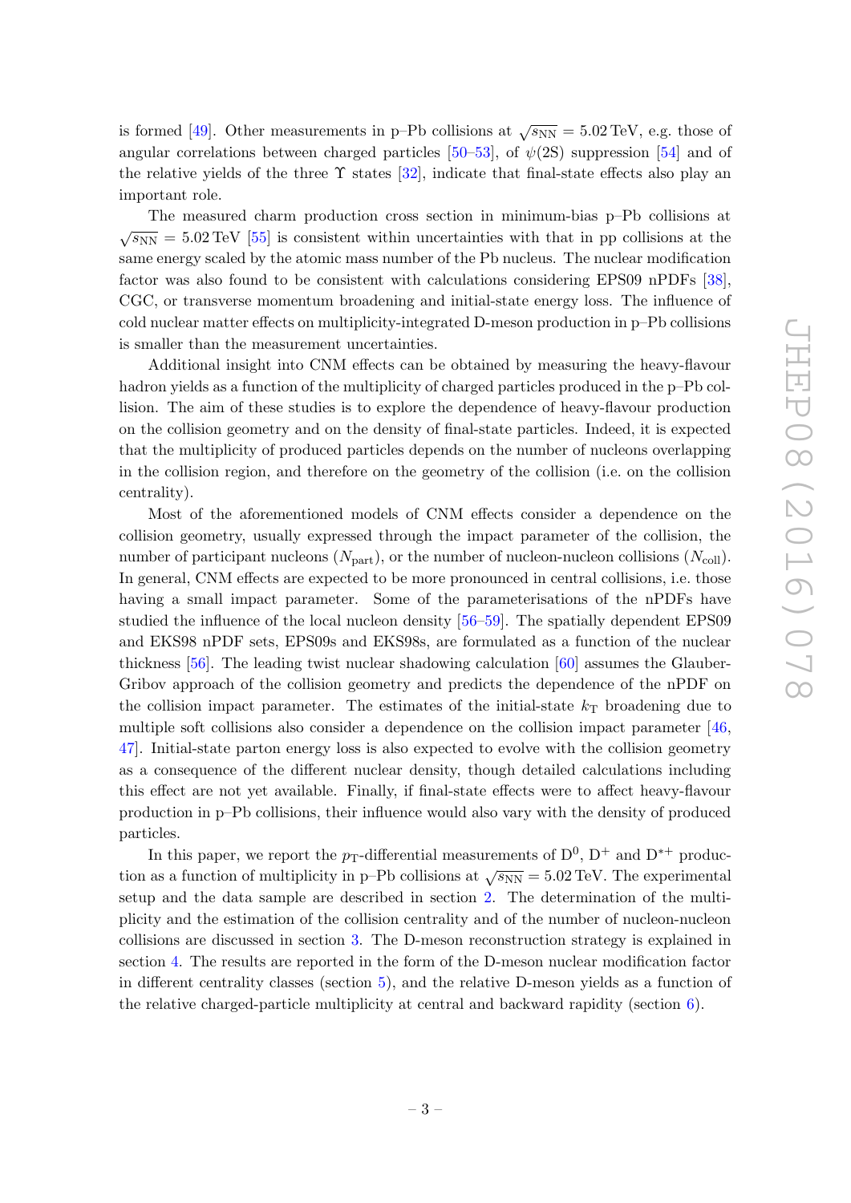is formed [49]. Other measurements in p–Pb collisions at $\sqrt{s_{\rm NN}} = 5.02\,\text{TeV}$, e.g. those of angular correlations between charged particles [50–53], of $\psi$(2S) suppression [54] and of the relative yields of the three $\Upsilon$ states [32], indicate that final-state effects also play an important role.

The measured charm production cross section in minimum-bias p–Pb collisions at $\sqrt{s_{\rm NN}} = 5.02\,\text{TeV}$ [55] is consistent within uncertainties with that in pp collisions at the same energy scaled by the atomic mass number of the Pb nucleus. The nuclear modification factor was also found to be consistent with calculations considering EPS09 nPDFs [38], CGC, or transverse momentum broadening and initial-state energy loss. The influence of cold nuclear matter effects on multiplicity-integrated D-meson production in p–Pb collisions is smaller than the measurement uncertainties.

Additional insight into CNM effects can be obtained by measuring the heavy-flavour hadron yields as a function of the multiplicity of charged particles produced in the p–Pb collision. The aim of these studies is to explore the dependence of heavy-flavour production on the collision geometry and on the density of final-state particles. Indeed, it is expected that the multiplicity of produced particles depends on the number of nucleons overlapping in the collision region, and therefore on the geometry of the collision (i.e. on the collision centrality).

Most of the aforementioned models of CNM effects consider a dependence on the collision geometry, usually expressed through the impact parameter of the collision, the number of participant nucleons ($N_{\rm part}$), or the number of nucleon-nucleon collisions ($N_{\rm coll}$). In general, CNM effects are expected to be more pronounced in central collisions, i.e. those having a small impact parameter. Some of the parameterisations of the nPDFs have studied the influence of the local nucleon density [56–59]. The spatially dependent EPS09 and EKS98 nPDF sets, EPS09s and EKS98s, are formulated as a function of the nuclear thickness [56]. The leading twist nuclear shadowing calculation [60] assumes the Glauber-Gribov approach of the collision geometry and predicts the dependence of the nPDF on the collision impact parameter. The estimates of the initial-state $k_{\rm T}$ broadening due to multiple soft collisions also consider a dependence on the collision impact parameter [46, 47]. Initial-state parton energy loss is also expected to evolve with the collision geometry as a consequence of the different nuclear density, though detailed calculations including this effect are not yet available. Finally, if final-state effects were to affect heavy-flavour production in p–Pb collisions, their influence would also vary with the density of produced particles.

In this paper, we report the $p_{\rm T}$-differential measurements of $\rm D^0$, $\rm D^+$ and $\rm D^{*+}$ production as a function of multiplicity in p–Pb collisions at $\sqrt{s_{\rm NN}} = 5.02\,\text{TeV}$. The experimental setup and the data sample are described in section 2. The determination of the multiplicity and the estimation of the collision centrality and of the number of nucleon-nucleon collisions are discussed in section 3. The D-meson reconstruction strategy is explained in section 4. The results are reported in the form of the D-meson nuclear modification factor in different centrality classes (section 5), and the relative D-meson yields as a function of the relative charged-particle multiplicity at central and backward rapidity (section 6).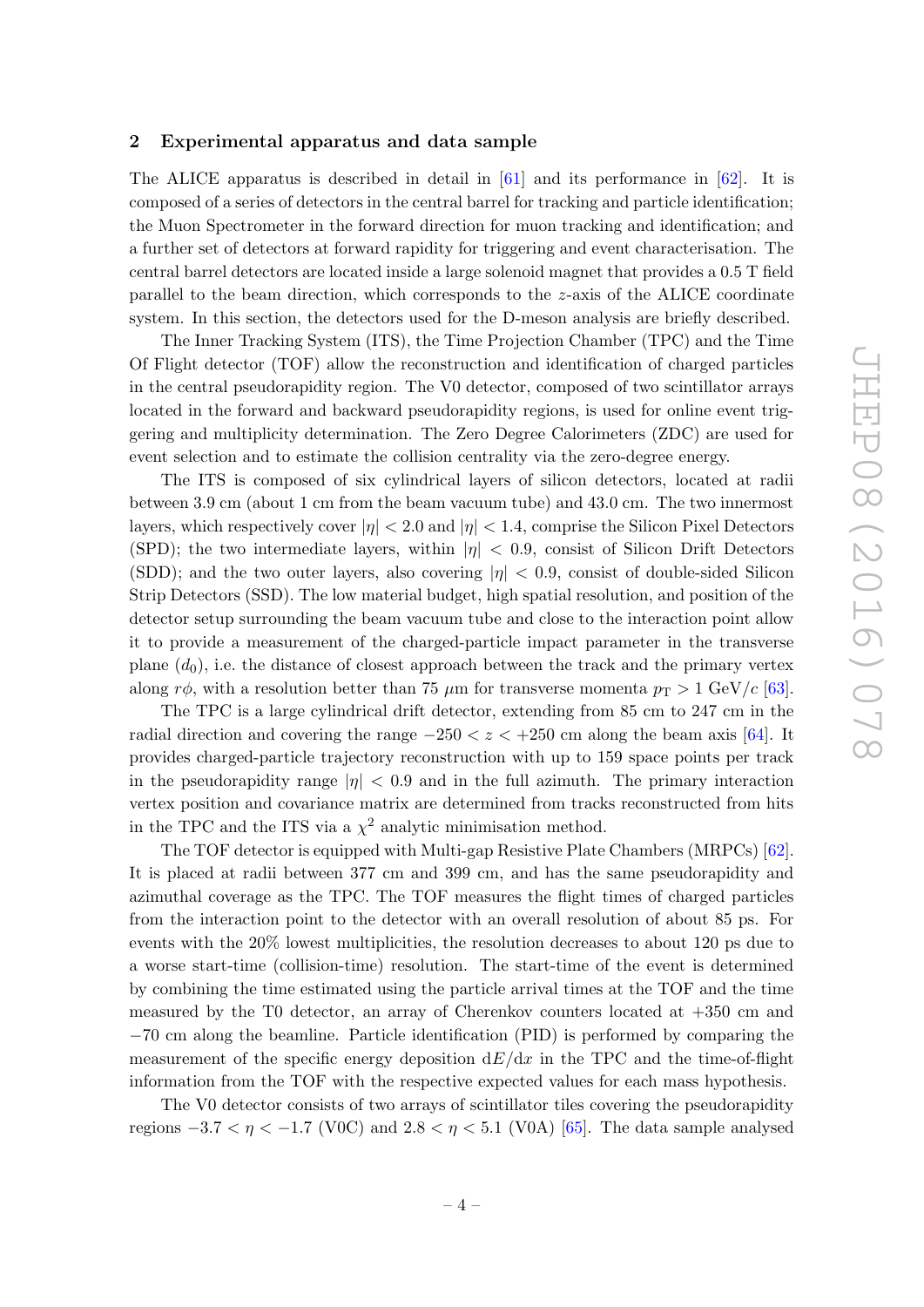## 2 Experimental apparatus and data sample

The ALICE apparatus is described in detail in [61] and its performance in [62]. It is composed of a series of detectors in the central barrel for tracking and particle identification; the Muon Spectrometer in the forward direction for muon tracking and identification; and a further set of detectors at forward rapidity for triggering and event characterisation. The central barrel detectors are located inside a large solenoid magnet that provides a 0.5 T field parallel to the beam direction, which corresponds to the $z$-axis of the ALICE coordinate system. In this section, the detectors used for the D-meson analysis are briefly described.

The Inner Tracking System (ITS), the Time Projection Chamber (TPC) and the Time Of Flight detector (TOF) allow the reconstruction and identification of charged particles in the central pseudorapidity region. The V0 detector, composed of two scintillator arrays located in the forward and backward pseudorapidity regions, is used for online event triggering and multiplicity determination. The Zero Degree Calorimeters (ZDC) are used for event selection and to estimate the collision centrality via the zero-degree energy.

The ITS is composed of six cylindrical layers of silicon detectors, located at radii between 3.9 cm (about 1 cm from the beam vacuum tube) and 43.0 cm. The two innermost layers, which respectively cover $|\eta| < 2.0$ and $|\eta| < 1.4$, comprise the Silicon Pixel Detectors (SPD); the two intermediate layers, within $|\eta| < 0.9$, consist of Silicon Drift Detectors (SDD); and the two outer layers, also covering $|\eta| < 0.9$, consist of double-sided Silicon Strip Detectors (SSD). The low material budget, high spatial resolution, and position of the detector setup surrounding the beam vacuum tube and close to the interaction point allow it to provide a measurement of the charged-particle impact parameter in the transverse plane ($d_0$), i.e. the distance of closest approach between the track and the primary vertex along $r\phi$, with a resolution better than 75 $\mu$m for transverse momenta $p_{\mathrm{T}} > 1$ GeV/$c$ [63].

The TPC is a large cylindrical drift detector, extending from 85 cm to 247 cm in the radial direction and covering the range $-250 < z < +250$ cm along the beam axis [64]. It provides charged-particle trajectory reconstruction with up to 159 space points per track in the pseudorapidity range $|\eta| < 0.9$ and in the full azimuth. The primary interaction vertex position and covariance matrix are determined from tracks reconstructed from hits in the TPC and the ITS via a $\chi^2$ analytic minimisation method.

The TOF detector is equipped with Multi-gap Resistive Plate Chambers (MRPCs) [62]. It is placed at radii between 377 cm and 399 cm, and has the same pseudorapidity and azimuthal coverage as the TPC. The TOF measures the flight times of charged particles from the interaction point to the detector with an overall resolution of about 85 ps. For events with the 20% lowest multiplicities, the resolution decreases to about 120 ps due to a worse start-time (collision-time) resolution. The start-time of the event is determined by combining the time estimated using the particle arrival times at the TOF and the time measured by the T0 detector, an array of Cherenkov counters located at +350 cm and $-70$ cm along the beamline. Particle identification (PID) is performed by comparing the measurement of the specific energy deposition $\mathrm{d}E/\mathrm{d}x$ in the TPC and the time-of-flight information from the TOF with the respective expected values for each mass hypothesis.

The V0 detector consists of two arrays of scintillator tiles covering the pseudorapidity regions $-3.7 < \eta < -1.7$ (V0C) and $2.8 < \eta < 5.1$ (V0A) [65]. The data sample analysed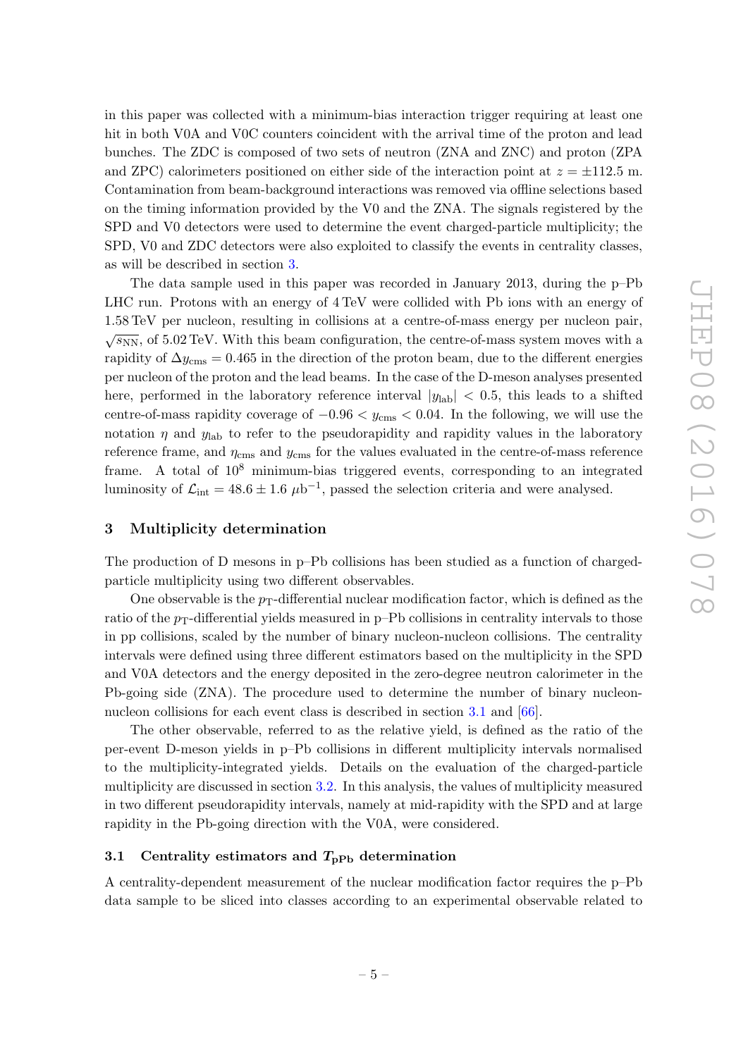in this paper was collected with a minimum-bias interaction trigger requiring at least one hit in both V0A and V0C counters coincident with the arrival time of the proton and lead bunches. The ZDC is composed of two sets of neutron (ZNA and ZNC) and proton (ZPA and ZPC) calorimeters positioned on either side of the interaction point at $z = \pm 112.5$ m. Contamination from beam-background interactions was removed via offline selections based on the timing information provided by the V0 and the ZNA. The signals registered by the SPD and V0 detectors were used to determine the event charged-particle multiplicity; the SPD, V0 and ZDC detectors were also exploited to classify the events in centrality classes, as will be described in section 3.

The data sample used in this paper was recorded in January 2013, during the p–Pb LHC run. Protons with an energy of 4 TeV were collided with Pb ions with an energy of 1.58 TeV per nucleon, resulting in collisions at a centre-of-mass energy per nucleon pair, $\sqrt{s_{\mathrm{NN}}}$, of 5.02 TeV. With this beam configuration, the centre-of-mass system moves with a rapidity of $\Delta y_{\mathrm{cms}} = 0.465$ in the direction of the proton beam, due to the different energies per nucleon of the proton and the lead beams. In the case of the D-meson analyses presented here, performed in the laboratory reference interval $|y_{\mathrm{lab}}| < 0.5$, this leads to a shifted centre-of-mass rapidity coverage of $-0.96 < y_{\mathrm{cms}} < 0.04$. In the following, we will use the notation $\eta$ and $y_{\mathrm{lab}}$ to refer to the pseudorapidity and rapidity values in the laboratory reference frame, and $\eta_{\mathrm{cms}}$ and $y_{\mathrm{cms}}$ for the values evaluated in the centre-of-mass reference frame. A total of $10^8$ minimum-bias triggered events, corresponding to an integrated luminosity of $\mathcal{L}_{\mathrm{int}} = 48.6 \pm 1.6\ \mu\mathrm{b}^{-1}$, passed the selection criteria and were analysed.

## 3 Multiplicity determination

The production of D mesons in p–Pb collisions has been studied as a function of charged-particle multiplicity using two different observables.

One observable is the $p_{\mathrm{T}}$-differential nuclear modification factor, which is defined as the ratio of the $p_{\mathrm{T}}$-differential yields measured in p–Pb collisions in centrality intervals to those in pp collisions, scaled by the number of binary nucleon-nucleon collisions. The centrality intervals were defined using three different estimators based on the multiplicity in the SPD and V0A detectors and the energy deposited in the zero-degree neutron calorimeter in the Pb-going side (ZNA). The procedure used to determine the number of binary nucleon-nucleon collisions for each event class is described in section 3.1 and [66].

The other observable, referred to as the relative yield, is defined as the ratio of the per-event D-meson yields in p–Pb collisions in different multiplicity intervals normalised to the multiplicity-integrated yields. Details on the evaluation of the charged-particle multiplicity are discussed in section 3.2. In this analysis, the values of multiplicity measured in two different pseudorapidity intervals, namely at mid-rapidity with the SPD and at large rapidity in the Pb-going direction with the V0A, were considered.

### 3.1 Centrality estimators and $T_{\mathrm{pPb}}$ determination

A centrality-dependent measurement of the nuclear modification factor requires the p–Pb data sample to be sliced into classes according to an experimental observable related to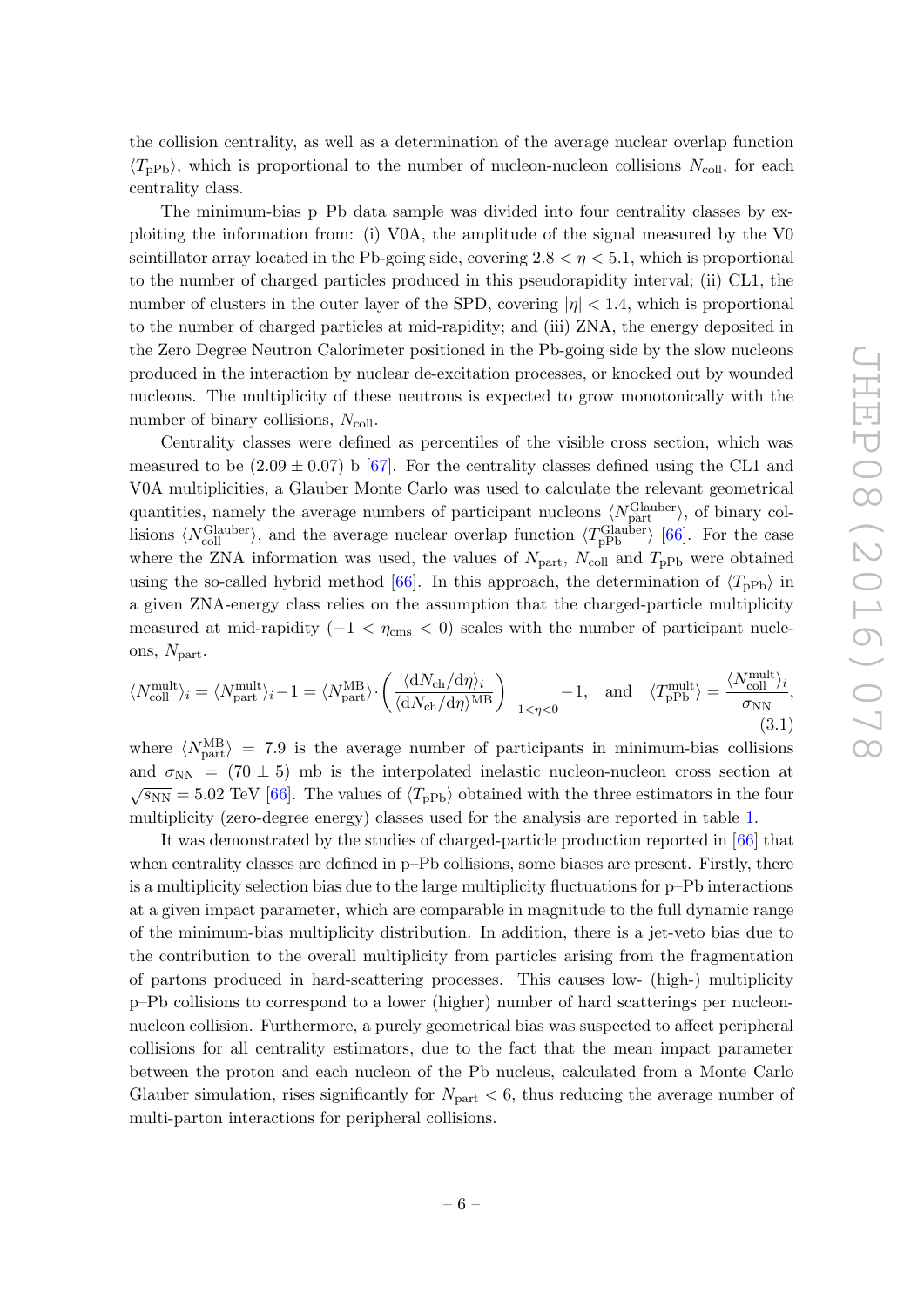the collision centrality, as well as a determination of the average nuclear overlap function $\langle T_{\rm pPb}\rangle$, which is proportional to the number of nucleon-nucleon collisions $N_{\rm coll}$, for each centrality class.

The minimum-bias p–Pb data sample was divided into four centrality classes by exploiting the information from: (i) V0A, the amplitude of the signal measured by the V0 scintillator array located in the Pb-going side, covering $2.8 < \eta < 5.1$, which is proportional to the number of charged particles produced in this pseudorapidity interval; (ii) CL1, the number of clusters in the outer layer of the SPD, covering $|\eta| < 1.4$, which is proportional to the number of charged particles at mid-rapidity; and (iii) ZNA, the energy deposited in the Zero Degree Neutron Calorimeter positioned in the Pb-going side by the slow nucleons produced in the interaction by nuclear de-excitation processes, or knocked out by wounded nucleons. The multiplicity of these neutrons is expected to grow monotonically with the number of binary collisions, $N_{\rm coll}$.

Centrality classes were defined as percentiles of the visible cross section, which was measured to be $(2.09 \pm 0.07)$ b [67]. For the centrality classes defined using the CL1 and V0A multiplicities, a Glauber Monte Carlo was used to calculate the relevant geometrical quantities, namely the average numbers of participant nucleons $\langle N_{\rm part}^{\rm Glauber}\rangle$, of binary collisions $\langle N_{\rm coll}^{\rm Glauber}\rangle$, and the average nuclear overlap function $\langle T_{\rm pPb}^{\rm Glauber}\rangle$ [66]. For the case where the ZNA information was used, the values of $N_{\rm part}$, $N_{\rm coll}$ and $T_{\rm pPb}$ were obtained using the so-called hybrid method [66]. In this approach, the determination of $\langle T_{\rm pPb}\rangle$ in a given ZNA-energy class relies on the assumption that the charged-particle multiplicity measured at mid-rapidity ($-1 < \eta_{\rm cms} < 0$) scales with the number of participant nucleons, $N_{\rm part}$.

$$\langle N_{\rm coll}^{\rm mult}\rangle_i = \langle N_{\rm part}^{\rm mult}\rangle_i - 1 = \langle N_{\rm part}^{\rm MB}\rangle \cdot \left(\frac{\langle {\rm d}N_{\rm ch}/{\rm d}\eta\rangle_i}{\langle {\rm d}N_{\rm ch}/{\rm d}\eta\rangle^{\rm MB}}\right)_{-1<\eta<0} - 1, \quad \text{and} \quad \langle T_{\rm pPb}^{\rm mult}\rangle = \frac{\langle N_{\rm coll}^{\rm mult}\rangle_i}{\sigma_{\rm NN}}, \tag{3.1}$$

where $\langle N_{\rm part}^{\rm MB}\rangle = 7.9$ is the average number of participants in minimum-bias collisions and $\sigma_{\rm NN} = (70 \pm 5)$ mb is the interpolated inelastic nucleon-nucleon cross section at $\sqrt{s_{\rm NN}} = 5.02$ TeV [66]. The values of $\langle T_{\rm pPb}\rangle$ obtained with the three estimators in the four multiplicity (zero-degree energy) classes used for the analysis are reported in table 1.

It was demonstrated by the studies of charged-particle production reported in [66] that when centrality classes are defined in p–Pb collisions, some biases are present. Firstly, there is a multiplicity selection bias due to the large multiplicity fluctuations for p–Pb interactions at a given impact parameter, which are comparable in magnitude to the full dynamic range of the minimum-bias multiplicity distribution. In addition, there is a jet-veto bias due to the contribution to the overall multiplicity from particles arising from the fragmentation of partons produced in hard-scattering processes. This causes low- (high-) multiplicity p–Pb collisions to correspond to a lower (higher) number of hard scatterings per nucleon-nucleon collision. Furthermore, a purely geometrical bias was suspected to affect peripheral collisions for all centrality estimators, due to the fact that the mean impact parameter between the proton and each nucleon of the Pb nucleus, calculated from a Monte Carlo Glauber simulation, rises significantly for $N_{\rm part} < 6$, thus reducing the average number of multi-parton interactions for peripheral collisions.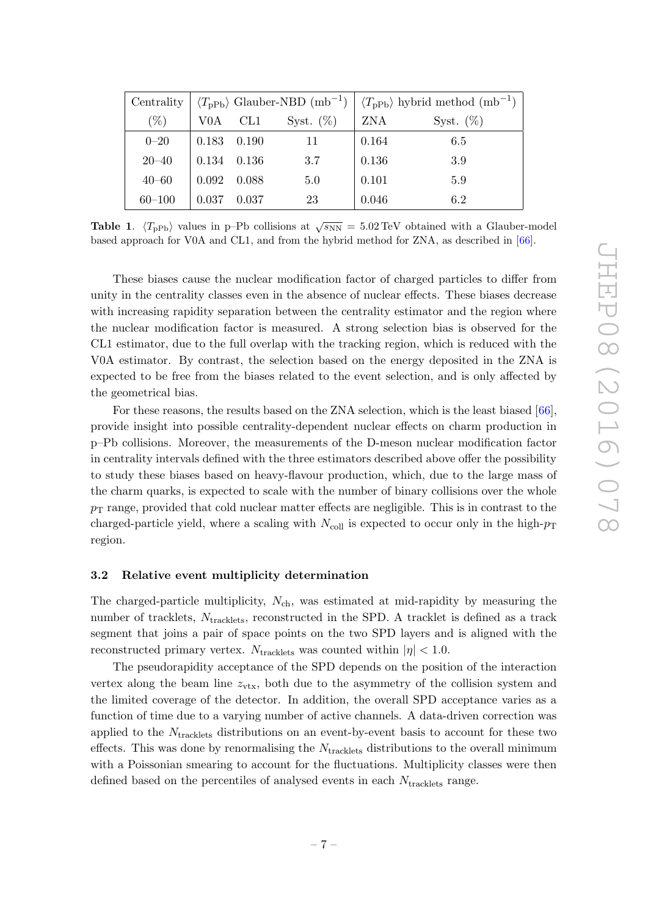| Centrality | $\langle T_{\rm pPb} \rangle$ Glauber-NBD (mb$^{-1}$) | | | $\langle T_{\rm pPb} \rangle$ hybrid method (mb$^{-1}$) | |
|---|---|---|---|---|---|
| (%) | V0A | CL1 | Syst. (%) | ZNA | Syst. (%) |
| 0–20 | 0.183 | 0.190 | 11 | 0.164 | 6.5 |
| 20–40 | 0.134 | 0.136 | 3.7 | 0.136 | 3.9 |
| 40–60 | 0.092 | 0.088 | 5.0 | 0.101 | 5.9 |
| 60–100 | 0.037 | 0.037 | 23 | 0.046 | 6.2 |

**Table 1**. $\langle T_{\rm pPb} \rangle$ values in p–Pb collisions at $\sqrt{s_{\rm NN}} = 5.02\,\text{TeV}$ obtained with a Glauber-model based approach for V0A and CL1, and from the hybrid method for ZNA, as described in [66].

These biases cause the nuclear modification factor of charged particles to differ from unity in the centrality classes even in the absence of nuclear effects. These biases decrease with increasing rapidity separation between the centrality estimator and the region where the nuclear modification factor is measured. A strong selection bias is observed for the CL1 estimator, due to the full overlap with the tracking region, which is reduced with the V0A estimator. By contrast, the selection based on the energy deposited in the ZNA is expected to be free from the biases related to the event selection, and is only affected by the geometrical bias.

For these reasons, the results based on the ZNA selection, which is the least biased [66], provide insight into possible centrality-dependent nuclear effects on charm production in p–Pb collisions. Moreover, the measurements of the D-meson nuclear modification factor in centrality intervals defined with the three estimators described above offer the possibility to study these biases based on heavy-flavour production, which, due to the large mass of the charm quarks, is expected to scale with the number of binary collisions over the whole $p_{\rm T}$ range, provided that cold nuclear matter effects are negligible. This is in contrast to the charged-particle yield, where a scaling with $N_{\rm coll}$ is expected to occur only in the high-$p_{\rm T}$ region.

### 3.2 Relative event multiplicity determination

The charged-particle multiplicity, $N_{\rm ch}$, was estimated at mid-rapidity by measuring the number of tracklets, $N_{\rm tracklets}$, reconstructed in the SPD. A tracklet is defined as a track segment that joins a pair of space points on the two SPD layers and is aligned with the reconstructed primary vertex. $N_{\rm tracklets}$ was counted within $|\eta| < 1.0$.

The pseudorapidity acceptance of the SPD depends on the position of the interaction vertex along the beam line $z_{\rm vtx}$, both due to the asymmetry of the collision system and the limited coverage of the detector. In addition, the overall SPD acceptance varies as a function of time due to a varying number of active channels. A data-driven correction was applied to the $N_{\rm tracklets}$ distributions on an event-by-event basis to account for these two effects. This was done by renormalising the $N_{\rm tracklets}$ distributions to the overall minimum with a Poissonian smearing to account for the fluctuations. Multiplicity classes were then defined based on the percentiles of analysed events in each $N_{\rm tracklets}$ range.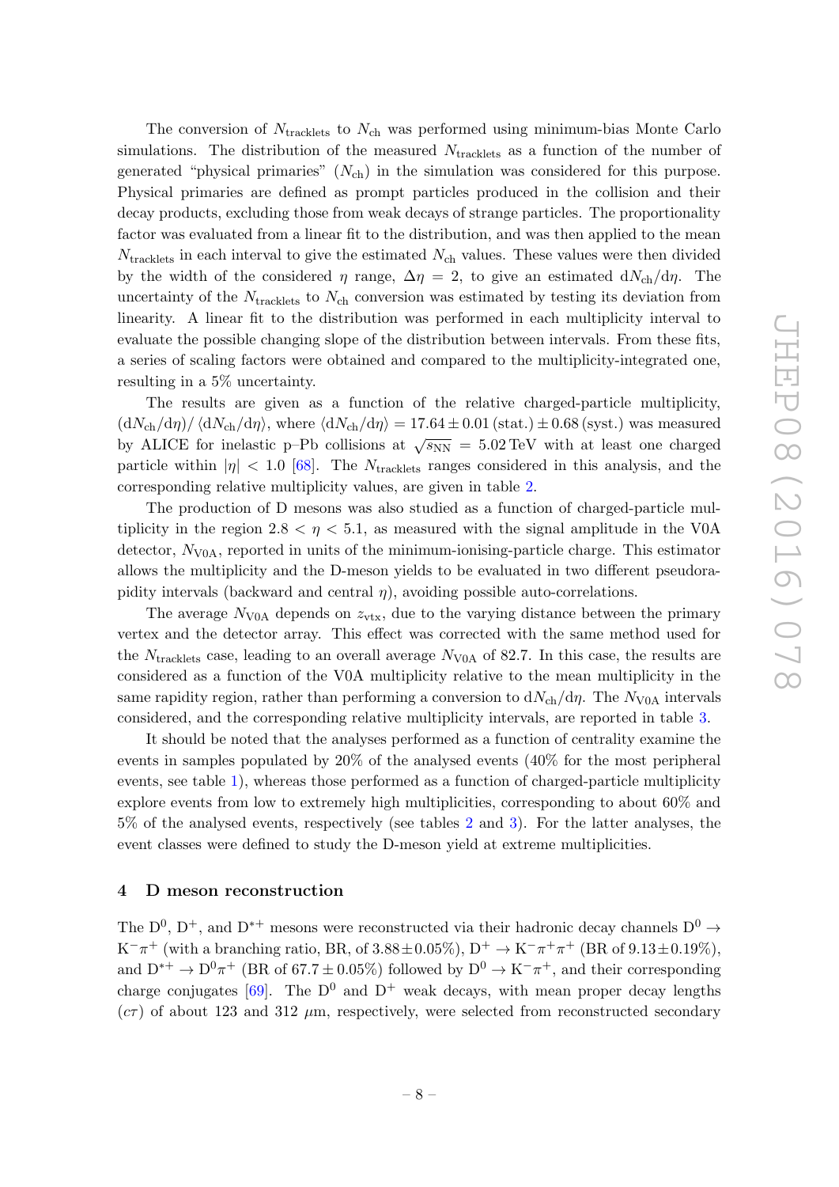The conversion of $N_{\text{tracklets}}$ to $N_{\text{ch}}$ was performed using minimum-bias Monte Carlo simulations. The distribution of the measured $N_{\text{tracklets}}$ as a function of the number of generated "physical primaries" ($N_{\text{ch}}$) in the simulation was considered for this purpose. Physical primaries are defined as prompt particles produced in the collision and their decay products, excluding those from weak decays of strange particles. The proportionality factor was evaluated from a linear fit to the distribution, and was then applied to the mean $N_{\text{tracklets}}$ in each interval to give the estimated $N_{\text{ch}}$ values. These values were then divided by the width of the considered $\eta$ range, $\Delta\eta = 2$, to give an estimated $\mathrm{d}N_{\text{ch}}/\mathrm{d}\eta$. The uncertainty of the $N_{\text{tracklets}}$ to $N_{\text{ch}}$ conversion was estimated by testing its deviation from linearity. A linear fit to the distribution was performed in each multiplicity interval to evaluate the possible changing slope of the distribution between intervals. From these fits, a series of scaling factors were obtained and compared to the multiplicity-integrated one, resulting in a 5% uncertainty.

The results are given as a function of the relative charged-particle multiplicity, $(\mathrm{d}N_{\text{ch}}/\mathrm{d}\eta)/\langle \mathrm{d}N_{\text{ch}}/\mathrm{d}\eta \rangle$, where $\langle \mathrm{d}N_{\text{ch}}/\mathrm{d}\eta \rangle = 17.64 \pm 0.01\,(\text{stat.}) \pm 0.68\,(\text{syst.})$ was measured by ALICE for inelastic p–Pb collisions at $\sqrt{s_{\text{NN}}} = 5.02\,\text{TeV}$ with at least one charged particle within $|\eta| < 1.0$ [68]. The $N_{\text{tracklets}}$ ranges considered in this analysis, and the corresponding relative multiplicity values, are given in table 2.

The production of D mesons was also studied as a function of charged-particle multiplicity in the region $2.8 < \eta < 5.1$, as measured with the signal amplitude in the V0A detector, $N_{\text{V0A}}$, reported in units of the minimum-ionising-particle charge. This estimator allows the multiplicity and the D-meson yields to be evaluated in two different pseudorapidity intervals (backward and central $\eta$), avoiding possible auto-correlations.

The average $N_{\text{V0A}}$ depends on $z_{\text{vtx}}$, due to the varying distance between the primary vertex and the detector array. This effect was corrected with the same method used for the $N_{\text{tracklets}}$ case, leading to an overall average $N_{\text{V0A}}$ of 82.7. In this case, the results are considered as a function of the V0A multiplicity relative to the mean multiplicity in the same rapidity region, rather than performing a conversion to $\mathrm{d}N_{\text{ch}}/\mathrm{d}\eta$. The $N_{\text{V0A}}$ intervals considered, and the corresponding relative multiplicity intervals, are reported in table 3.

It should be noted that the analyses performed as a function of centrality examine the events in samples populated by 20% of the analysed events (40% for the most peripheral events, see table 1), whereas those performed as a function of charged-particle multiplicity explore events from low to extremely high multiplicities, corresponding to about 60% and 5% of the analysed events, respectively (see tables 2 and 3). For the latter analyses, the event classes were defined to study the D-meson yield at extreme multiplicities.

## 4 D meson reconstruction

The $\mathrm{D}^0$, $\mathrm{D}^+$, and $\mathrm{D}^{*+}$ mesons were reconstructed via their hadronic decay channels $\mathrm{D}^0 \to \mathrm{K}^-\pi^+$ (with a branching ratio, BR, of $3.88 \pm 0.05\%$), $\mathrm{D}^+ \to \mathrm{K}^-\pi^+\pi^+$ (BR of $9.13 \pm 0.19\%$), and $\mathrm{D}^{*+} \to \mathrm{D}^0\pi^+$ (BR of $67.7 \pm 0.05\%$) followed by $\mathrm{D}^0 \to \mathrm{K}^-\pi^+$, and their corresponding charge conjugates [69]. The $\mathrm{D}^0$ and $\mathrm{D}^+$ weak decays, with mean proper decay lengths ($c\tau$) of about 123 and 312 $\mu$m, respectively, were selected from reconstructed secondary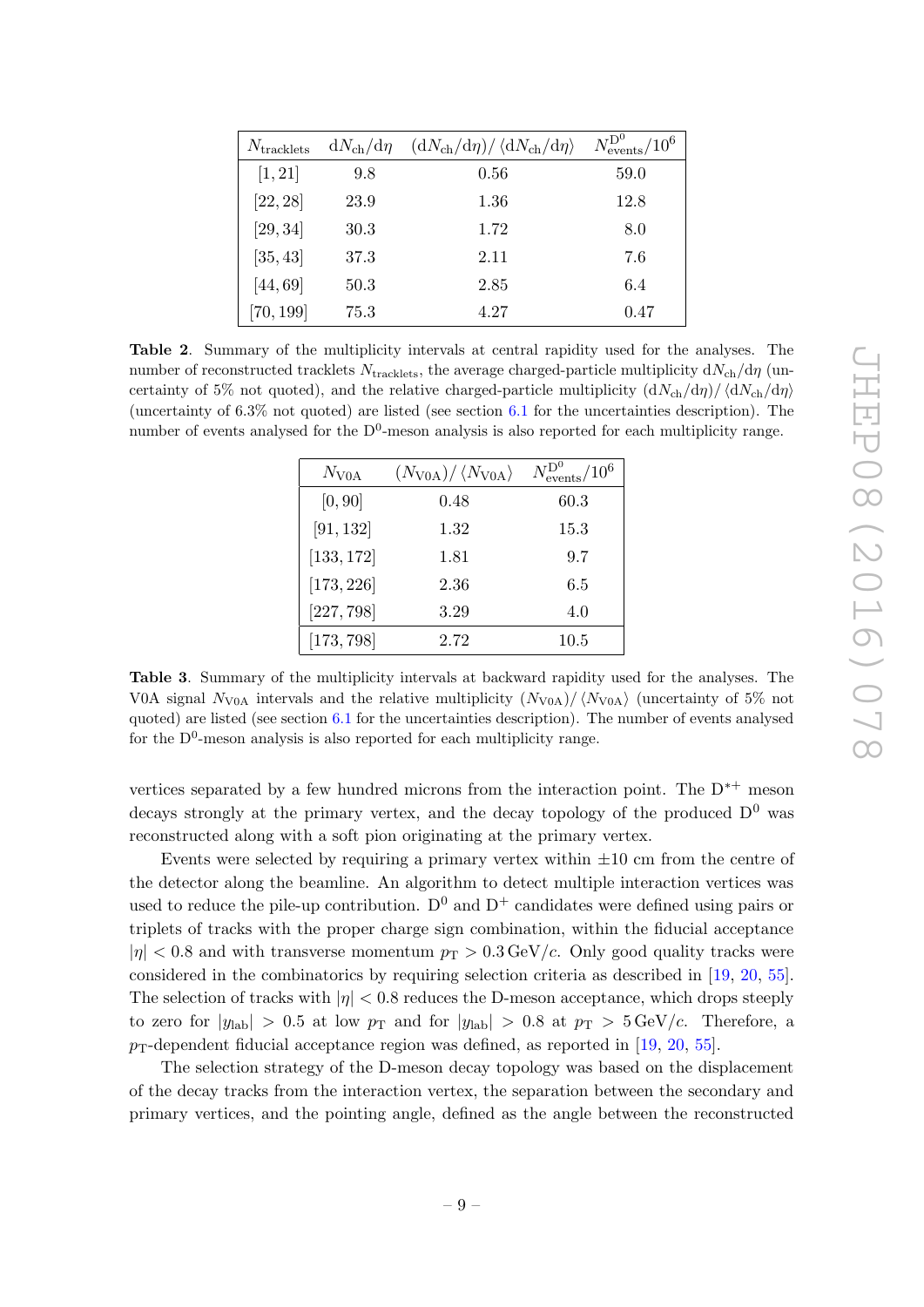| $N_{\mathrm{tracklets}}$ | $\mathrm{d}N_{\mathrm{ch}}/\mathrm{d}\eta$ | $(\mathrm{d}N_{\mathrm{ch}}/\mathrm{d}\eta)/\langle\mathrm{d}N_{\mathrm{ch}}/\mathrm{d}\eta\rangle$ | $N_{\mathrm{events}}^{\mathrm{D}^0}/10^6$ |
|---|---|---|---|
| $[1, 21]$ | 9.8 | 0.56 | 59.0 |
| $[22, 28]$ | 23.9 | 1.36 | 12.8 |
| $[29, 34]$ | 30.3 | 1.72 | 8.0 |
| $[35, 43]$ | 37.3 | 2.11 | 7.6 |
| $[44, 69]$ | 50.3 | 2.85 | 6.4 |
| $[70, 199]$ | 75.3 | 4.27 | 0.47 |

**Table 2**. Summary of the multiplicity intervals at central rapidity used for the analyses. The number of reconstructed tracklets $N_{\mathrm{tracklets}}$, the average charged-particle multiplicity $\mathrm{d}N_{\mathrm{ch}}/\mathrm{d}\eta$ (uncertainty of 5% not quoted), and the relative charged-particle multiplicity $(\mathrm{d}N_{\mathrm{ch}}/\mathrm{d}\eta)/\langle\mathrm{d}N_{\mathrm{ch}}/\mathrm{d}\eta\rangle$ (uncertainty of 6.3% not quoted) are listed (see section 6.1 for the uncertainties description). The number of events analysed for the $\mathrm{D}^0$-meson analysis is also reported for each multiplicity range.

| $N_{\mathrm{V0A}}$ | $(N_{\mathrm{V0A}})/\langle N_{\mathrm{V0A}}\rangle$ | $N_{\mathrm{events}}^{\mathrm{D}^0}/10^6$ |
|---|---|---|
| $[0, 90]$ | 0.48 | 60.3 |
| $[91, 132]$ | 1.32 | 15.3 |
| $[133, 172]$ | 1.81 | 9.7 |
| $[173, 226]$ | 2.36 | 6.5 |
| $[227, 798]$ | 3.29 | 4.0 |
| $[173, 798]$ | 2.72 | 10.5 |

**Table 3**. Summary of the multiplicity intervals at backward rapidity used for the analyses. The V0A signal $N_{\mathrm{V0A}}$ intervals and the relative multiplicity $(N_{\mathrm{V0A}})/\langle N_{\mathrm{V0A}}\rangle$ (uncertainty of 5% not quoted) are listed (see section 6.1 for the uncertainties description). The number of events analysed for the $\mathrm{D}^0$-meson analysis is also reported for each multiplicity range.

vertices separated by a few hundred microns from the interaction point. The $\mathrm{D}^{*+}$ meson decays strongly at the primary vertex, and the decay topology of the produced $\mathrm{D}^0$ was reconstructed along with a soft pion originating at the primary vertex.

Events were selected by requiring a primary vertex within $\pm 10$ cm from the centre of the detector along the beamline. An algorithm to detect multiple interaction vertices was used to reduce the pile-up contribution. $\mathrm{D}^0$ and $\mathrm{D}^+$ candidates were defined using pairs or triplets of tracks with the proper charge sign combination, within the fiducial acceptance $|\eta| < 0.8$ and with transverse momentum $p_{\mathrm{T}} > 0.3\,\mathrm{GeV}/c$. Only good quality tracks were considered in the combinatorics by requiring selection criteria as described in [19, 20, 55]. The selection of tracks with $|\eta| < 0.8$ reduces the D-meson acceptance, which drops steeply to zero for $|y_{\mathrm{lab}}| > 0.5$ at low $p_{\mathrm{T}}$ and for $|y_{\mathrm{lab}}| > 0.8$ at $p_{\mathrm{T}} > 5\,\mathrm{GeV}/c$. Therefore, a $p_{\mathrm{T}}$-dependent fiducial acceptance region was defined, as reported in [19, 20, 55].

The selection strategy of the D-meson decay topology was based on the displacement of the decay tracks from the interaction vertex, the separation between the secondary and primary vertices, and the pointing angle, defined as the angle between the reconstructed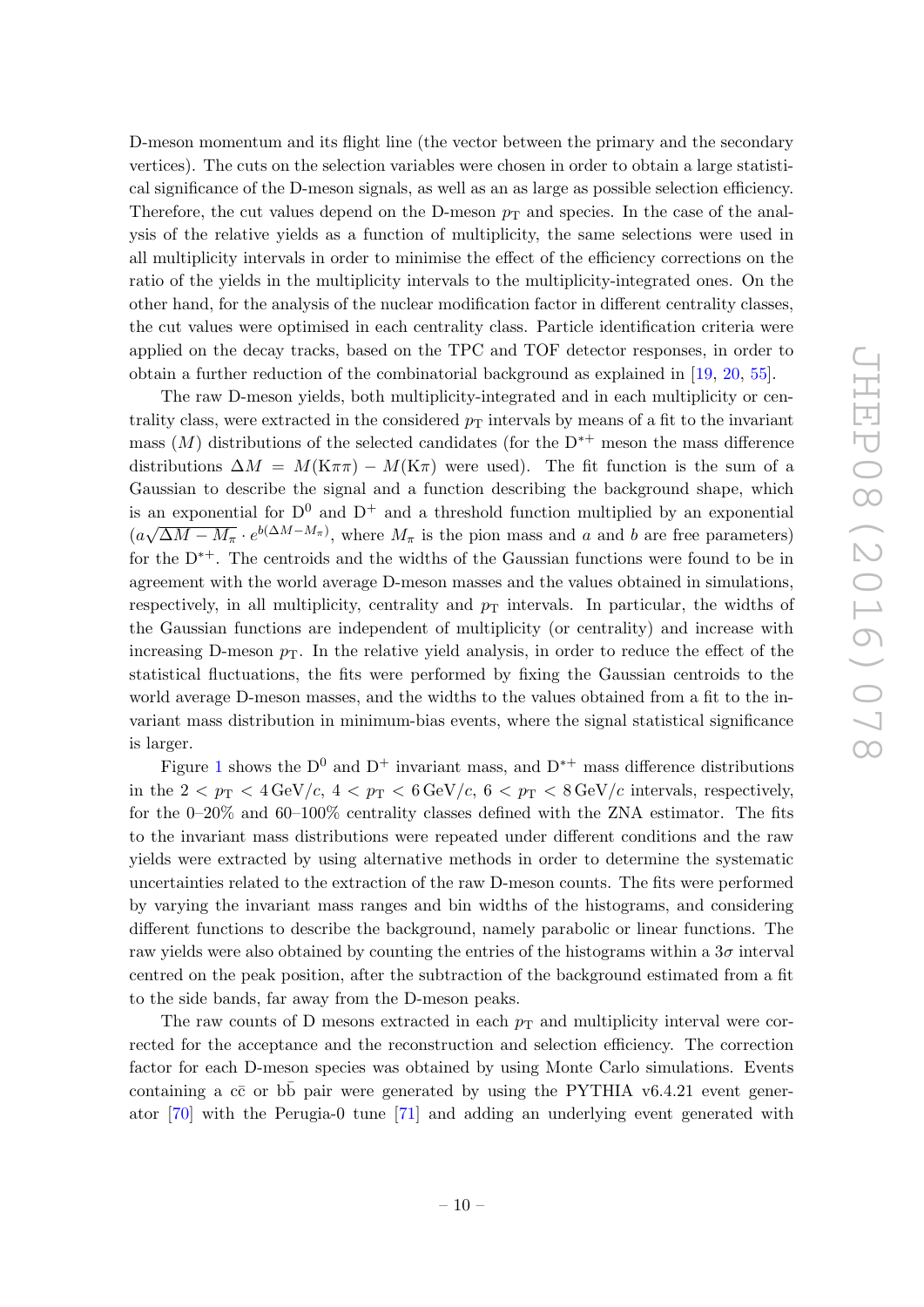D-meson momentum and its flight line (the vector between the primary and the secondary vertices). The cuts on the selection variables were chosen in order to obtain a large statistical significance of the D-meson signals, as well as an as large as possible selection efficiency. Therefore, the cut values depend on the D-meson $p_{\mathrm{T}}$ and species. In the case of the analysis of the relative yields as a function of multiplicity, the same selections were used in all multiplicity intervals in order to minimise the effect of the efficiency corrections on the ratio of the yields in the multiplicity intervals to the multiplicity-integrated ones. On the other hand, for the analysis of the nuclear modification factor in different centrality classes, the cut values were optimised in each centrality class. Particle identification criteria were applied on the decay tracks, based on the TPC and TOF detector responses, in order to obtain a further reduction of the combinatorial background as explained in [19, 20, 55].

The raw D-meson yields, both multiplicity-integrated and in each multiplicity or centrality class, were extracted in the considered $p_{\mathrm{T}}$ intervals by means of a fit to the invariant mass ($M$) distributions of the selected candidates (for the $\mathrm{D}^{*+}$ meson the mass difference distributions $\Delta M = M(\mathrm{K}\pi\pi) - M(\mathrm{K}\pi)$ were used). The fit function is the sum of a Gaussian to describe the signal and a function describing the background shape, which is an exponential for $\mathrm{D}^0$ and $\mathrm{D}^+$ and a threshold function multiplied by an exponential ($a\sqrt{\Delta M - M_\pi} \cdot e^{b(\Delta M - M_\pi)}$, where $M_\pi$ is the pion mass and $a$ and $b$ are free parameters) for the $\mathrm{D}^{*+}$. The centroids and the widths of the Gaussian functions were found to be in agreement with the world average D-meson masses and the values obtained in simulations, respectively, in all multiplicity, centrality and $p_{\mathrm{T}}$ intervals. In particular, the widths of the Gaussian functions are independent of multiplicity (or centrality) and increase with increasing D-meson $p_{\mathrm{T}}$. In the relative yield analysis, in order to reduce the effect of the statistical fluctuations, the fits were performed by fixing the Gaussian centroids to the world average D-meson masses, and the widths to the values obtained from a fit to the invariant mass distribution in minimum-bias events, where the signal statistical significance is larger.

Figure 1 shows the $\mathrm{D}^0$ and $\mathrm{D}^+$ invariant mass, and $\mathrm{D}^{*+}$ mass difference distributions in the $2 < p_{\mathrm{T}} < 4\,\mathrm{GeV}/c$, $4 < p_{\mathrm{T}} < 6\,\mathrm{GeV}/c$, $6 < p_{\mathrm{T}} < 8\,\mathrm{GeV}/c$ intervals, respectively, for the 0–20% and 60–100% centrality classes defined with the ZNA estimator. The fits to the invariant mass distributions were repeated under different conditions and the raw yields were extracted by using alternative methods in order to determine the systematic uncertainties related to the extraction of the raw D-meson counts. The fits were performed by varying the invariant mass ranges and bin widths of the histograms, and considering different functions to describe the background, namely parabolic or linear functions. The raw yields were also obtained by counting the entries of the histograms within a $3\sigma$ interval centred on the peak position, after the subtraction of the background estimated from a fit to the side bands, far away from the D-meson peaks.

The raw counts of D mesons extracted in each $p_{\mathrm{T}}$ and multiplicity interval were corrected for the acceptance and the reconstruction and selection efficiency. The correction factor for each D-meson species was obtained by using Monte Carlo simulations. Events containing a $\mathrm{c\bar{c}}$ or $\mathrm{b\bar{b}}$ pair were generated by using the PYTHIA v6.4.21 event generator [70] with the Perugia-0 tune [71] and adding an underlying event generated with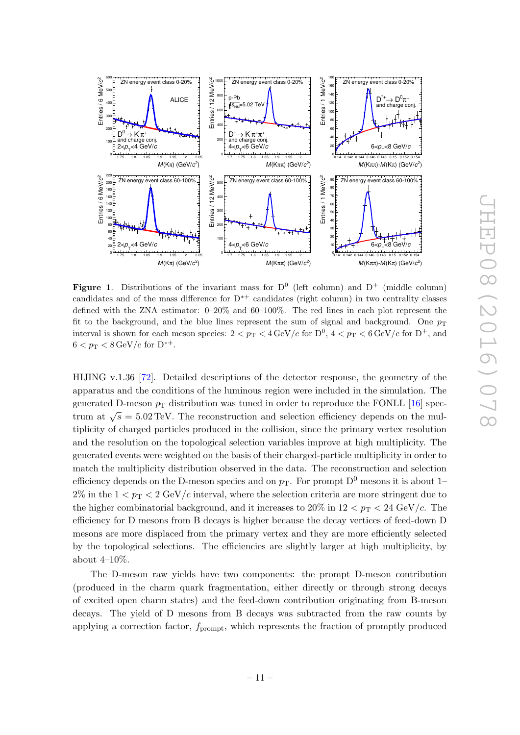**Figure 1**. Distributions of the invariant mass for $D^0$ (left column) and $D^+$ (middle column) candidates and of the mass difference for $D^{*+}$ candidates (right column) in two centrality classes defined with the ZNA estimator: 0–20% and 60–100%. The red lines in each plot represent the fit to the background, and the blue lines represent the sum of signal and background. One $p_T$ interval is shown for each meson species: $2 < p_T < 4\,\text{GeV}/c$ for $D^0$, $4 < p_T < 6\,\text{GeV}/c$ for $D^+$, and $6 < p_T < 8\,\text{GeV}/c$ for $D^{*+}$.

HIJING v.1.36 [72]. Detailed descriptions of the detector response, the geometry of the apparatus and the conditions of the luminous region were included in the simulation. The generated D-meson $p_T$ distribution was tuned in order to reproduce the FONLL [16] spectrum at $\sqrt{s} = 5.02\,\text{TeV}$. The reconstruction and selection efficiency depends on the multiplicity of charged particles produced in the collision, since the primary vertex resolution and the resolution on the topological selection variables improve at high multiplicity. The generated events were weighted on the basis of their charged-particle multiplicity in order to match the multiplicity distribution observed in the data. The reconstruction and selection efficiency depends on the D-meson species and on $p_T$. For prompt $D^0$ mesons it is about 1–2% in the $1 < p_T < 2\,\text{GeV}/c$ interval, where the selection criteria are more stringent due to the higher combinatorial background, and it increases to 20% in $12 < p_T < 24\,\text{GeV}/c$. The efficiency for D mesons from B decays is higher because the decay vertices of feed-down D mesons are more displaced from the primary vertex and they are more efficiently selected by the topological selections. The efficiencies are slightly larger at high multiplicity, by about 4–10%.

The D-meson raw yields have two components: the prompt D-meson contribution (produced in the charm quark fragmentation, either directly or through strong decays of excited open charm states) and the feed-down contribution originating from B-meson decays. The yield of D mesons from B decays was subtracted from the raw counts by applying a correction factor, $f_{\text{prompt}}$, which represents the fraction of promptly produced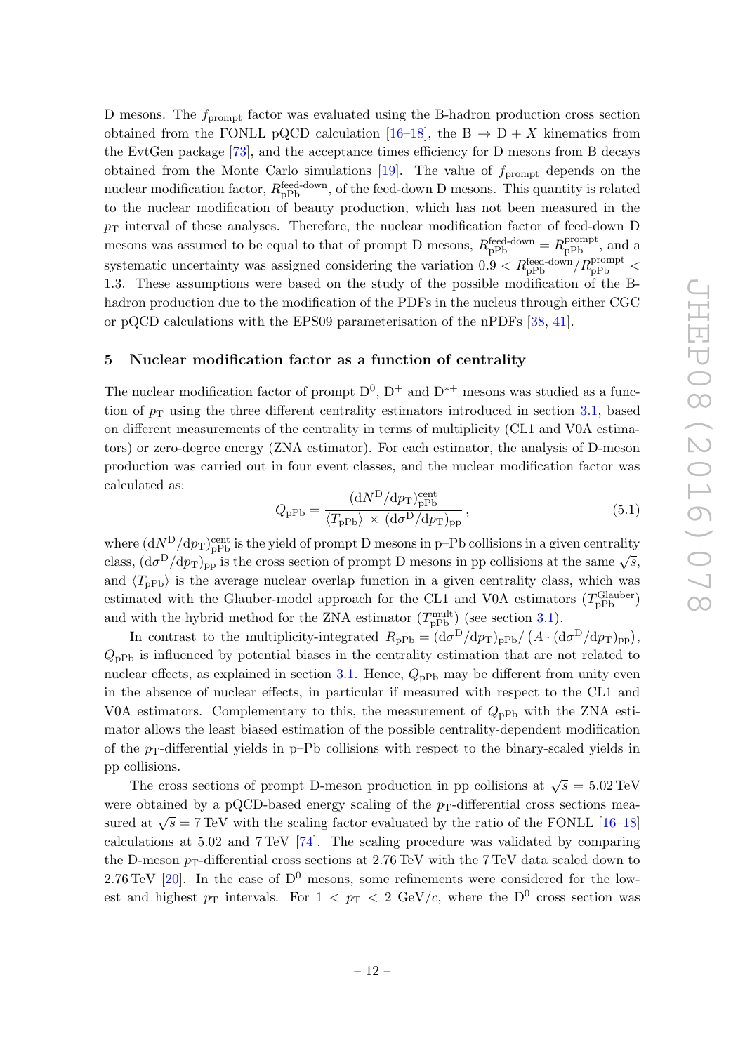D mesons. The $f_{\mathrm{prompt}}$ factor was evaluated using the B-hadron production cross section obtained from the FONLL pQCD calculation [16–18], the $\mathrm{B} \to \mathrm{D} + X$ kinematics from the EvtGen package [73], and the acceptance times efficiency for D mesons from B decays obtained from the Monte Carlo simulations [19]. The value of $f_{\mathrm{prompt}}$ depends on the nuclear modification factor, $R_{\mathrm{pPb}}^{\text{feed-down}}$, of the feed-down D mesons. This quantity is related to the nuclear modification of beauty production, which has not been measured in the $p_{\mathrm{T}}$ interval of these analyses. Therefore, the nuclear modification factor of feed-down D mesons was assumed to be equal to that of prompt D mesons, $R_{\mathrm{pPb}}^{\text{feed-down}} = R_{\mathrm{pPb}}^{\text{prompt}}$, and a systematic uncertainty was assigned considering the variation $0.9 < R_{\mathrm{pPb}}^{\text{feed-down}}/R_{\mathrm{pPb}}^{\text{prompt}} < 1.3$. These assumptions were based on the study of the possible modification of the B-hadron production due to the modification of the PDFs in the nucleus through either CGC or pQCD calculations with the EPS09 parameterisation of the nPDFs [38, 41].

## 5 Nuclear modification factor as a function of centrality

The nuclear modification factor of prompt $\mathrm{D}^0$, $\mathrm{D}^+$ and $\mathrm{D}^{*+}$ mesons was studied as a function of $p_{\mathrm{T}}$ using the three different centrality estimators introduced in section 3.1, based on different measurements of the centrality in terms of multiplicity (CL1 and V0A estimators) or zero-degree energy (ZNA estimator). For each estimator, the analysis of D-meson production was carried out in four event classes, and the nuclear modification factor was calculated as:

$$Q_{\mathrm{pPb}} = \frac{(\mathrm{d}N^{\mathrm{D}}/\mathrm{d}p_{\mathrm{T}})_{\mathrm{pPb}}^{\mathrm{cent}}}{\langle T_{\mathrm{pPb}} \rangle \times (\mathrm{d}\sigma^{\mathrm{D}}/\mathrm{d}p_{\mathrm{T}})_{\mathrm{pp}}}\,, \tag{5.1}$$

where $(\mathrm{d}N^{\mathrm{D}}/\mathrm{d}p_{\mathrm{T}})_{\mathrm{pPb}}^{\mathrm{cent}}$ is the yield of prompt D mesons in p–Pb collisions in a given centrality class, $(\mathrm{d}\sigma^{\mathrm{D}}/\mathrm{d}p_{\mathrm{T}})_{\mathrm{pp}}$ is the cross section of prompt D mesons in pp collisions at the same $\sqrt{s}$, and $\langle T_{\mathrm{pPb}} \rangle$ is the average nuclear overlap function in a given centrality class, which was estimated with the Glauber-model approach for the CL1 and V0A estimators ($T_{\mathrm{pPb}}^{\mathrm{Glauber}}$) and with the hybrid method for the ZNA estimator ($T_{\mathrm{pPb}}^{\mathrm{mult}}$) (see section 3.1).

In contrast to the multiplicity-integrated $R_{\mathrm{pPb}} = (\mathrm{d}\sigma^{\mathrm{D}}/\mathrm{d}p_{\mathrm{T}})_{\mathrm{pPb}}/\left(A \cdot (\mathrm{d}\sigma^{\mathrm{D}}/\mathrm{d}p_{\mathrm{T}})_{\mathrm{pp}}\right)$, $Q_{\mathrm{pPb}}$ is influenced by potential biases in the centrality estimation that are not related to nuclear effects, as explained in section 3.1. Hence, $Q_{\mathrm{pPb}}$ may be different from unity even in the absence of nuclear effects, in particular if measured with respect to the CL1 and V0A estimators. Complementary to this, the measurement of $Q_{\mathrm{pPb}}$ with the ZNA estimator allows the least biased estimation of the possible centrality-dependent modification of the $p_{\mathrm{T}}$-differential yields in p–Pb collisions with respect to the binary-scaled yields in pp collisions.

The cross sections of prompt D-meson production in pp collisions at $\sqrt{s} = 5.02\,\mathrm{TeV}$ were obtained by a pQCD-based energy scaling of the $p_{\mathrm{T}}$-differential cross sections measured at $\sqrt{s} = 7\,\mathrm{TeV}$ with the scaling factor evaluated by the ratio of the FONLL [16–18] calculations at 5.02 and 7 TeV [74]. The scaling procedure was validated by comparing the D-meson $p_{\mathrm{T}}$-differential cross sections at 2.76 TeV with the 7 TeV data scaled down to 2.76 TeV [20]. In the case of $\mathrm{D}^0$ mesons, some refinements were considered for the lowest and highest $p_{\mathrm{T}}$ intervals. For $1 < p_{\mathrm{T}} < 2\ \mathrm{GeV}/c$, where the $\mathrm{D}^0$ cross section was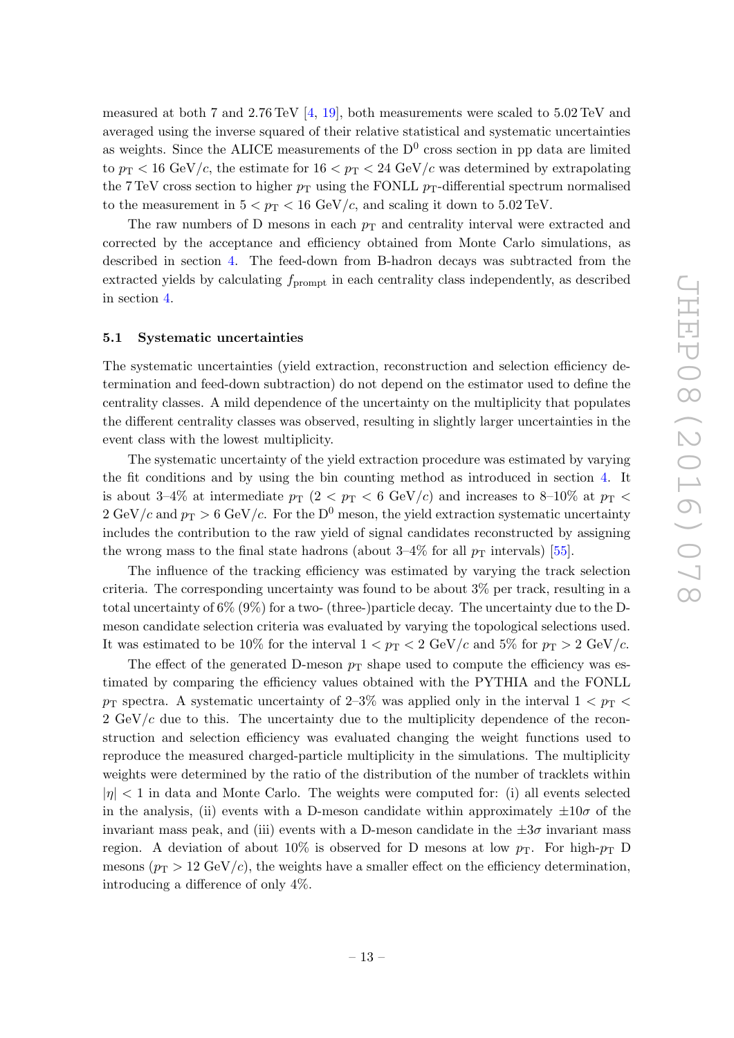measured at both 7 and 2.76 TeV [4, 19], both measurements were scaled to 5.02 TeV and averaged using the inverse squared of their relative statistical and systematic uncertainties as weights. Since the ALICE measurements of the $\mathrm{D}^0$ cross section in pp data are limited to $p_{\mathrm{T}} < 16$ GeV/$c$, the estimate for $16 < p_{\mathrm{T}} < 24$ GeV/$c$ was determined by extrapolating the 7 TeV cross section to higher $p_{\mathrm{T}}$ using the FONLL $p_{\mathrm{T}}$-differential spectrum normalised to the measurement in $5 < p_{\mathrm{T}} < 16$ GeV/$c$, and scaling it down to 5.02 TeV.

The raw numbers of D mesons in each $p_{\mathrm{T}}$ and centrality interval were extracted and corrected by the acceptance and efficiency obtained from Monte Carlo simulations, as described in section 4. The feed-down from B-hadron decays was subtracted from the extracted yields by calculating $f_{\mathrm{prompt}}$ in each centrality class independently, as described in section 4.

### 5.1 Systematic uncertainties

The systematic uncertainties (yield extraction, reconstruction and selection efficiency determination and feed-down subtraction) do not depend on the estimator used to define the centrality classes. A mild dependence of the uncertainty on the multiplicity that populates the different centrality classes was observed, resulting in slightly larger uncertainties in the event class with the lowest multiplicity.

The systematic uncertainty of the yield extraction procedure was estimated by varying the fit conditions and by using the bin counting method as introduced in section 4. It is about 3–4% at intermediate $p_{\mathrm{T}}$ ($2 < p_{\mathrm{T}} < 6$ GeV/$c$) and increases to 8–10% at $p_{\mathrm{T}} < 2$ GeV/$c$ and $p_{\mathrm{T}} > 6$ GeV/$c$. For the $\mathrm{D}^0$ meson, the yield extraction systematic uncertainty includes the contribution to the raw yield of signal candidates reconstructed by assigning the wrong mass to the final state hadrons (about 3–4% for all $p_{\mathrm{T}}$ intervals) [55].

The influence of the tracking efficiency was estimated by varying the track selection criteria. The corresponding uncertainty was found to be about 3% per track, resulting in a total uncertainty of 6% (9%) for a two- (three-)particle decay. The uncertainty due to the D-meson candidate selection criteria was evaluated by varying the topological selections used. It was estimated to be 10% for the interval $1 < p_{\mathrm{T}} < 2$ GeV/$c$ and 5% for $p_{\mathrm{T}} > 2$ GeV/$c$.

The effect of the generated D-meson $p_{\mathrm{T}}$ shape used to compute the efficiency was estimated by comparing the efficiency values obtained with the PYTHIA and the FONLL $p_{\mathrm{T}}$ spectra. A systematic uncertainty of 2–3% was applied only in the interval $1 < p_{\mathrm{T}} < 2$ GeV/$c$ due to this. The uncertainty due to the multiplicity dependence of the reconstruction and selection efficiency was evaluated changing the weight functions used to reproduce the measured charged-particle multiplicity in the simulations. The multiplicity weights were determined by the ratio of the distribution of the number of tracklets within $|\eta| < 1$ in data and Monte Carlo. The weights were computed for: (i) all events selected in the analysis, (ii) events with a D-meson candidate within approximately $\pm 10\sigma$ of the invariant mass peak, and (iii) events with a D-meson candidate in the $\pm 3\sigma$ invariant mass region. A deviation of about 10% is observed for D mesons at low $p_{\mathrm{T}}$. For high-$p_{\mathrm{T}}$ D mesons ($p_{\mathrm{T}} > 12$ GeV/$c$), the weights have a smaller effect on the efficiency determination, introducing a difference of only 4%.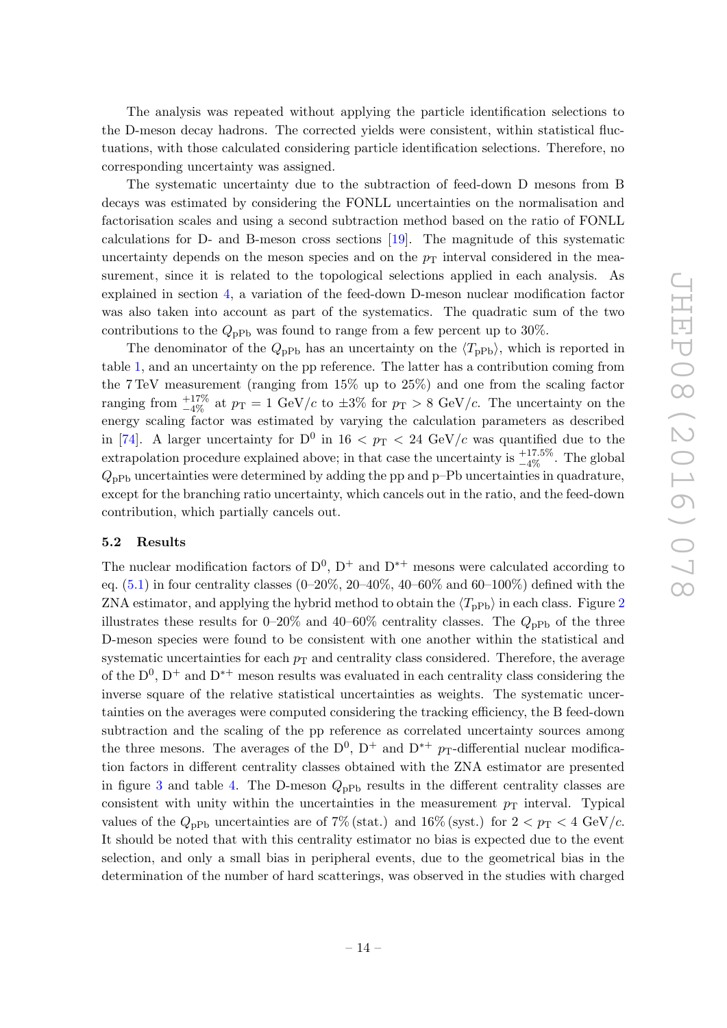The analysis was repeated without applying the particle identification selections to the D-meson decay hadrons. The corrected yields were consistent, within statistical fluctuations, with those calculated considering particle identification selections. Therefore, no corresponding uncertainty was assigned.

The systematic uncertainty due to the subtraction of feed-down D mesons from B decays was estimated by considering the FONLL uncertainties on the normalisation and factorisation scales and using a second subtraction method based on the ratio of FONLL calculations for D- and B-meson cross sections [19]. The magnitude of this systematic uncertainty depends on the meson species and on the $p_{\rm T}$ interval considered in the measurement, since it is related to the topological selections applied in each analysis. As explained in section 4, a variation of the feed-down D-meson nuclear modification factor was also taken into account as part of the systematics. The quadratic sum of the two contributions to the $Q_{\rm pPb}$ was found to range from a few percent up to 30%.

The denominator of the $Q_{\rm pPb}$ has an uncertainty on the $\langle T_{\rm pPb} \rangle$, which is reported in table 1, and an uncertainty on the pp reference. The latter has a contribution coming from the 7 TeV measurement (ranging from 15% up to 25%) and one from the scaling factor ranging from $^{+17\%}_{-4\%}$ at $p_{\rm T} = 1$ GeV/$c$ to $\pm 3\%$ for $p_{\rm T} > 8$ GeV/$c$. The uncertainty on the energy scaling factor was estimated by varying the calculation parameters as described in [74]. A larger uncertainty for $\rm D^0$ in $16 < p_{\rm T} < 24$ GeV/$c$ was quantified due to the extrapolation procedure explained above; in that case the uncertainty is $^{+17.5\%}_{-4\%}$. The global $Q_{\rm pPb}$ uncertainties were determined by adding the pp and p–Pb uncertainties in quadrature, except for the branching ratio uncertainty, which cancels out in the ratio, and the feed-down contribution, which partially cancels out.

### 5.2 Results

The nuclear modification factors of $\rm D^0$, $\rm D^+$ and $\rm D^{*+}$ mesons were calculated according to eq. (5.1) in four centrality classes (0–20%, 20–40%, 40–60% and 60–100%) defined with the ZNA estimator, and applying the hybrid method to obtain the $\langle T_{\rm pPb} \rangle$ in each class. Figure 2 illustrates these results for 0–20% and 40–60% centrality classes. The $Q_{\rm pPb}$ of the three D-meson species were found to be consistent with one another within the statistical and systematic uncertainties for each $p_{\rm T}$ and centrality class considered. Therefore, the average of the $\rm D^0$, $\rm D^+$ and $\rm D^{*+}$ meson results was evaluated in each centrality class considering the inverse square of the relative statistical uncertainties as weights. The systematic uncertainties on the averages were computed considering the tracking efficiency, the B feed-down subtraction and the scaling of the pp reference as correlated uncertainty sources among the three mesons. The averages of the $\rm D^0$, $\rm D^+$ and $\rm D^{*+}$ $p_{\rm T}$-differential nuclear modification factors in different centrality classes obtained with the ZNA estimator are presented in figure 3 and table 4. The D-meson $Q_{\rm pPb}$ results in the different centrality classes are consistent with unity within the uncertainties in the measurement $p_{\rm T}$ interval. Typical values of the $Q_{\rm pPb}$ uncertainties are of 7% (stat.) and 16% (syst.) for $2 < p_{\rm T} < 4$ GeV/$c$. It should be noted that with this centrality estimator no bias is expected due to the event selection, and only a small bias in peripheral events, due to the geometrical bias in the determination of the number of hard scatterings, was observed in the studies with charged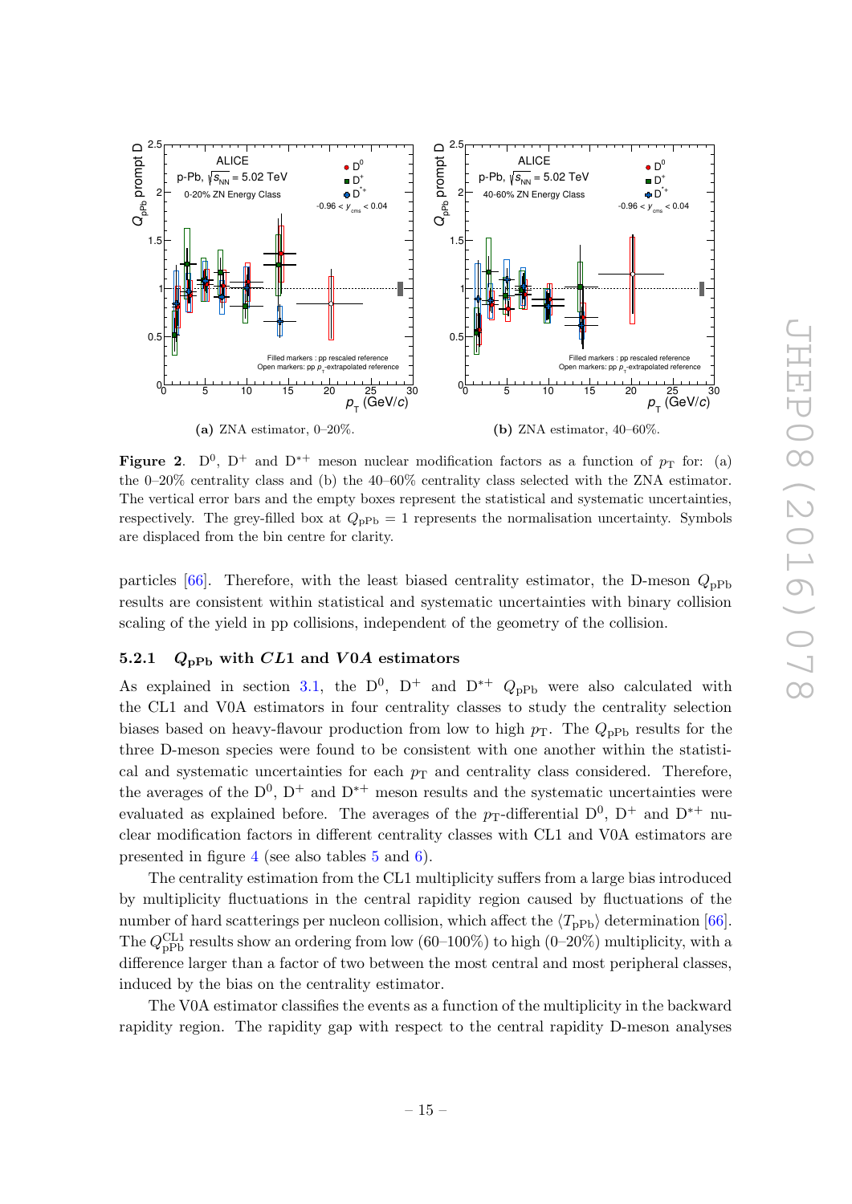(a) ZNA estimator, 0–20%.

(b) ZNA estimator, 40–60%.

**Figure 2**. $D^0$, $D^+$ and $D^{*+}$ meson nuclear modification factors as a function of $p_T$ for: (a) the 0–20% centrality class and (b) the 40–60% centrality class selected with the ZNA estimator. The vertical error bars and the empty boxes represent the statistical and systematic uncertainties, respectively. The grey-filled box at $Q_{\rm pPb} = 1$ represents the normalisation uncertainty. Symbols are displaced from the bin centre for clarity.

particles [66]. Therefore, with the least biased centrality estimator, the D-meson $Q_{\rm pPb}$ results are consistent within statistical and systematic uncertainties with binary collision scaling of the yield in pp collisions, independent of the geometry of the collision.

#### 5.2.1 $Q_{\rm pPb}$ with $CL1$ and $V0A$ estimators

As explained in section 3.1, the $D^0$, $D^+$ and $D^{*+}$ $Q_{\rm pPb}$ were also calculated with the CL1 and V0A estimators in four centrality classes to study the centrality selection biases based on heavy-flavour production from low to high $p_T$. The $Q_{\rm pPb}$ results for the three D-meson species were found to be consistent with one another within the statistical and systematic uncertainties for each $p_T$ and centrality class considered. Therefore, the averages of the $D^0$, $D^+$ and $D^{*+}$ meson results and the systematic uncertainties were evaluated as explained before. The averages of the $p_T$-differential $D^0$, $D^+$ and $D^{*+}$ nuclear modification factors in different centrality classes with CL1 and V0A estimators are presented in figure 4 (see also tables 5 and 6).

The centrality estimation from the CL1 multiplicity suffers from a large bias introduced by multiplicity fluctuations in the central rapidity region caused by fluctuations of the number of hard scatterings per nucleon collision, which affect the $\langle T_{\rm pPb} \rangle$ determination [66]. The $Q_{\rm pPb}^{\rm CL1}$ results show an ordering from low (60–100%) to high (0–20%) multiplicity, with a difference larger than a factor of two between the most central and most peripheral classes, induced by the bias on the centrality estimator.

The V0A estimator classifies the events as a function of the multiplicity in the backward rapidity region. The rapidity gap with respect to the central rapidity D-meson analyses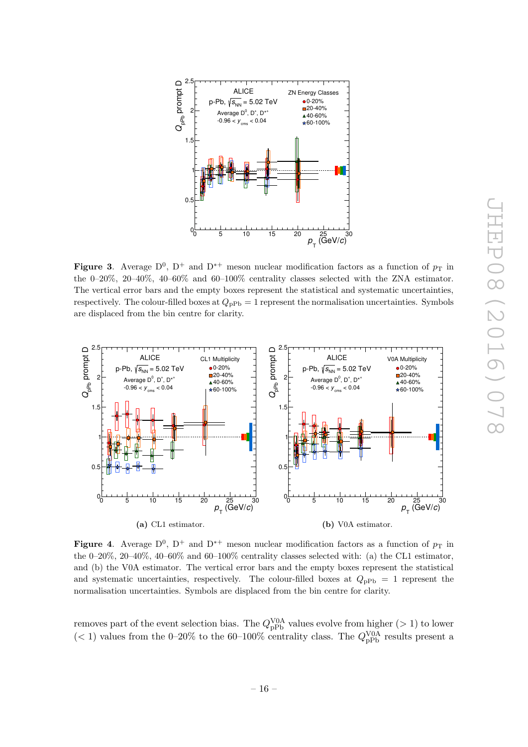**Figure 3**. Average $D^0$, $D^+$ and $D^{*+}$ meson nuclear modification factors as a function of $p_T$ in the 0–20%, 20–40%, 40–60% and 60–100% centrality classes selected with the ZNA estimator. The vertical error bars and the empty boxes represent the statistical and systematic uncertainties, respectively. The colour-filled boxes at $Q_{\rm pPb} = 1$ represent the normalisation uncertainties. Symbols are displaced from the bin centre for clarity.

(a) CL1 estimator.

(b) V0A estimator.

**Figure 4**. Average $D^0$, $D^+$ and $D^{*+}$ meson nuclear modification factors as a function of $p_T$ in the 0–20%, 20–40%, 40–60% and 60–100% centrality classes selected with: (a) the CL1 estimator, and (b) the V0A estimator. The vertical error bars and the empty boxes represent the statistical and systematic uncertainties, respectively. The colour-filled boxes at $Q_{\rm pPb} = 1$ represent the normalisation uncertainties. Symbols are displaced from the bin centre for clarity.

removes part of the event selection bias. The $Q_{\rm pPb}^{\rm V0A}$ values evolve from higher ($> 1$) to lower ($< 1$) values from the 0–20% to the 60–100% centrality class. The $Q_{\rm pPb}^{\rm V0A}$ results present a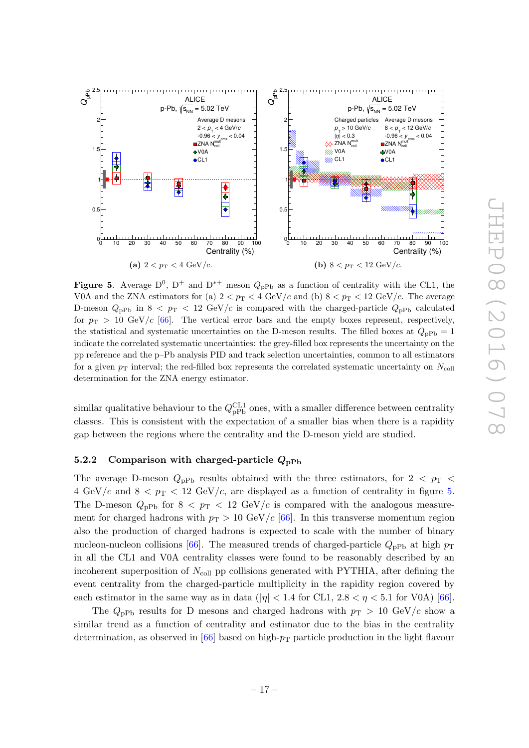(a) $2 < p_T < 4$ GeV/$c$.

(b) $8 < p_T < 12$ GeV/$c$.

**Figure 5**. Average $D^0$, $D^+$ and $D^{*+}$ meson $Q_{\rm pPb}$ as a function of centrality with the CL1, the V0A and the ZNA estimators for (a) $2 < p_T < 4$ GeV/$c$ and (b) $8 < p_T < 12$ GeV/$c$. The average D-meson $Q_{\rm pPb}$ in $8 < p_T < 12$ GeV/$c$ is compared with the charged-particle $Q_{\rm pPb}$ calculated for $p_T > 10$ GeV/$c$ [66]. The vertical error bars and the empty boxes represent, respectively, the statistical and systematic uncertainties on the D-meson results. The filled boxes at $Q_{\rm pPb} = 1$ indicate the correlated systematic uncertainties: the grey-filled box represents the uncertainty on the pp reference and the p–Pb analysis PID and track selection uncertainties, common to all estimators for a given $p_T$ interval; the red-filled box represents the correlated systematic uncertainty on $N_{\rm coll}$ determination for the ZNA energy estimator.

similar qualitative behaviour to the $Q^{\rm CL1}_{\rm pPb}$ ones, with a smaller difference between centrality classes. This is consistent with the expectation of a smaller bias when there is a rapidity gap between the regions where the centrality and the D-meson yield are studied.

### 5.2.2 Comparison with charged-particle $Q_{\rm pPb}$

The average D-meson $Q_{\rm pPb}$ results obtained with the three estimators, for $2 < p_T < 4$ GeV/$c$ and $8 < p_T < 12$ GeV/$c$, are displayed as a function of centrality in figure 5. The D-meson $Q_{\rm pPb}$ for $8 < p_T < 12$ GeV/$c$ is compared with the analogous measurement for charged hadrons with $p_T > 10$ GeV/$c$ [66]. In this transverse momentum region also the production of charged hadrons is expected to scale with the number of binary nucleon-nucleon collisions [66]. The measured trends of charged-particle $Q_{\rm pPb}$ at high $p_T$ in all the CL1 and V0A centrality classes were found to be reasonably described by an incoherent superposition of $N_{\rm coll}$ pp collisions generated with PYTHIA, after defining the event centrality from the charged-particle multiplicity in the rapidity region covered by each estimator in the same way as in data ($|\eta| < 1.4$ for CL1, $2.8 < \eta < 5.1$ for V0A) [66].

The $Q_{\rm pPb}$ results for D mesons and charged hadrons with $p_T > 10$ GeV/$c$ show a similar trend as a function of centrality and estimator due to the bias in the centrality determination, as observed in [66] based on high-$p_T$ particle production in the light flavour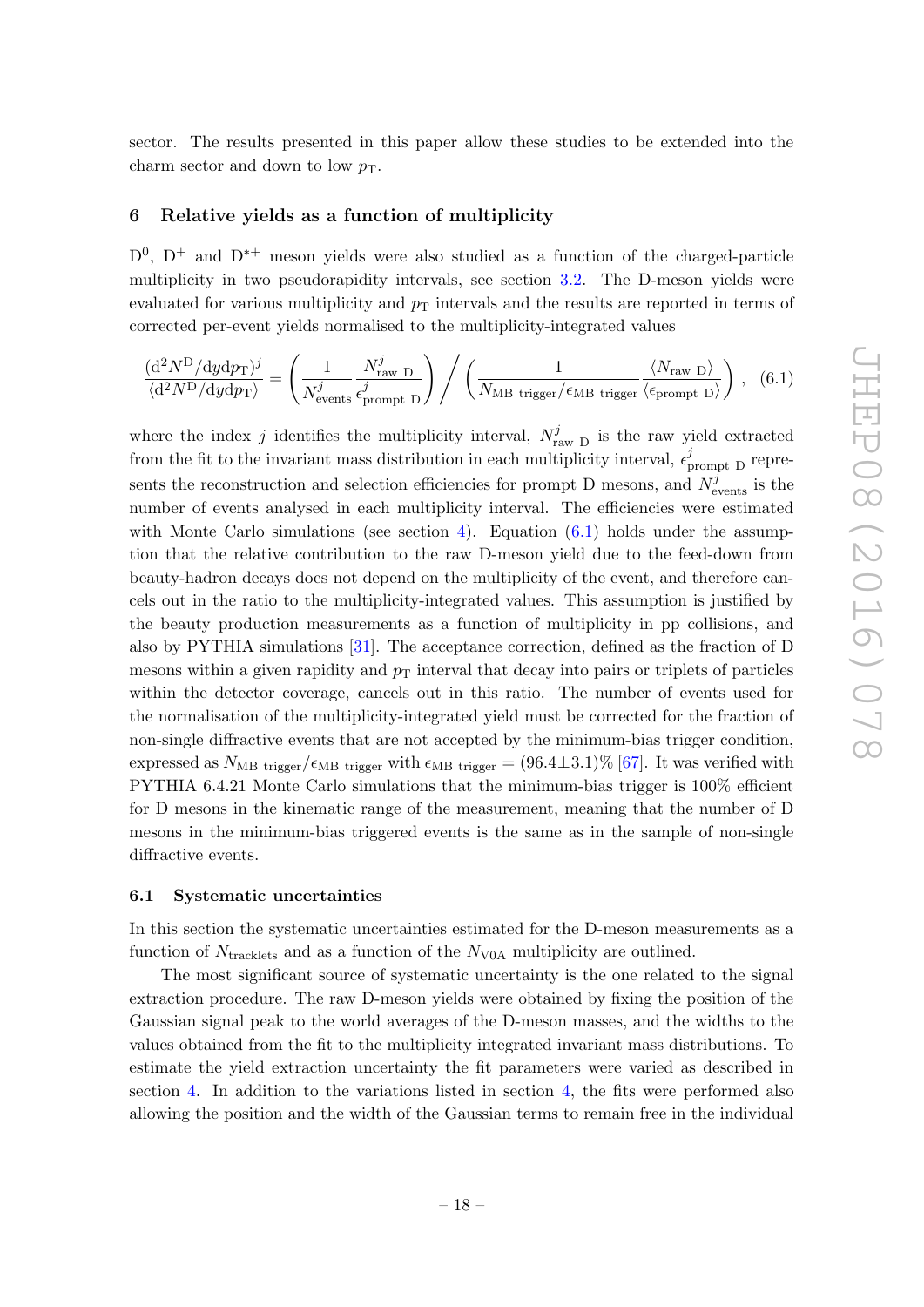sector. The results presented in this paper allow these studies to be extended into the charm sector and down to low $p_{\mathrm{T}}$.

## 6 Relative yields as a function of multiplicity

$\mathrm{D}^0$, $\mathrm{D}^+$ and $\mathrm{D}^{*+}$ meson yields were also studied as a function of the charged-particle multiplicity in two pseudorapidity intervals, see section 3.2. The D-meson yields were evaluated for various multiplicity and $p_{\mathrm{T}}$ intervals and the results are reported in terms of corrected per-event yields normalised to the multiplicity-integrated values

$$\frac{(\mathrm{d}^2 N^{\mathrm{D}}/\mathrm{d}y\mathrm{d}p_{\mathrm{T}})^j}{\langle \mathrm{d}^2 N^{\mathrm{D}}/\mathrm{d}y\mathrm{d}p_{\mathrm{T}} \rangle} = \left( \frac{1}{N^j_{\mathrm{events}}} \frac{N^j_{\mathrm{raw\ D}}}{\epsilon^j_{\mathrm{prompt\ D}}} \right) \Bigg/ \left( \frac{1}{N_{\mathrm{MB\ trigger}}/\epsilon_{\mathrm{MB\ trigger}}} \frac{\langle N_{\mathrm{raw\ D}} \rangle}{\langle \epsilon_{\mathrm{prompt\ D}} \rangle} \right), \quad (6.1)$$

where the index $j$ identifies the multiplicity interval, $N^j_{\mathrm{raw\ D}}$ is the raw yield extracted from the fit to the invariant mass distribution in each multiplicity interval, $\epsilon^j_{\mathrm{prompt\ D}}$ represents the reconstruction and selection efficiencies for prompt D mesons, and $N^j_{\mathrm{events}}$ is the number of events analysed in each multiplicity interval. The efficiencies were estimated with Monte Carlo simulations (see section 4). Equation (6.1) holds under the assumption that the relative contribution to the raw D-meson yield due to the feed-down from beauty-hadron decays does not depend on the multiplicity of the event, and therefore cancels out in the ratio to the multiplicity-integrated values. This assumption is justified by the beauty production measurements as a function of multiplicity in pp collisions, and also by PYTHIA simulations [31]. The acceptance correction, defined as the fraction of D mesons within a given rapidity and $p_{\mathrm{T}}$ interval that decay into pairs or triplets of particles within the detector coverage, cancels out in this ratio. The number of events used for the normalisation of the multiplicity-integrated yield must be corrected for the fraction of non-single diffractive events that are not accepted by the minimum-bias trigger condition, expressed as $N_{\mathrm{MB\ trigger}}/\epsilon_{\mathrm{MB\ trigger}}$ with $\epsilon_{\mathrm{MB\ trigger}} = (96.4 \pm 3.1)\%$ [67]. It was verified with PYTHIA 6.4.21 Monte Carlo simulations that the minimum-bias trigger is 100% efficient for D mesons in the kinematic range of the measurement, meaning that the number of D mesons in the minimum-bias triggered events is the same as in the sample of non-single diffractive events.

### 6.1 Systematic uncertainties

In this section the systematic uncertainties estimated for the D-meson measurements as a function of $N_{\mathrm{tracklets}}$ and as a function of the $N_{\mathrm{V0A}}$ multiplicity are outlined.

The most significant source of systematic uncertainty is the one related to the signal extraction procedure. The raw D-meson yields were obtained by fixing the position of the Gaussian signal peak to the world averages of the D-meson masses, and the widths to the values obtained from the fit to the multiplicity integrated invariant mass distributions. To estimate the yield extraction uncertainty the fit parameters were varied as described in section 4. In addition to the variations listed in section 4, the fits were performed also allowing the position and the width of the Gaussian terms to remain free in the individual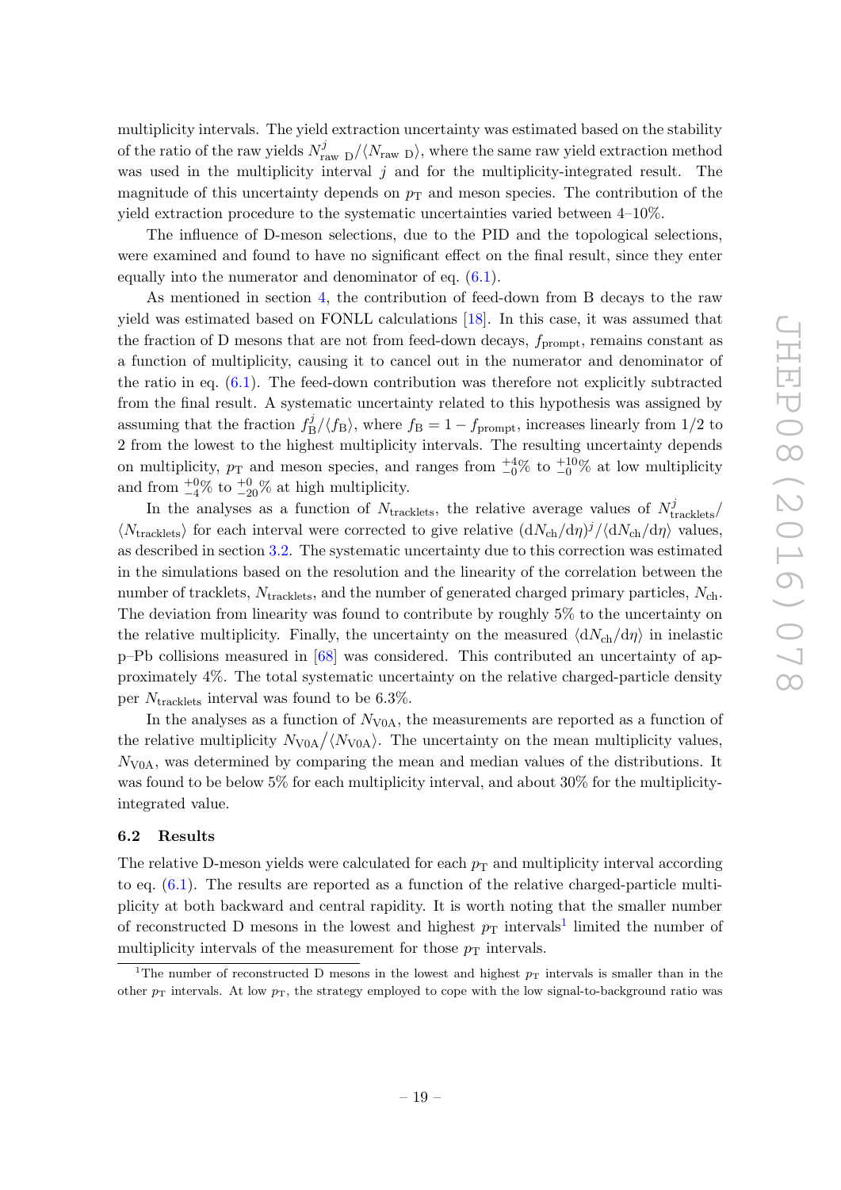multiplicity intervals. The yield extraction uncertainty was estimated based on the stability of the ratio of the raw yields $N^{j}_{\text{raw D}}/\langle N_{\text{raw D}}\rangle$, where the same raw yield extraction method was used in the multiplicity interval $j$ and for the multiplicity-integrated result. The magnitude of this uncertainty depends on $p_{\text{T}}$ and meson species. The contribution of the yield extraction procedure to the systematic uncertainties varied between 4–10%.

The influence of D-meson selections, due to the PID and the topological selections, were examined and found to have no significant effect on the final result, since they enter equally into the numerator and denominator of eq. (6.1).

As mentioned in section 4, the contribution of feed-down from B decays to the raw yield was estimated based on FONLL calculations [18]. In this case, it was assumed that the fraction of D mesons that are not from feed-down decays, $f_{\text{prompt}}$, remains constant as a function of multiplicity, causing it to cancel out in the numerator and denominator of the ratio in eq. (6.1). The feed-down contribution was therefore not explicitly subtracted from the final result. A systematic uncertainty related to this hypothesis was assigned by assuming that the fraction $f^{j}_{\text{B}}/\langle f_{\text{B}}\rangle$, where $f_{\text{B}} = 1 - f_{\text{prompt}}$, increases linearly from 1/2 to 2 from the lowest to the highest multiplicity intervals. The resulting uncertainty depends on multiplicity, $p_{\text{T}}$ and meson species, and ranges from $^{+4}_{-0}$% to $^{+10}_{-0}$% at low multiplicity and from $^{+0}_{-4}$% to $^{+0}_{-20}$% at high multiplicity.

In the analyses as a function of $N_{\text{tracklets}}$, the relative average values of $N^{j}_{\text{tracklets}}/\langle N_{\text{tracklets}}\rangle$ for each interval were corrected to give relative $(\text{d}N_{\text{ch}}/\text{d}\eta)^{j}/\langle \text{d}N_{\text{ch}}/\text{d}\eta\rangle$ values, as described in section 3.2. The systematic uncertainty due to this correction was estimated in the simulations based on the resolution and the linearity of the correlation between the number of tracklets, $N_{\text{tracklets}}$, and the number of generated charged primary particles, $N_{\text{ch}}$. The deviation from linearity was found to contribute by roughly 5% to the uncertainty on the relative multiplicity. Finally, the uncertainty on the measured $\langle \text{d}N_{\text{ch}}/\text{d}\eta\rangle$ in inelastic p–Pb collisions measured in [68] was considered. This contributed an uncertainty of approximately 4%. The total systematic uncertainty on the relative charged-particle density per $N_{\text{tracklets}}$ interval was found to be 6.3%.

In the analyses as a function of $N_{\text{V0A}}$, the measurements are reported as a function of the relative multiplicity $N_{\text{V0A}}/\langle N_{\text{V0A}}\rangle$. The uncertainty on the mean multiplicity values, $N_{\text{V0A}}$, was determined by comparing the mean and median values of the distributions. It was found to be below 5% for each multiplicity interval, and about 30% for the multiplicity-integrated value.

### 6.2 Results

The relative D-meson yields were calculated for each $p_{\text{T}}$ and multiplicity interval according to eq. (6.1). The results are reported as a function of the relative charged-particle multiplicity at both backward and central rapidity. It is worth noting that the smaller number of reconstructed D mesons in the lowest and highest $p_{\text{T}}$ intervals[1] limited the number of multiplicity intervals of the measurement for those $p_{\text{T}}$ intervals.

[1]The number of reconstructed D mesons in the lowest and highest $p_{\text{T}}$ intervals is smaller than in the other $p_{\text{T}}$ intervals. At low $p_{\text{T}}$, the strategy employed to cope with the low signal-to-background ratio was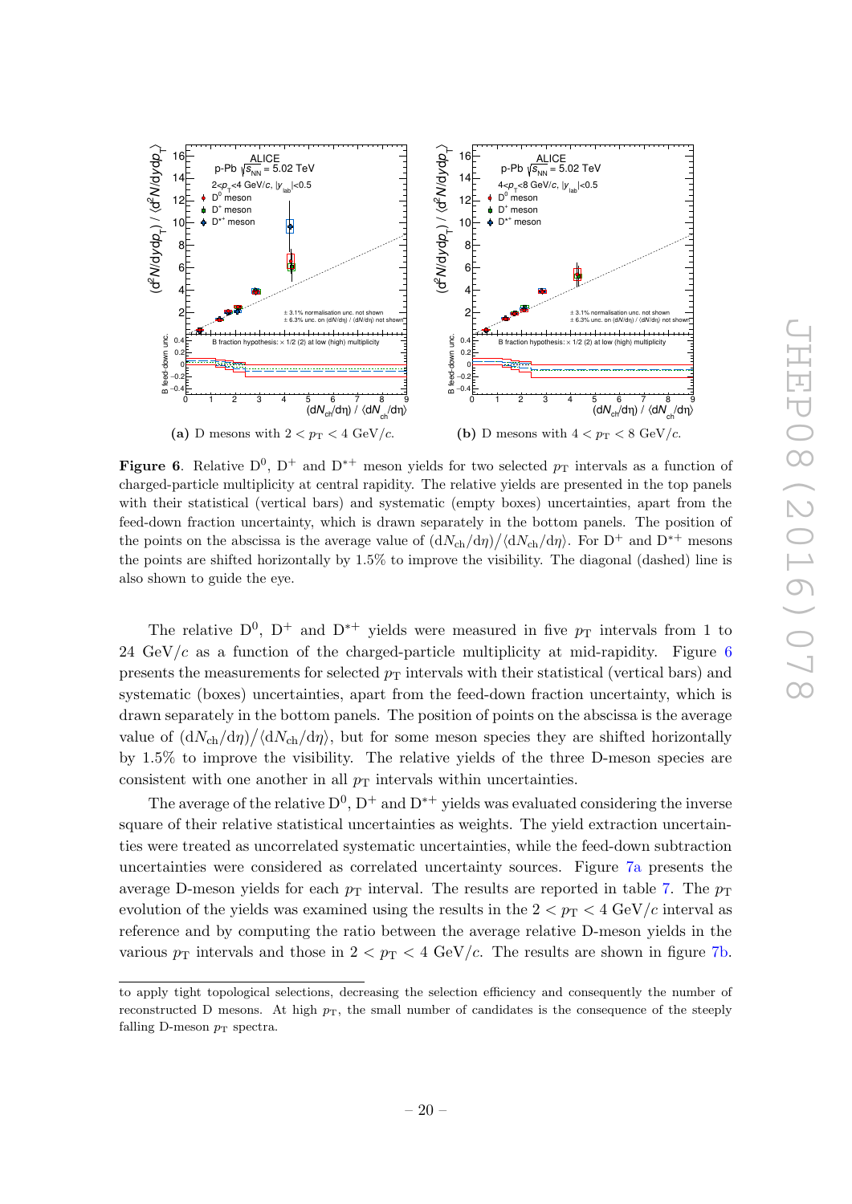**(a)** D mesons with $2 < p_{\rm T} < 4$ GeV/$c$.

**(b)** D mesons with $4 < p_{\rm T} < 8$ GeV/$c$.

**Figure 6**. Relative $\mathrm{D}^0$, $\mathrm{D}^+$ and $\mathrm{D}^{*+}$ meson yields for two selected $p_{\rm T}$ intervals as a function of charged-particle multiplicity at central rapidity. The relative yields are presented in the top panels with their statistical (vertical bars) and systematic (empty boxes) uncertainties, apart from the feed-down fraction uncertainty, which is drawn separately in the bottom panels. The position of the points on the abscissa is the average value of $(\mathrm{d}N_{\rm ch}/\mathrm{d}\eta)/\langle \mathrm{d}N_{\rm ch}/\mathrm{d}\eta \rangle$. For $\mathrm{D}^+$ and $\mathrm{D}^{*+}$ mesons the points are shifted horizontally by 1.5% to improve the visibility. The diagonal (dashed) line is also shown to guide the eye.

The relative $\mathrm{D}^0$, $\mathrm{D}^+$ and $\mathrm{D}^{*+}$ yields were measured in five $p_{\rm T}$ intervals from 1 to 24 GeV/$c$ as a function of the charged-particle multiplicity at mid-rapidity. Figure 6 presents the measurements for selected $p_{\rm T}$ intervals with their statistical (vertical bars) and systematic (boxes) uncertainties, apart from the feed-down fraction uncertainty, which is drawn separately in the bottom panels. The position of points on the abscissa is the average value of $(\mathrm{d}N_{\rm ch}/\mathrm{d}\eta)/\langle \mathrm{d}N_{\rm ch}/\mathrm{d}\eta \rangle$, but for some meson species they are shifted horizontally by 1.5% to improve the visibility. The relative yields of the three D-meson species are consistent with one another in all $p_{\rm T}$ intervals within uncertainties.

The average of the relative $\mathrm{D}^0$, $\mathrm{D}^+$ and $\mathrm{D}^{*+}$ yields was evaluated considering the inverse square of their relative statistical uncertainties as weights. The yield extraction uncertainties were treated as uncorrelated systematic uncertainties, while the feed-down subtraction uncertainties were considered as correlated uncertainty sources. Figure 7a presents the average D-meson yields for each $p_{\rm T}$ interval. The results are reported in table 7. The $p_{\rm T}$ evolution of the yields was examined using the results in the $2 < p_{\rm T} < 4$ GeV/$c$ interval as reference and by computing the ratio between the average relative D-meson yields in the various $p_{\rm T}$ intervals and those in $2 < p_{\rm T} < 4$ GeV/$c$. The results are shown in figure 7b.

to apply tight topological selections, decreasing the selection efficiency and consequently the number of reconstructed D mesons. At high $p_{\rm T}$, the small number of candidates is the consequence of the steeply falling D-meson $p_{\rm T}$ spectra.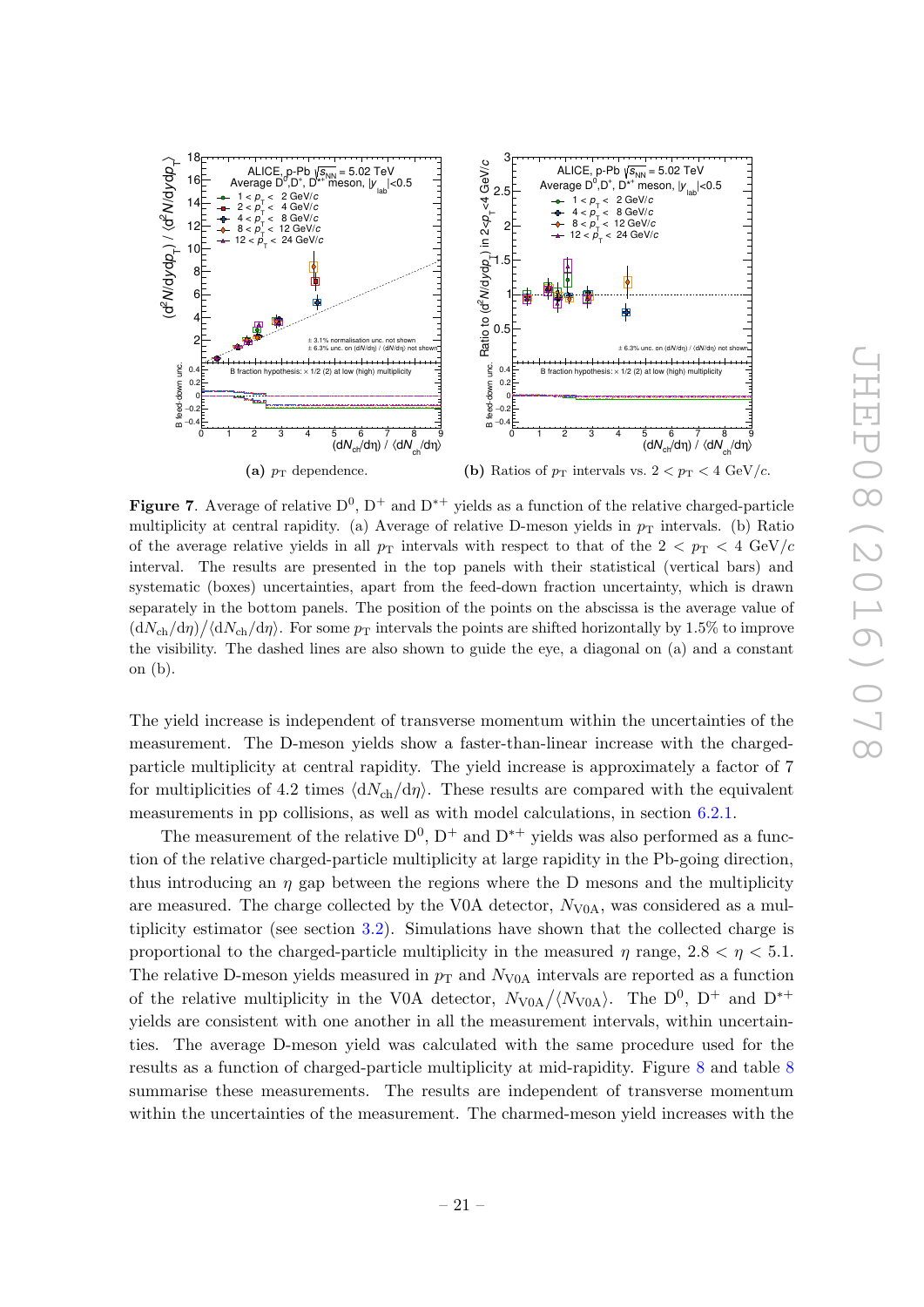(a) $p_{\mathrm{T}}$ dependence.

(b) Ratios of $p_{\mathrm{T}}$ intervals vs. $2 < p_{\mathrm{T}} < 4$ GeV/$c$.

**Figure 7**. Average of relative $\mathrm{D}^0$, $\mathrm{D}^+$ and $\mathrm{D}^{*+}$ yields as a function of the relative charged-particle multiplicity at central rapidity. (a) Average of relative D-meson yields in $p_{\mathrm{T}}$ intervals. (b) Ratio of the average relative yields in all $p_{\mathrm{T}}$ intervals with respect to that of the $2 < p_{\mathrm{T}} < 4$ GeV/$c$ interval. The results are presented in the top panels with their statistical (vertical bars) and systematic (boxes) uncertainties, apart from the feed-down fraction uncertainty, which is drawn separately in the bottom panels. The position of the points on the abscissa is the average value of $(\mathrm{d}N_{\mathrm{ch}}/\mathrm{d}\eta)/\langle \mathrm{d}N_{\mathrm{ch}}/\mathrm{d}\eta \rangle$. For some $p_{\mathrm{T}}$ intervals the points are shifted horizontally by 1.5% to improve the visibility. The dashed lines are also shown to guide the eye, a diagonal on (a) and a constant on (b).

The yield increase is independent of transverse momentum within the uncertainties of the measurement. The D-meson yields show a faster-than-linear increase with the charged-particle multiplicity at central rapidity. The yield increase is approximately a factor of 7 for multiplicities of 4.2 times $\langle \mathrm{d}N_{\mathrm{ch}}/\mathrm{d}\eta \rangle$. These results are compared with the equivalent measurements in pp collisions, as well as with model calculations, in section 6.2.1.

The measurement of the relative $\mathrm{D}^0$, $\mathrm{D}^+$ and $\mathrm{D}^{*+}$ yields was also performed as a function of the relative charged-particle multiplicity at large rapidity in the Pb-going direction, thus introducing an $\eta$ gap between the regions where the D mesons and the multiplicity are measured. The charge collected by the V0A detector, $N_{\mathrm{V0A}}$, was considered as a multiplicity estimator (see section 3.2). Simulations have shown that the collected charge is proportional to the charged-particle multiplicity in the measured $\eta$ range, $2.8 < \eta < 5.1$. The relative D-meson yields measured in $p_{\mathrm{T}}$ and $N_{\mathrm{V0A}}$ intervals are reported as a function of the relative multiplicity in the V0A detector, $N_{\mathrm{V0A}}/\langle N_{\mathrm{V0A}} \rangle$. The $\mathrm{D}^0$, $\mathrm{D}^+$ and $\mathrm{D}^{*+}$ yields are consistent with one another in all the measurement intervals, within uncertainties. The average D-meson yield was calculated with the same procedure used for the results as a function of charged-particle multiplicity at mid-rapidity. Figure 8 and table 8 summarise these measurements. The results are independent of transverse momentum within the uncertainties of the measurement. The charmed-meson yield increases with the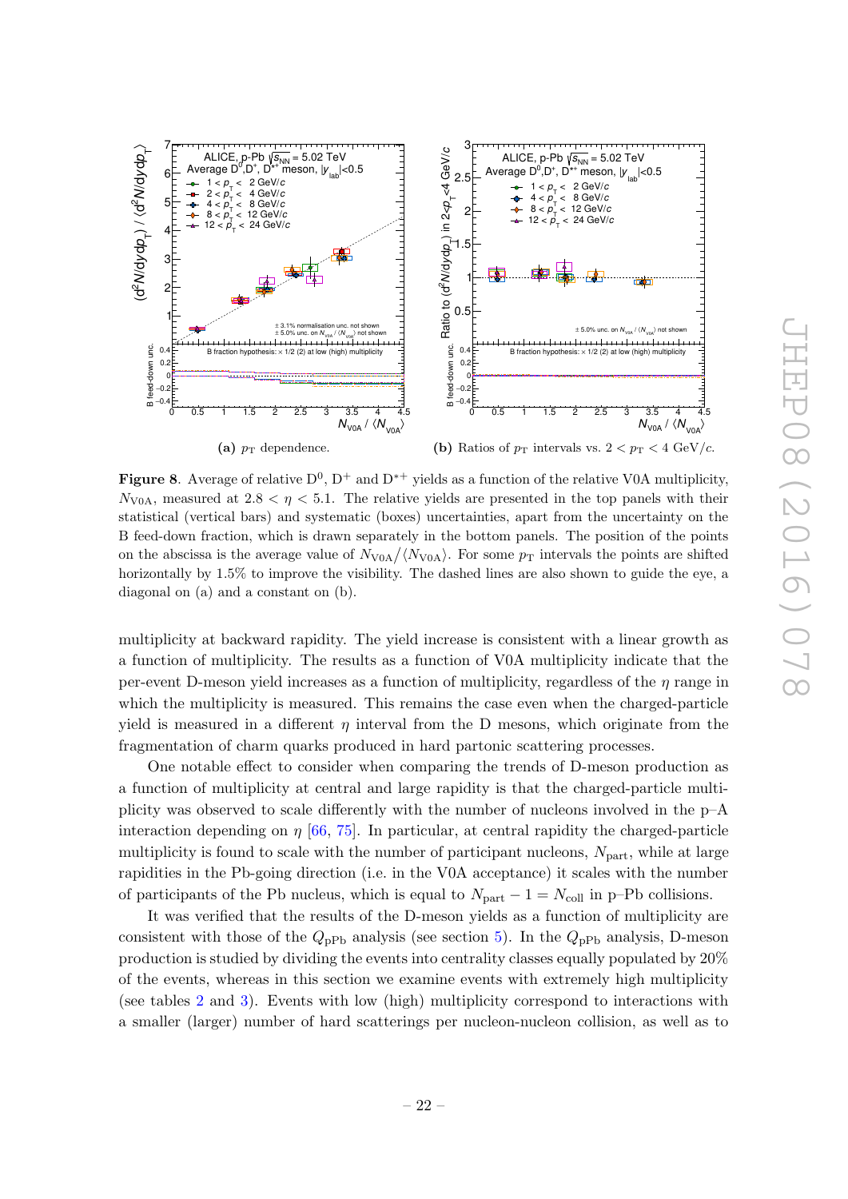(a) $p_{\rm T}$ dependence.

(b) Ratios of $p_{\rm T}$ intervals vs. $2 < p_{\rm T} < 4$ GeV/$c$.

**Figure 8**. Average of relative $\rm D^0$, $\rm D^+$ and $\rm D^{*+}$ yields as a function of the relative V0A multiplicity, $N_{\rm V0A}$, measured at $2.8 < \eta < 5.1$. The relative yields are presented in the top panels with their statistical (vertical bars) and systematic (boxes) uncertainties, apart from the uncertainty on the B feed-down fraction, which is drawn separately in the bottom panels. The position of the points on the abscissa is the average value of $N_{\rm V0A}/\langle N_{\rm V0A}\rangle$. For some $p_{\rm T}$ intervals the points are shifted horizontally by 1.5% to improve the visibility. The dashed lines are also shown to guide the eye, a diagonal on (a) and a constant on (b).

multiplicity at backward rapidity. The yield increase is consistent with a linear growth as a function of multiplicity. The results as a function of V0A multiplicity indicate that the per-event D-meson yield increases as a function of multiplicity, regardless of the $\eta$ range in which the multiplicity is measured. This remains the case even when the charged-particle yield is measured in a different $\eta$ interval from the D mesons, which originate from the fragmentation of charm quarks produced in hard partonic scattering processes.

One notable effect to consider when comparing the trends of D-meson production as a function of multiplicity at central and large rapidity is that the charged-particle multiplicity was observed to scale differently with the number of nucleons involved in the p–A interaction depending on $\eta$ [66, 75]. In particular, at central rapidity the charged-particle multiplicity is found to scale with the number of participant nucleons, $N_{\rm part}$, while at large rapidities in the Pb-going direction (i.e. in the V0A acceptance) it scales with the number of participants of the Pb nucleus, which is equal to $N_{\rm part} - 1 = N_{\rm coll}$ in p–Pb collisions.

It was verified that the results of the D-meson yields as a function of multiplicity are consistent with those of the $Q_{\rm pPb}$ analysis (see section 5). In the $Q_{\rm pPb}$ analysis, D-meson production is studied by dividing the events into centrality classes equally populated by 20% of the events, whereas in this section we examine events with extremely high multiplicity (see tables 2 and 3). Events with low (high) multiplicity correspond to interactions with a smaller (larger) number of hard scatterings per nucleon-nucleon collision, as well as to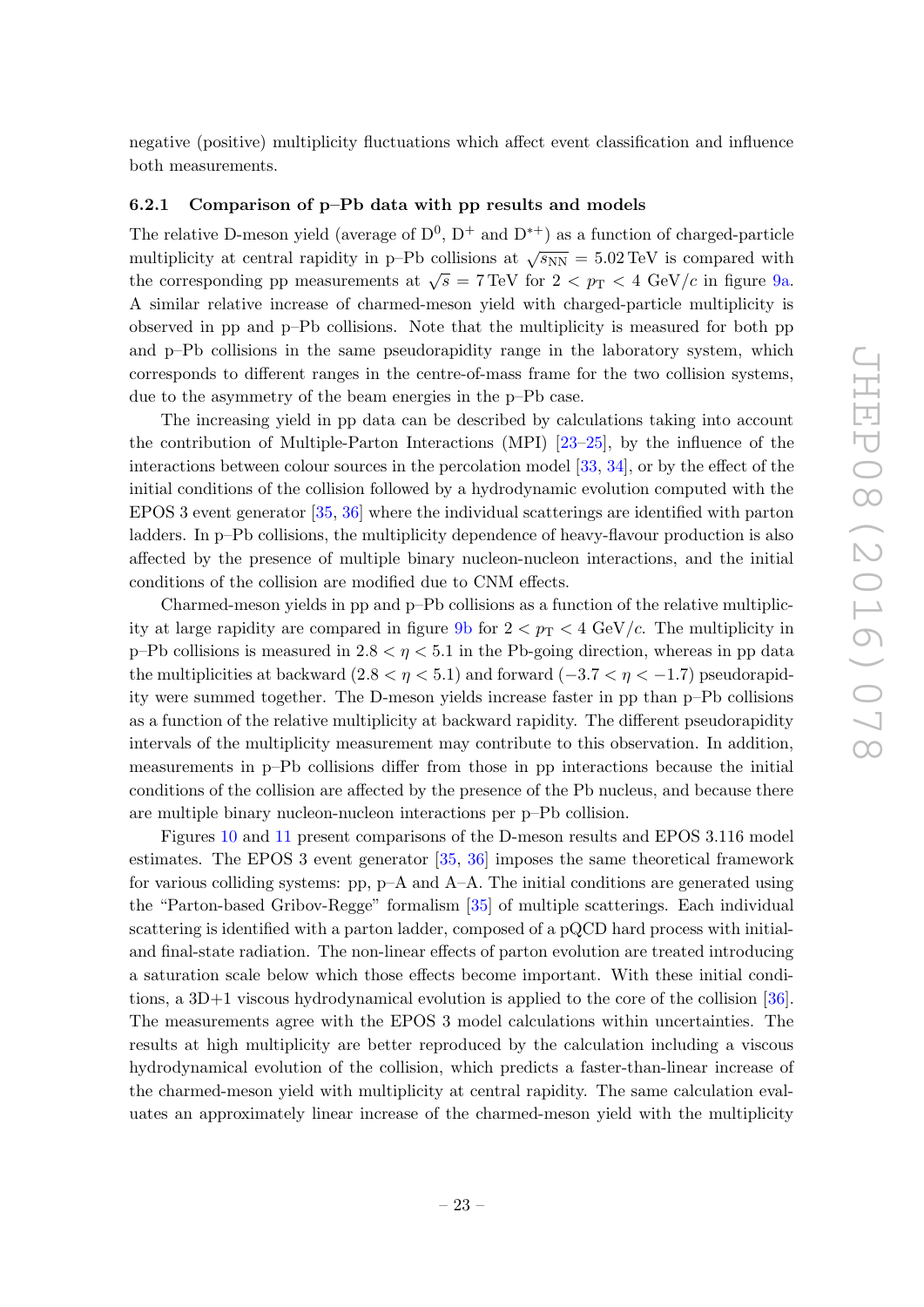negative (positive) multiplicity fluctuations which affect event classification and influence both measurements.

### 6.2.1 Comparison of p–Pb data with pp results and models

The relative D-meson yield (average of $D^0$, $D^+$ and $D^{*+}$) as a function of charged-particle multiplicity at central rapidity in p–Pb collisions at $\sqrt{s_{NN}} = 5.02$ TeV is compared with the corresponding pp measurements at $\sqrt{s} = 7$ TeV for $2 < p_T < 4$ GeV/$c$ in figure 9a. A similar relative increase of charmed-meson yield with charged-particle multiplicity is observed in pp and p–Pb collisions. Note that the multiplicity is measured for both pp and p–Pb collisions in the same pseudorapidity range in the laboratory system, which corresponds to different ranges in the centre-of-mass frame for the two collision systems, due to the asymmetry of the beam energies in the p–Pb case.

The increasing yield in pp data can be described by calculations taking into account the contribution of Multiple-Parton Interactions (MPI) [23–25], by the influence of the interactions between colour sources in the percolation model [33, 34], or by the effect of the initial conditions of the collision followed by a hydrodynamic evolution computed with the EPOS 3 event generator [35, 36] where the individual scatterings are identified with parton ladders. In p–Pb collisions, the multiplicity dependence of heavy-flavour production is also affected by the presence of multiple binary nucleon-nucleon interactions, and the initial conditions of the collision are modified due to CNM effects.

Charmed-meson yields in pp and p–Pb collisions as a function of the relative multiplicity at large rapidity are compared in figure 9b for $2 < p_T < 4$ GeV/$c$. The multiplicity in p–Pb collisions is measured in $2.8 < \eta < 5.1$ in the Pb-going direction, whereas in pp data the multiplicities at backward ($2.8 < \eta < 5.1$) and forward ($-3.7 < \eta < -1.7$) pseudorapidity were summed together. The D-meson yields increase faster in pp than p–Pb collisions as a function of the relative multiplicity at backward rapidity. The different pseudorapidity intervals of the multiplicity measurement may contribute to this observation. In addition, measurements in p–Pb collisions differ from those in pp interactions because the initial conditions of the collision are affected by the presence of the Pb nucleus, and because there are multiple binary nucleon-nucleon interactions per p–Pb collision.

Figures 10 and 11 present comparisons of the D-meson results and EPOS 3.116 model estimates. The EPOS 3 event generator [35, 36] imposes the same theoretical framework for various colliding systems: pp, p–A and A–A. The initial conditions are generated using the "Parton-based Gribov-Regge" formalism [35] of multiple scatterings. Each individual scattering is identified with a parton ladder, composed of a pQCD hard process with initial- and final-state radiation. The non-linear effects of parton evolution are treated introducing a saturation scale below which those effects become important. With these initial conditions, a 3D+1 viscous hydrodynamical evolution is applied to the core of the collision [36]. The measurements agree with the EPOS 3 model calculations within uncertainties. The results at high multiplicity are better reproduced by the calculation including a viscous hydrodynamical evolution of the collision, which predicts a faster-than-linear increase of the charmed-meson yield with multiplicity at central rapidity. The same calculation evaluates an approximately linear increase of the charmed-meson yield with the multiplicity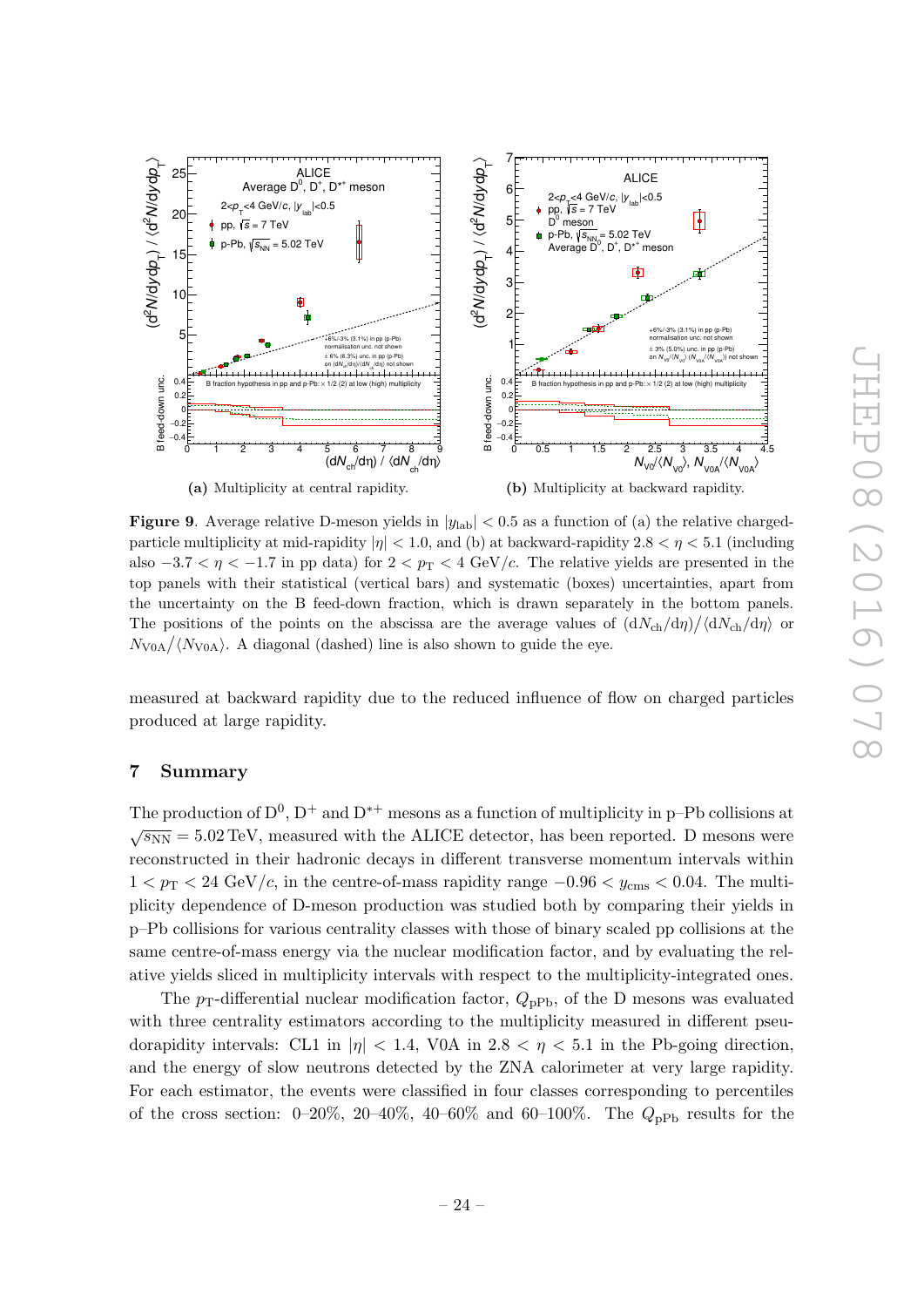**(a)** Multiplicity at central rapidity. **(b)** Multiplicity at backward rapidity.

**Figure 9**. Average relative D-meson yields in $|y_{\rm lab}| < 0.5$ as a function of (a) the relative charged-particle multiplicity at mid-rapidity $|\eta| < 1.0$, and (b) at backward-rapidity $2.8 < \eta < 5.1$ (including also $-3.7 < \eta < -1.7$ in pp data) for $2 < p_{\rm T} < 4$ GeV/$c$. The relative yields are presented in the top panels with their statistical (vertical bars) and systematic (boxes) uncertainties, apart from the uncertainty on the B feed-down fraction, which is drawn separately in the bottom panels. The positions of the points on the abscissa are the average values of $({\rm d}N_{\rm ch}/{\rm d}\eta)/\langle {\rm d}N_{\rm ch}/{\rm d}\eta\rangle$ or $N_{\rm V0A}/\langle N_{\rm V0A}\rangle$. A diagonal (dashed) line is also shown to guide the eye.

measured at backward rapidity due to the reduced influence of flow on charged particles produced at large rapidity.

## 7 Summary

The production of $\rm D^0$, $\rm D^+$ and $\rm D^{*+}$ mesons as a function of multiplicity in p–Pb collisions at $\sqrt{s_{\rm NN}} = 5.02$ TeV, measured with the ALICE detector, has been reported. D mesons were reconstructed in their hadronic decays in different transverse momentum intervals within $1 < p_{\rm T} < 24$ GeV/$c$, in the centre-of-mass rapidity range $-0.96 < y_{\rm cms} < 0.04$. The multiplicity dependence of D-meson production was studied both by comparing their yields in p–Pb collisions for various centrality classes with those of binary scaled pp collisions at the same centre-of-mass energy via the nuclear modification factor, and by evaluating the relative yields sliced in multiplicity intervals with respect to the multiplicity-integrated ones.

The $p_{\rm T}$-differential nuclear modification factor, $Q_{\rm pPb}$, of the D mesons was evaluated with three centrality estimators according to the multiplicity measured in different pseudorapidity intervals: CL1 in $|\eta| < 1.4$, V0A in $2.8 < \eta < 5.1$ in the Pb-going direction, and the energy of slow neutrons detected by the ZNA calorimeter at very large rapidity. For each estimator, the events were classified in four classes corresponding to percentiles of the cross section: 0–20%, 20–40%, 40–60% and 60–100%. The $Q_{\rm pPb}$ results for the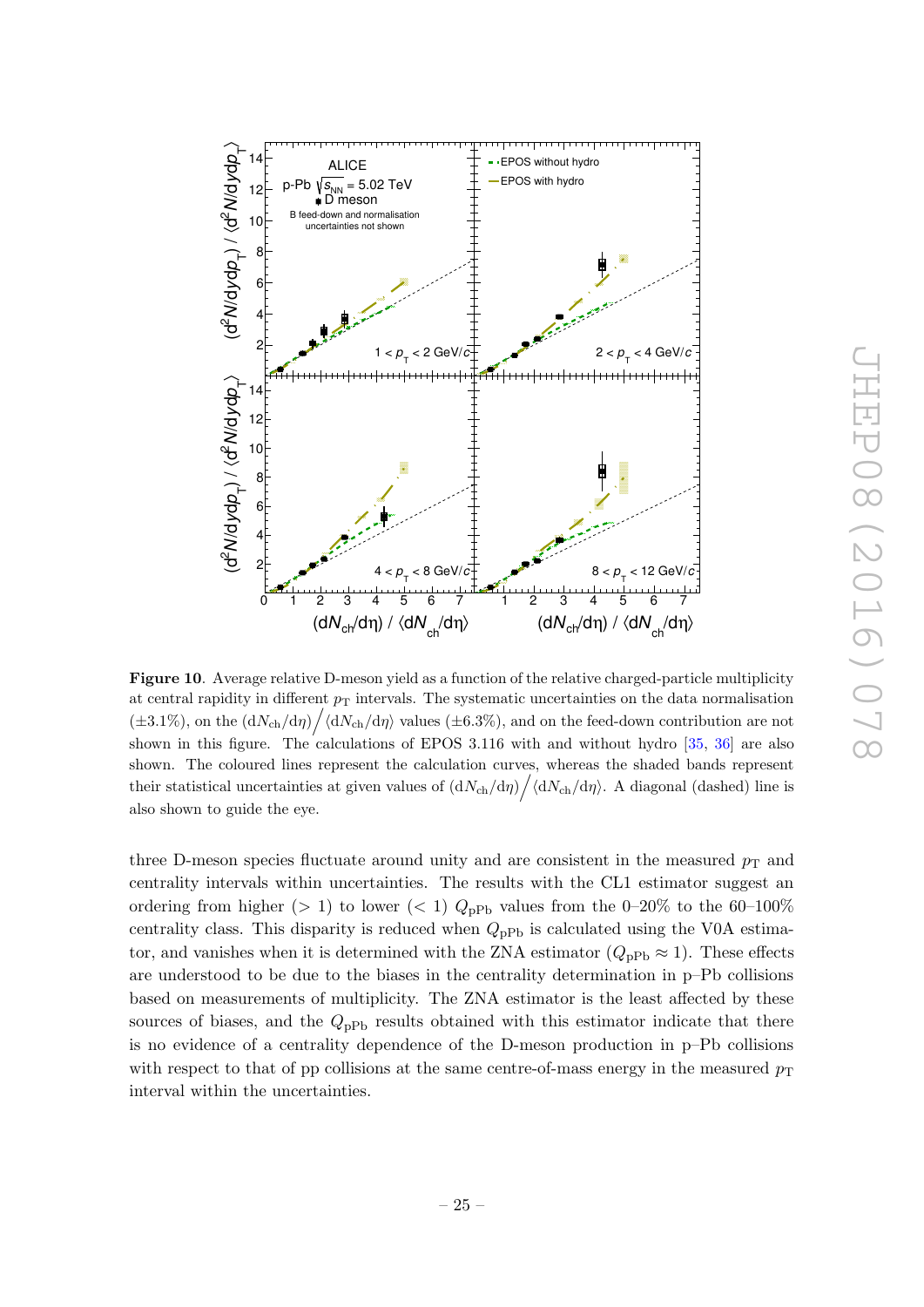**Figure 10**. Average relative D-meson yield as a function of the relative charged-particle multiplicity at central rapidity in different $p_{\mathrm{T}}$ intervals. The systematic uncertainties on the data normalisation ($\pm 3.1\%$), on the $(\mathrm{d}N_{\mathrm{ch}}/\mathrm{d}\eta)\big/\langle \mathrm{d}N_{\mathrm{ch}}/\mathrm{d}\eta\rangle$ values ($\pm 6.3\%$), and on the feed-down contribution are not shown in this figure. The calculations of EPOS 3.116 with and without hydro [35, 36] are also shown. The coloured lines represent the calculation curves, whereas the shaded bands represent their statistical uncertainties at given values of $(\mathrm{d}N_{\mathrm{ch}}/\mathrm{d}\eta)\big/\langle \mathrm{d}N_{\mathrm{ch}}/\mathrm{d}\eta\rangle$. A diagonal (dashed) line is also shown to guide the eye.

three D-meson species fluctuate around unity and are consistent in the measured $p_{\mathrm{T}}$ and centrality intervals within uncertainties. The results with the CL1 estimator suggest an ordering from higher ($> 1$) to lower ($< 1$) $Q_{\mathrm{pPb}}$ values from the 0–20% to the 60–100% centrality class. This disparity is reduced when $Q_{\mathrm{pPb}}$ is calculated using the V0A estimator, and vanishes when it is determined with the ZNA estimator ($Q_{\mathrm{pPb}} \approx 1$). These effects are understood to be due to the biases in the centrality determination in p–Pb collisions based on measurements of multiplicity. The ZNA estimator is the least affected by these sources of biases, and the $Q_{\mathrm{pPb}}$ results obtained with this estimator indicate that there is no evidence of a centrality dependence of the D-meson production in p–Pb collisions with respect to that of pp collisions at the same centre-of-mass energy in the measured $p_{\mathrm{T}}$ interval within the uncertainties.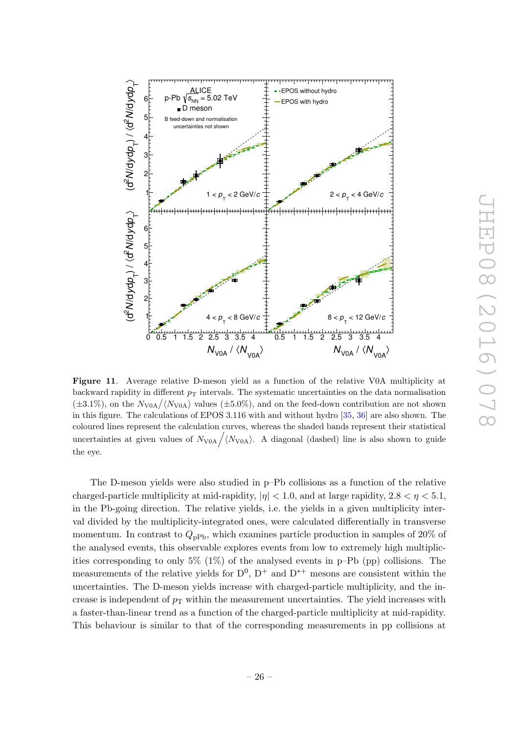**Figure 11**. Average relative D-meson yield as a function of the relative V0A multiplicity at backward rapidity in different $p_T$ intervals. The systematic uncertainties on the data normalisation ($\pm 3.1\%$), on the $N_{V0A}/\langle N_{V0A}\rangle$ values ($\pm 5.0\%$), and on the feed-down contribution are not shown in this figure. The calculations of EPOS 3.116 with and without hydro [35, 36] are also shown. The coloured lines represent the calculation curves, whereas the shaded bands represent their statistical uncertainties at given values of $N_{V0A}/\langle N_{V0A}\rangle$. A diagonal (dashed) line is also shown to guide the eye.

The D-meson yields were also studied in p–Pb collisions as a function of the relative charged-particle multiplicity at mid-rapidity, $|\eta| < 1.0$, and at large rapidity, $2.8 < \eta < 5.1$, in the Pb-going direction. The relative yields, i.e. the yields in a given multiplicity interval divided by the multiplicity-integrated ones, were calculated differentially in transverse momentum. In contrast to $Q_{pPb}$, which examines particle production in samples of 20% of the analysed events, this observable explores events from low to extremely high multiplicities corresponding to only 5% (1%) of the analysed events in p–Pb (pp) collisions. The measurements of the relative yields for $D^0$, $D^+$ and $D^{*+}$ mesons are consistent within the uncertainties. The D-meson yields increase with charged-particle multiplicity, and the increase is independent of $p_T$ within the measurement uncertainties. The yield increases with a faster-than-linear trend as a function of the charged-particle multiplicity at mid-rapidity. This behaviour is similar to that of the corresponding measurements in pp collisions at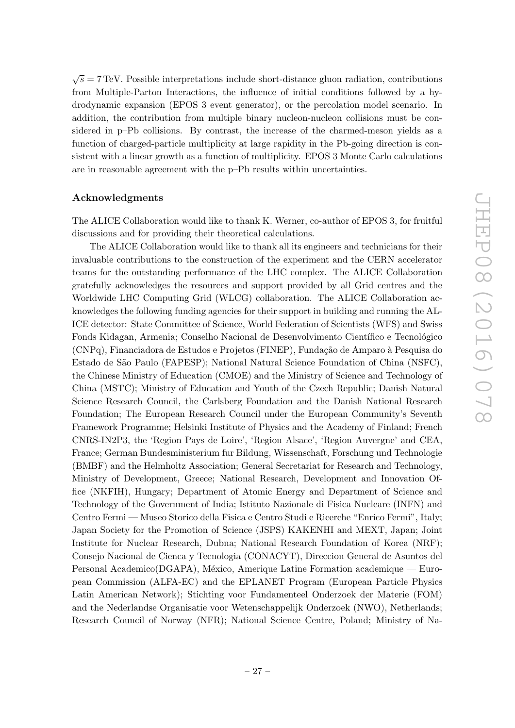$\sqrt{s} = 7$ TeV. Possible interpretations include short-distance gluon radiation, contributions from Multiple-Parton Interactions, the influence of initial conditions followed by a hydrodynamic expansion (EPOS 3 event generator), or the percolation model scenario. In addition, the contribution from multiple binary nucleon-nucleon collisions must be considered in p–Pb collisions. By contrast, the increase of the charmed-meson yields as a function of charged-particle multiplicity at large rapidity in the Pb-going direction is consistent with a linear growth as a function of multiplicity. EPOS 3 Monte Carlo calculations are in reasonable agreement with the p–Pb results within uncertainties.

## Acknowledgments

The ALICE Collaboration would like to thank K. Werner, co-author of EPOS 3, for fruitful discussions and for providing their theoretical calculations.

The ALICE Collaboration would like to thank all its engineers and technicians for their invaluable contributions to the construction of the experiment and the CERN accelerator teams for the outstanding performance of the LHC complex. The ALICE Collaboration gratefully acknowledges the resources and support provided by all Grid centres and the Worldwide LHC Computing Grid (WLCG) collaboration. The ALICE Collaboration acknowledges the following funding agencies for their support in building and running the ALICE detector: State Committee of Science, World Federation of Scientists (WFS) and Swiss Fonds Kidagan, Armenia; Conselho Nacional de Desenvolvimento Científico e Tecnológico (CNPq), Financiadora de Estudos e Projetos (FINEP), Fundação de Amparo à Pesquisa do Estado de São Paulo (FAPESP); National Natural Science Foundation of China (NSFC), the Chinese Ministry of Education (CMOE) and the Ministry of Science and Technology of China (MSTC); Ministry of Education and Youth of the Czech Republic; Danish Natural Science Research Council, the Carlsberg Foundation and the Danish National Research Foundation; The European Research Council under the European Community's Seventh Framework Programme; Helsinki Institute of Physics and the Academy of Finland; French CNRS-IN2P3, the 'Region Pays de Loire', 'Region Alsace', 'Region Auvergne' and CEA, France; German Bundesministerium fur Bildung, Wissenschaft, Forschung und Technologie (BMBF) and the Helmholtz Association; General Secretariat for Research and Technology, Ministry of Development, Greece; National Research, Development and Innovation Office (NKFIH), Hungary; Department of Atomic Energy and Department of Science and Technology of the Government of India; Istituto Nazionale di Fisica Nucleare (INFN) and Centro Fermi — Museo Storico della Fisica e Centro Studi e Ricerche "Enrico Fermi", Italy; Japan Society for the Promotion of Science (JSPS) KAKENHI and MEXT, Japan; Joint Institute for Nuclear Research, Dubna; National Research Foundation of Korea (NRF); Consejo Nacional de Cienca y Tecnologia (CONACYT), Direccion General de Asuntos del Personal Academico(DGAPA), México, Amerique Latine Formation academique — European Commission (ALFA-EC) and the EPLANET Program (European Particle Physics Latin American Network); Stichting voor Fundamenteel Onderzoek der Materie (FOM) and the Nederlandse Organisatie voor Wetenschappelijk Onderzoek (NWO), Netherlands; Research Council of Norway (NFR); National Science Centre, Poland; Ministry of Na-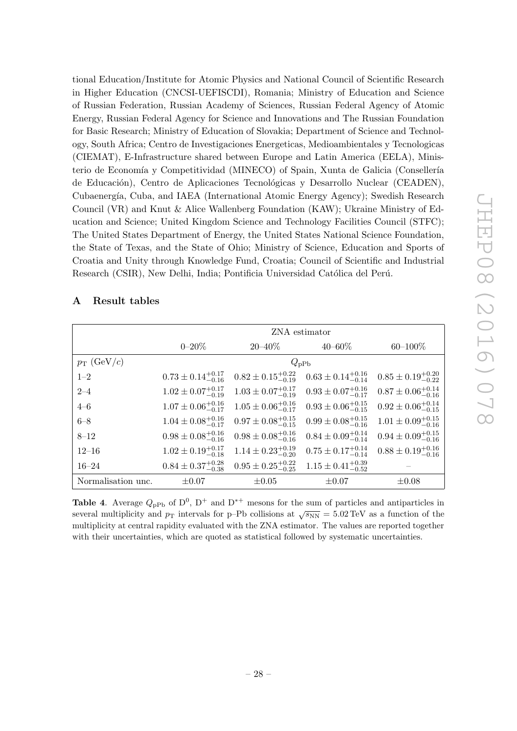tional Education/Institute for Atomic Physics and National Council of Scientific Research in Higher Education (CNCSI-UEFISCDI), Romania; Ministry of Education and Science of Russian Federation, Russian Academy of Sciences, Russian Federal Agency of Atomic Energy, Russian Federal Agency for Science and Innovations and The Russian Foundation for Basic Research; Ministry of Education of Slovakia; Department of Science and Technology, South Africa; Centro de Investigaciones Energeticas, Medioambientales y Tecnologicas (CIEMAT), E-Infrastructure shared between Europe and Latin America (EELA), Ministerio de Economía y Competitividad (MINECO) of Spain, Xunta de Galicia (Consellería de Educación), Centro de Aplicaciones Tecnológicas y Desarrollo Nuclear (CEADEN), Cubaenergía, Cuba, and IAEA (International Atomic Energy Agency); Swedish Research Council (VR) and Knut & Alice Wallenberg Foundation (KAW); Ukraine Ministry of Education and Science; United Kingdom Science and Technology Facilities Council (STFC); The United States Department of Energy, the United States National Science Foundation, the State of Texas, and the State of Ohio; Ministry of Science, Education and Sports of Croatia and Unity through Knowledge Fund, Croatia; Council of Scientific and Industrial Research (CSIR), New Delhi, India; Pontificia Universidad Católica del Perú.

## A Result tables

| | ZNA estimator | | | |
|---|---|---|---|---|
| | 0–20% | 20–40% | 40–60% | 60–100% |
| $p_{\mathrm{T}}$ (GeV/$c$) | $Q_{\mathrm{pPb}}$ | | | |
| 1–2 | $0.73 \pm 0.14^{+0.17}_{-0.16}$ | $0.82 \pm 0.15^{+0.22}_{-0.19}$ | $0.63 \pm 0.14^{+0.16}_{-0.14}$ | $0.85 \pm 0.19^{+0.20}_{-0.22}$ |
| 2–4 | $1.02 \pm 0.07^{+0.17}_{-0.19}$ | $1.03 \pm 0.07^{+0.17}_{-0.19}$ | $0.93 \pm 0.07^{+0.16}_{-0.17}$ | $0.87 \pm 0.06^{+0.14}_{-0.16}$ |
| 4–6 | $1.07 \pm 0.06^{+0.16}_{-0.17}$ | $1.05 \pm 0.06^{+0.16}_{-0.17}$ | $0.93 \pm 0.06^{+0.15}_{-0.15}$ | $0.92 \pm 0.06^{+0.14}_{-0.15}$ |
| 6–8 | $1.04 \pm 0.08^{+0.16}_{-0.17}$ | $0.97 \pm 0.08^{+0.15}_{-0.15}$ | $0.99 \pm 0.08^{+0.15}_{-0.16}$ | $1.01 \pm 0.09^{+0.15}_{-0.16}$ |
| 8–12 | $0.98 \pm 0.08^{+0.16}_{-0.16}$ | $0.98 \pm 0.08^{+0.16}_{-0.16}$ | $0.84 \pm 0.09^{+0.14}_{-0.14}$ | $0.94 \pm 0.09^{+0.15}_{-0.16}$ |
| 12–16 | $1.02 \pm 0.19^{+0.17}_{-0.18}$ | $1.14 \pm 0.23^{+0.19}_{-0.20}$ | $0.75 \pm 0.17^{+0.14}_{-0.14}$ | $0.88 \pm 0.19^{+0.16}_{-0.16}$ |
| 16–24 | $0.84 \pm 0.37^{+0.28}_{-0.38}$ | $0.95 \pm 0.25^{+0.22}_{-0.25}$ | $1.15 \pm 0.41^{+0.39}_{-0.52}$ | – |
| Normalisation unc. | $\pm 0.07$ | $\pm 0.05$ | $\pm 0.07$ | $\pm 0.08$ |

**Table 4**. Average $Q_{\mathrm{pPb}}$ of $\mathrm{D}^0$, $\mathrm{D}^+$ and $\mathrm{D}^{*+}$ mesons for the sum of particles and antiparticles in several multiplicity and $p_{\mathrm{T}}$ intervals for p–Pb collisions at $\sqrt{s_{\mathrm{NN}}} = 5.02\,\mathrm{TeV}$ as a function of the multiplicity at central rapidity evaluated with the ZNA estimator. The values are reported together with their uncertainties, which are quoted as statistical followed by systematic uncertainties.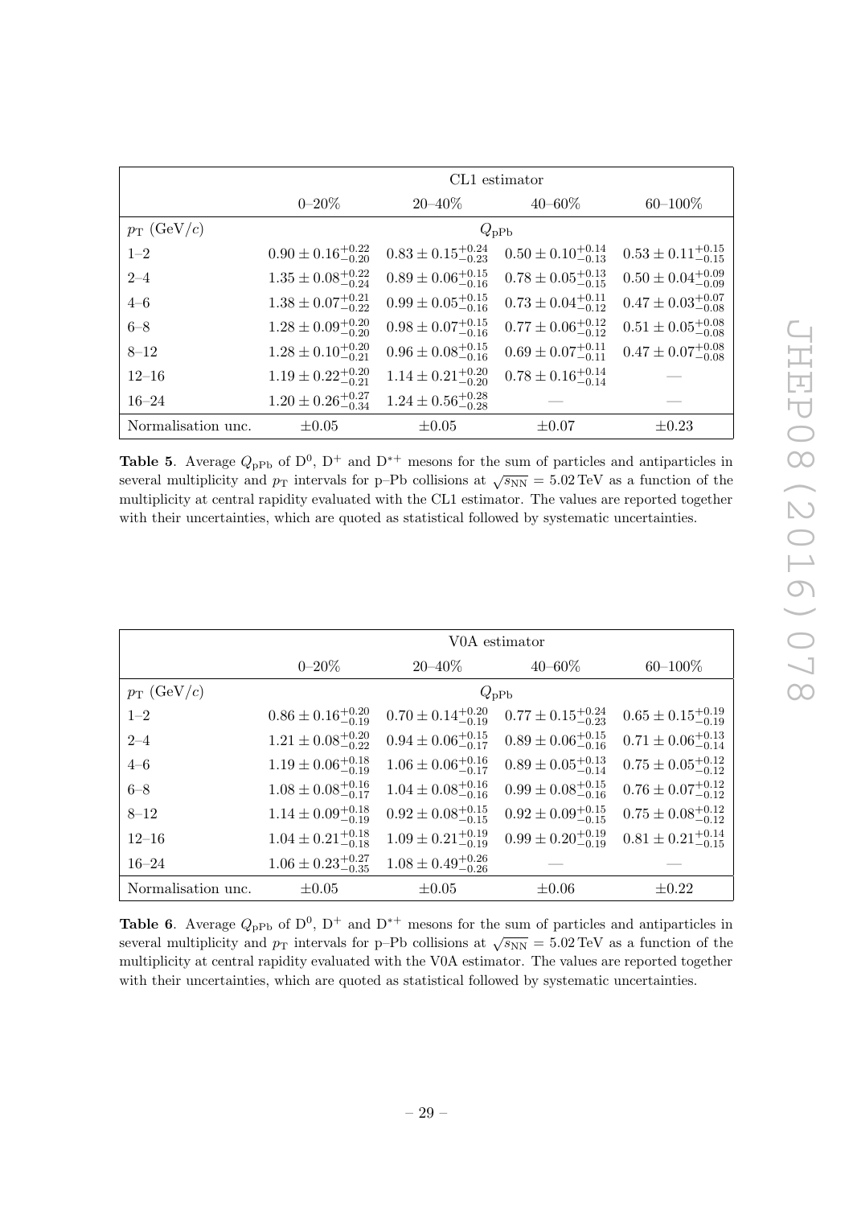| | CL1 estimator | | | |
|---|---|---|---|---|
| | 0–20% | 20–40% | 40–60% | 60–100% |
| $p_T$ (GeV/$c$) | $Q_{pPb}$ | | | |
| 1–2 | $0.90 \pm 0.16^{+0.22}_{-0.20}$ | $0.83 \pm 0.15^{+0.24}_{-0.23}$ | $0.50 \pm 0.10^{+0.14}_{-0.13}$ | $0.53 \pm 0.11^{+0.15}_{-0.15}$ |
| 2–4 | $1.35 \pm 0.08^{+0.22}_{-0.24}$ | $0.89 \pm 0.06^{+0.15}_{-0.16}$ | $0.78 \pm 0.05^{+0.13}_{-0.15}$ | $0.50 \pm 0.04^{+0.09}_{-0.09}$ |
| 4–6 | $1.38 \pm 0.07^{+0.21}_{-0.22}$ | $0.99 \pm 0.05^{+0.15}_{-0.16}$ | $0.73 \pm 0.04^{+0.11}_{-0.12}$ | $0.47 \pm 0.03^{+0.07}_{-0.08}$ |
| 6–8 | $1.28 \pm 0.09^{+0.20}_{-0.20}$ | $0.98 \pm 0.07^{+0.15}_{-0.16}$ | $0.77 \pm 0.06^{+0.12}_{-0.12}$ | $0.51 \pm 0.05^{+0.08}_{-0.08}$ |
| 8–12 | $1.28 \pm 0.10^{+0.20}_{-0.21}$ | $0.96 \pm 0.08^{+0.15}_{-0.16}$ | $0.69 \pm 0.07^{+0.11}_{-0.11}$ | $0.47 \pm 0.07^{+0.08}_{-0.08}$ |
| 12–16 | $1.19 \pm 0.22^{+0.20}_{-0.21}$ | $1.14 \pm 0.21^{+0.20}_{-0.20}$ | $0.78 \pm 0.16^{+0.14}_{-0.14}$ | — |
| 16–24 | $1.20 \pm 0.26^{+0.27}_{-0.34}$ | $1.24 \pm 0.56^{+0.28}_{-0.28}$ | — | — |
| Normalisation unc. | $\pm 0.05$ | $\pm 0.05$ | $\pm 0.07$ | $\pm 0.23$ |

**Table 5**. Average $Q_{pPb}$ of $D^0$, $D^+$ and $D^{*+}$ mesons for the sum of particles and antiparticles in several multiplicity and $p_T$ intervals for p–Pb collisions at $\sqrt{s_{NN}} = 5.02$ TeV as a function of the multiplicity at central rapidity evaluated with the CL1 estimator. The values are reported together with their uncertainties, which are quoted as statistical followed by systematic uncertainties.

| | V0A estimator | | | |
|---|---|---|---|---|
| | 0–20% | 20–40% | 40–60% | 60–100% |
| $p_T$ (GeV/$c$) | $Q_{pPb}$ | | | |
| 1–2 | $0.86 \pm 0.16^{+0.20}_{-0.19}$ | $0.70 \pm 0.14^{+0.20}_{-0.19}$ | $0.77 \pm 0.15^{+0.24}_{-0.23}$ | $0.65 \pm 0.15^{+0.19}_{-0.19}$ |
| 2–4 | $1.21 \pm 0.08^{+0.20}_{-0.22}$ | $0.94 \pm 0.06^{+0.15}_{-0.17}$ | $0.89 \pm 0.06^{+0.15}_{-0.16}$ | $0.71 \pm 0.06^{+0.13}_{-0.14}$ |
| 4–6 | $1.19 \pm 0.06^{+0.18}_{-0.19}$ | $1.06 \pm 0.06^{+0.16}_{-0.17}$ | $0.89 \pm 0.05^{+0.13}_{-0.14}$ | $0.75 \pm 0.05^{+0.12}_{-0.12}$ |
| 6–8 | $1.08 \pm 0.08^{+0.16}_{-0.17}$ | $1.04 \pm 0.08^{+0.16}_{-0.16}$ | $0.99 \pm 0.08^{+0.15}_{-0.16}$ | $0.76 \pm 0.07^{+0.12}_{-0.12}$ |
| 8–12 | $1.14 \pm 0.09^{+0.18}_{-0.19}$ | $0.92 \pm 0.08^{+0.15}_{-0.15}$ | $0.92 \pm 0.09^{+0.15}_{-0.15}$ | $0.75 \pm 0.08^{+0.12}_{-0.12}$ |
| 12–16 | $1.04 \pm 0.21^{+0.18}_{-0.18}$ | $1.09 \pm 0.21^{+0.19}_{-0.19}$ | $0.99 \pm 0.20^{+0.19}_{-0.19}$ | $0.81 \pm 0.21^{+0.14}_{-0.15}$ |
| 16–24 | $1.06 \pm 0.23^{+0.27}_{-0.35}$ | $1.08 \pm 0.49^{+0.26}_{-0.26}$ | — | — |
| Normalisation unc. | $\pm 0.05$ | $\pm 0.05$ | $\pm 0.06$ | $\pm 0.22$ |

**Table 6**. Average $Q_{pPb}$ of $D^0$, $D^+$ and $D^{*+}$ mesons for the sum of particles and antiparticles in several multiplicity and $p_T$ intervals for p–Pb collisions at $\sqrt{s_{NN}} = 5.02$ TeV as a function of the multiplicity at central rapidity evaluated with the V0A estimator. The values are reported together with their uncertainties, which are quoted as statistical followed by systematic uncertainties.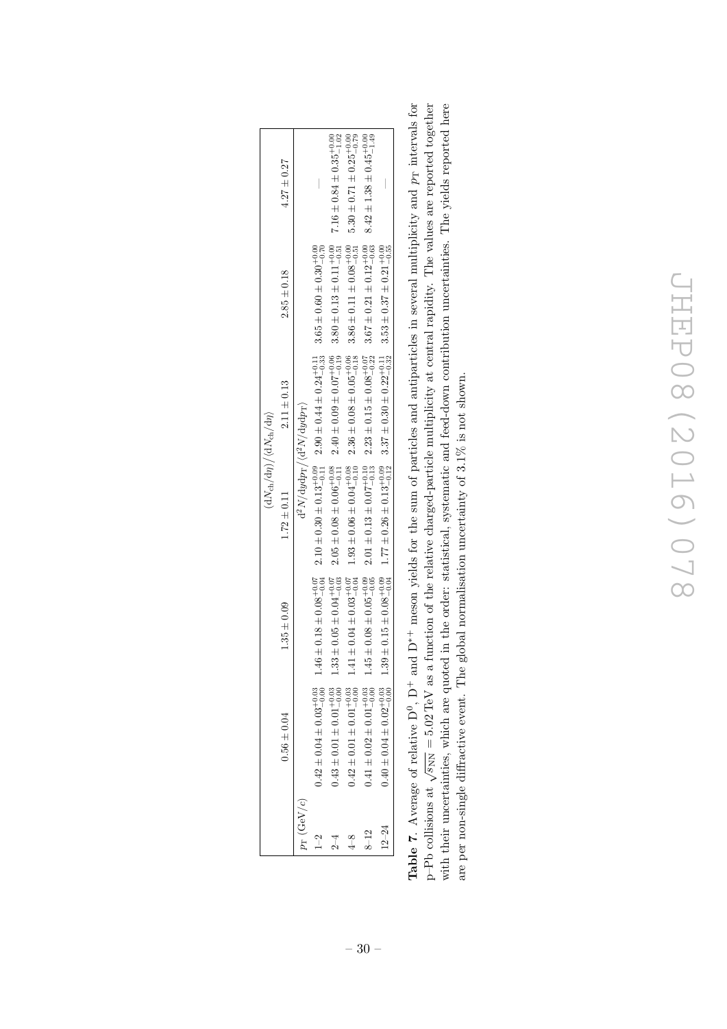| | $\langle \mathrm{d}N_{\mathrm{ch}}/\mathrm{d}\eta \rangle / \langle \mathrm{d}N_{\mathrm{ch}}/\mathrm{d}\eta \rangle$ | | | | | |
|---|---|---|---|---|---|---|
| | $0.56 \pm 0.04$ | $1.35 \pm 0.09$ | $1.72 \pm 0.11$ | $2.11 \pm 0.13$ | $2.85 \pm 0.18$ | $4.27 \pm 0.27$ |
| $p_{\mathrm{T}}$ (GeV/$c$) | $\mathrm{d}^2N/\mathrm{d}y\mathrm{d}p_{\mathrm{T}} / \langle \mathrm{d}^2N/\mathrm{d}y\mathrm{d}p_{\mathrm{T}} \rangle$ | | | | | |
| 1–2 | $0.42 \pm 0.04 \pm 0.03^{+0.03}_{-0.00}$ | $1.46 \pm 0.18 \pm 0.08^{+0.07}_{-0.04}$ | $2.10 \pm 0.30 \pm 0.13^{+0.09}_{-0.11}$ | $2.90 \pm 0.44 \pm 0.24^{+0.11}_{-0.33}$ | $3.65 \pm 0.60 \pm 0.30^{+0.00}_{-0.70}$ | — |
| 2–4 | $0.43 \pm 0.01 \pm 0.01^{+0.03}_{-0.00}$ | $1.33 \pm 0.05 \pm 0.04^{+0.07}_{-0.03}$ | $2.05 \pm 0.08 \pm 0.06^{+0.08}_{-0.11}$ | $2.40 \pm 0.09 \pm 0.07^{+0.06}_{-0.19}$ | $3.80 \pm 0.13 \pm 0.11^{+0.00}_{-0.51}$ | $7.16 \pm 0.84 \pm 0.35^{+0.00}_{-1.02}$ |
| 4–8 | $0.42 \pm 0.01 \pm 0.01^{+0.03}_{-0.00}$ | $1.41 \pm 0.04 \pm 0.03^{+0.07}_{-0.04}$ | $1.93 \pm 0.06 \pm 0.04^{+0.08}_{-0.10}$ | $2.36 \pm 0.08 \pm 0.05^{+0.06}_{-0.18}$ | $3.86 \pm 0.11 \pm 0.08^{+0.00}_{-0.51}$ | $5.30 \pm 0.71 \pm 0.25^{+0.00}_{-0.79}$ |
| 8–12 | $0.41 \pm 0.02 \pm 0.01^{+0.03}_{-0.00}$ | $1.45 \pm 0.08 \pm 0.05^{+0.09}_{-0.05}$ | $2.01 \pm 0.13 \pm 0.07^{+0.10}_{-0.13}$ | $2.23 \pm 0.15 \pm 0.08^{+0.07}_{-0.22}$ | $3.67 \pm 0.21 \pm 0.12^{+0.00}_{-0.63}$ | $8.42 \pm 1.38 \pm 0.45^{+0.00}_{-1.49}$ |
| 12–24 | $0.40 \pm 0.04 \pm 0.02^{+0.03}_{-0.00}$ | $1.39 \pm 0.15 \pm 0.08^{+0.09}_{-0.04}$ | $1.77 \pm 0.26 \pm 0.13^{+0.09}_{-0.12}$ | $3.37 \pm 0.30 \pm 0.22^{+0.11}_{-0.32}$ | $3.53 \pm 0.37 \pm 0.21^{+0.00}_{-0.55}$ | — |

**Table 7**. Average of relative $\mathrm{D}^0$, $\mathrm{D}^+$ and $\mathrm{D}^{*+}$ meson yields for the sum of particles and antiparticles in several multiplicity and $p_{\mathrm{T}}$ intervals for p–Pb collisions at $\sqrt{s_{\mathrm{NN}}} = 5.02$ TeV as a function of the relative charged-particle multiplicity at central rapidity. The values are reported together with their uncertainties, which are quoted in the order: statistical, systematic and feed-down contribution uncertainties. The yields reported here are per non-single diffractive event. The global normalisation uncertainty of 3.1% is not shown.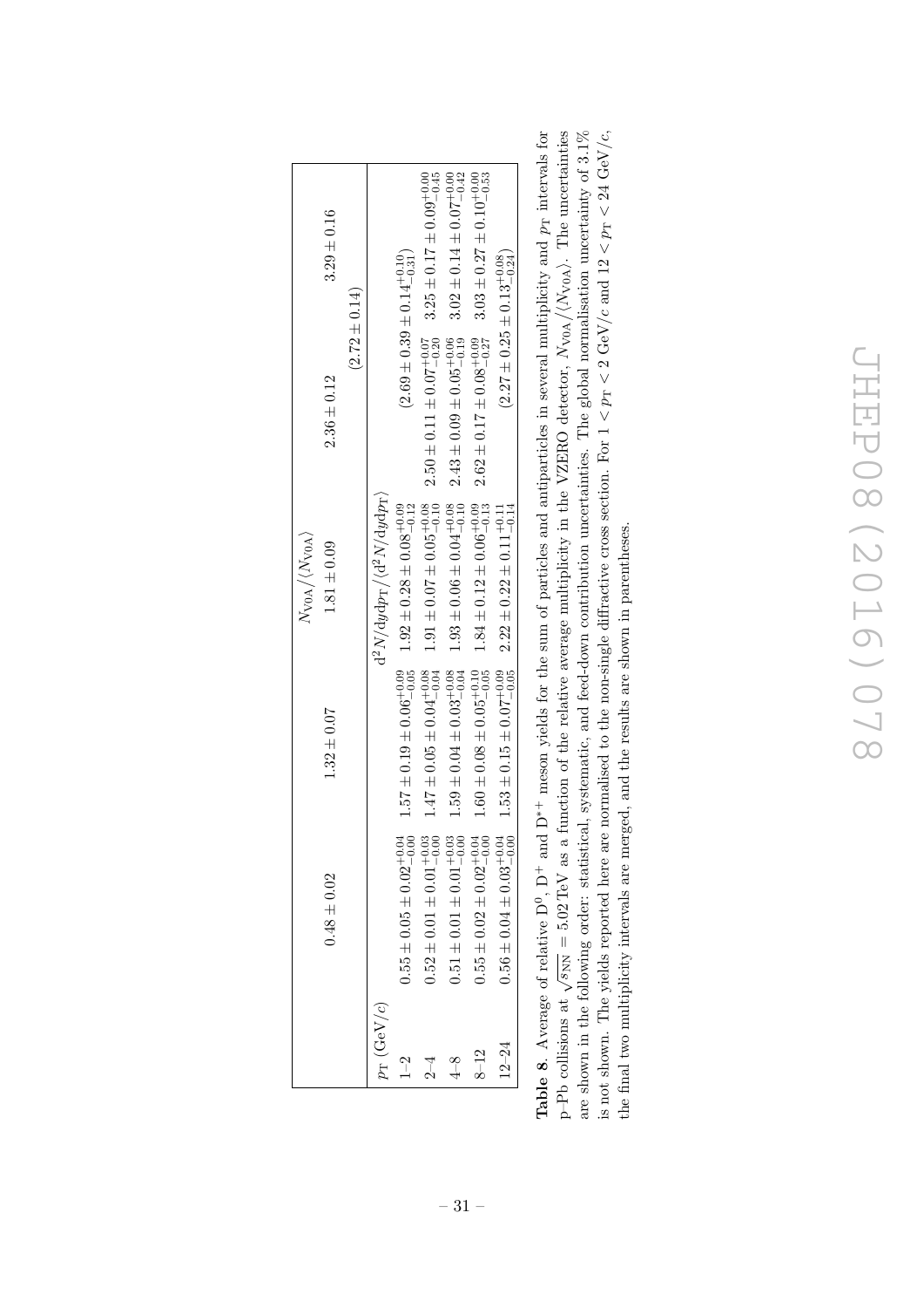| | $N_{\mathrm{V0A}}/\langle N_{\mathrm{V0A}}\rangle$ | | | | |
|---|---|---|---|---|---|
| | $0.48 \pm 0.02$ | $1.32 \pm 0.07$ | $1.81 \pm 0.09$ | $2.36 \pm 0.12$ | $3.29 \pm 0.16$ |
| | | | | $(2.72 \pm 0.14)$ | |
| $p_{\mathrm{T}}$ (GeV/$c$) | $\mathrm{d}^2N/\mathrm{d}y\mathrm{d}p_{\mathrm{T}}/\langle \mathrm{d}^2N/\mathrm{d}y\mathrm{d}p_{\mathrm{T}}\rangle$ | | | | |
| 1–2 | $0.55 \pm 0.05 \pm 0.02^{+0.04}_{-0.00}$ | $1.57 \pm 0.19 \pm 0.06^{+0.09}_{-0.05}$ | $1.92 \pm 0.28 \pm 0.08^{+0.09}_{-0.12}$ | $(2.69 \pm 0.39 \pm 0.14^{+0.10}_{-0.31})$ | |
| 2–4 | $0.52 \pm 0.01 \pm 0.01^{+0.03}_{-0.00}$ | $1.47 \pm 0.05 \pm 0.04^{+0.08}_{-0.04}$ | $1.91 \pm 0.07 \pm 0.05^{+0.08}_{-0.10}$ | $2.50 \pm 0.11 \pm 0.07^{+0.07}_{-0.20}$ | $3.25 \pm 0.17 \pm 0.09^{+0.00}_{-0.45}$ |
| 4–8 | $0.51 \pm 0.01 \pm 0.01^{+0.03}_{-0.00}$ | $1.59 \pm 0.04 \pm 0.03^{+0.08}_{-0.04}$ | $1.93 \pm 0.06 \pm 0.04^{+0.08}_{-0.10}$ | $2.43 \pm 0.09 \pm 0.05^{+0.06}_{-0.19}$ | $3.02 \pm 0.14 \pm 0.07^{+0.00}_{-0.42}$ |
| 8–12 | $0.55 \pm 0.02 \pm 0.02^{+0.04}_{-0.00}$ | $1.60 \pm 0.08 \pm 0.05^{+0.10}_{-0.05}$ | $1.84 \pm 0.12 \pm 0.06^{+0.09}_{-0.13}$ | $2.62 \pm 0.17 \pm 0.08^{+0.09}_{-0.27}$ | $3.03 \pm 0.27 \pm 0.10^{+0.00}_{-0.53}$ |
| 12–24 | $0.56 \pm 0.04 \pm 0.03^{+0.04}_{-0.00}$ | $1.53 \pm 0.15 \pm 0.07^{+0.09}_{-0.05}$ | $2.22 \pm 0.22 \pm 0.11^{+0.11}_{-0.14}$ | $(2.27 \pm 0.25 \pm 0.13^{+0.08}_{-0.24})$ | |

**Table 8**. Average of relative $\mathrm{D}^0$, $\mathrm{D}^+$ and $\mathrm{D}^{*+}$ meson yields for the sum of particles and antiparticles in several multiplicity and $p_{\mathrm{T}}$ intervals for p–Pb collisions at $\sqrt{s_{\mathrm{NN}}} = 5.02\,\mathrm{TeV}$ as a function of the relative average multiplicity in the VZERO detector, $N_{\mathrm{V0A}}/\langle N_{\mathrm{V0A}}\rangle$. The uncertainties are shown in the following order: statistical, systematic, and feed-down contribution uncertainties. The global normalisation uncertainty of 3.1% is not shown. The yields reported here are normalised to the non-single diffractive cross section. For $1 < p_{\mathrm{T}} < 2$ GeV/$c$ and $12 < p_{\mathrm{T}} < 24$ GeV/$c$, the final two multiplicity intervals are merged, and the results are shown in parentheses.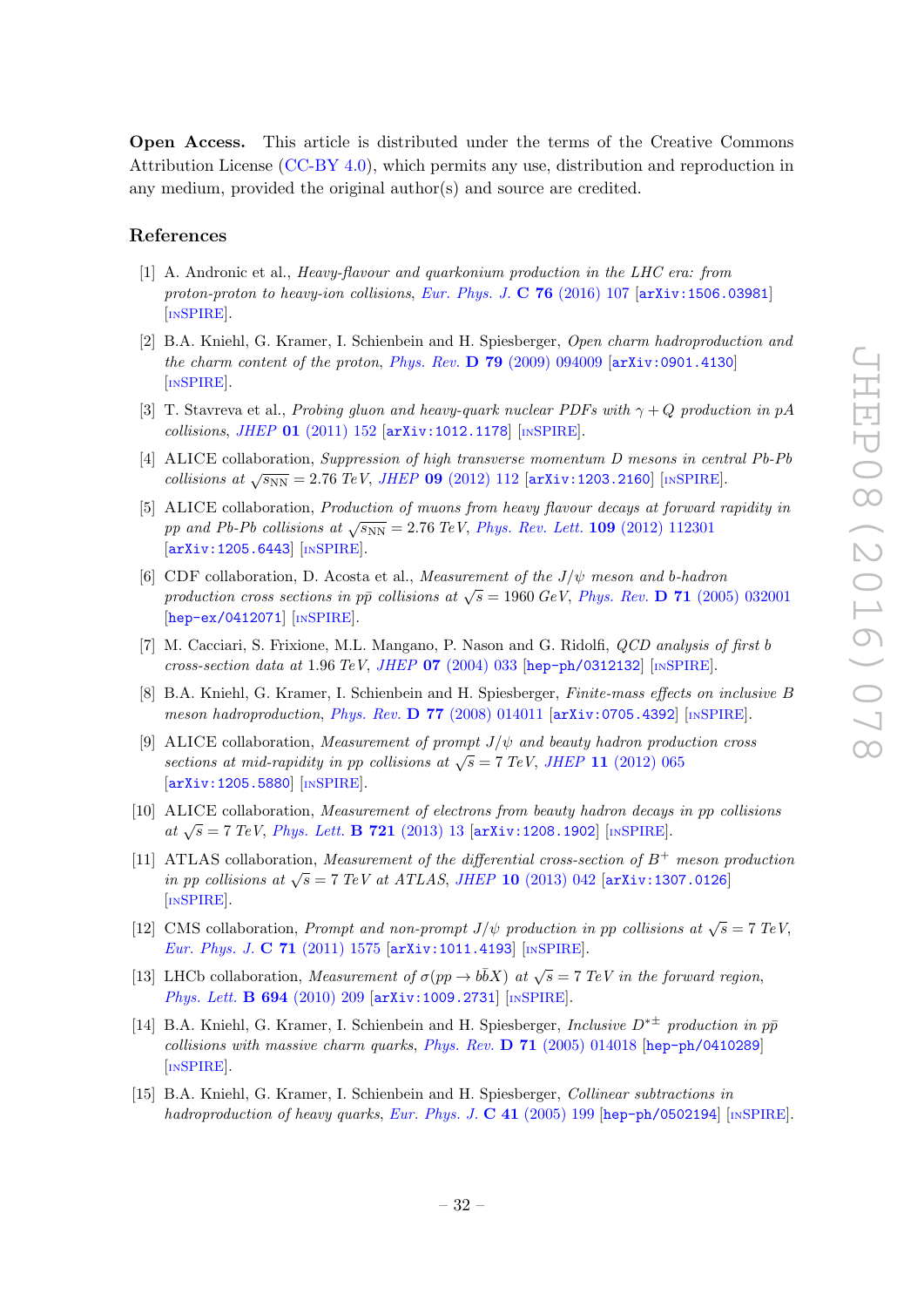**Open Access.** This article is distributed under the terms of the Creative Commons Attribution License (CC-BY 4.0), which permits any use, distribution and reproduction in any medium, provided the original author(s) and source are credited.

## References

[1] A. Andronic et al., *Heavy-flavour and quarkonium production in the LHC era: from proton-proton to heavy-ion collisions*, *Eur. Phys. J.* **C 76** (2016) 107 [arXiv:1506.03981] [INSPIRE].

[2] B.A. Kniehl, G. Kramer, I. Schienbein and H. Spiesberger, *Open charm hadroproduction and the charm content of the proton*, *Phys. Rev.* **D 79** (2009) 094009 [arXiv:0901.4130] [INSPIRE].

[3] T. Stavreva et al., *Probing gluon and heavy-quark nuclear PDFs with $\gamma + Q$ production in pA collisions*, *JHEP* **01** (2011) 152 [arXiv:1012.1178] [INSPIRE].

[4] ALICE collaboration, *Suppression of high transverse momentum D mesons in central Pb-Pb collisions at $\sqrt{s_{\rm NN}} = 2.76$ TeV*, *JHEP* **09** (2012) 112 [arXiv:1203.2160] [INSPIRE].

[5] ALICE collaboration, *Production of muons from heavy flavour decays at forward rapidity in pp and Pb-Pb collisions at $\sqrt{s_{\rm NN}} = 2.76$ TeV*, *Phys. Rev. Lett.* **109** (2012) 112301 [arXiv:1205.6443] [INSPIRE].

[6] CDF collaboration, D. Acosta et al., *Measurement of the $J/\psi$ meson and b-hadron production cross sections in $p\bar{p}$ collisions at $\sqrt{s} = 1960$ GeV*, *Phys. Rev.* **D 71** (2005) 032001 [hep-ex/0412071] [INSPIRE].

[7] M. Cacciari, S. Frixione, M.L. Mangano, P. Nason and G. Ridolfi, *QCD analysis of first b cross-section data at 1.96 TeV*, *JHEP* **07** (2004) 033 [hep-ph/0312132] [INSPIRE].

[8] B.A. Kniehl, G. Kramer, I. Schienbein and H. Spiesberger, *Finite-mass effects on inclusive B meson hadroproduction*, *Phys. Rev.* **D 77** (2008) 014011 [arXiv:0705.4392] [INSPIRE].

[9] ALICE collaboration, *Measurement of prompt $J/\psi$ and beauty hadron production cross sections at mid-rapidity in pp collisions at $\sqrt{s} = 7$ TeV*, *JHEP* **11** (2012) 065 [arXiv:1205.5880] [INSPIRE].

[10] ALICE collaboration, *Measurement of electrons from beauty hadron decays in pp collisions at $\sqrt{s} = 7$ TeV*, *Phys. Lett.* **B 721** (2013) 13 [arXiv:1208.1902] [INSPIRE].

[11] ATLAS collaboration, *Measurement of the differential cross-section of $B^+$ meson production in pp collisions at $\sqrt{s} = 7$ TeV at ATLAS*, *JHEP* **10** (2013) 042 [arXiv:1307.0126] [INSPIRE].

[12] CMS collaboration, *Prompt and non-prompt $J/\psi$ production in pp collisions at $\sqrt{s} = 7$ TeV*, *Eur. Phys. J.* **C 71** (2011) 1575 [arXiv:1011.4193] [INSPIRE].

[13] LHCb collaboration, *Measurement of $\sigma(pp \to b\bar{b}X)$ at $\sqrt{s} = 7$ TeV in the forward region*, *Phys. Lett.* **B 694** (2010) 209 [arXiv:1009.2731] [INSPIRE].

[14] B.A. Kniehl, G. Kramer, I. Schienbein and H. Spiesberger, *Inclusive $D^{*\pm}$ production in $p\bar{p}$ collisions with massive charm quarks*, *Phys. Rev.* **D 71** (2005) 014018 [hep-ph/0410289] [INSPIRE].

[15] B.A. Kniehl, G. Kramer, I. Schienbein and H. Spiesberger, *Collinear subtractions in hadroproduction of heavy quarks*, *Eur. Phys. J.* **C 41** (2005) 199 [hep-ph/0502194] [INSPIRE].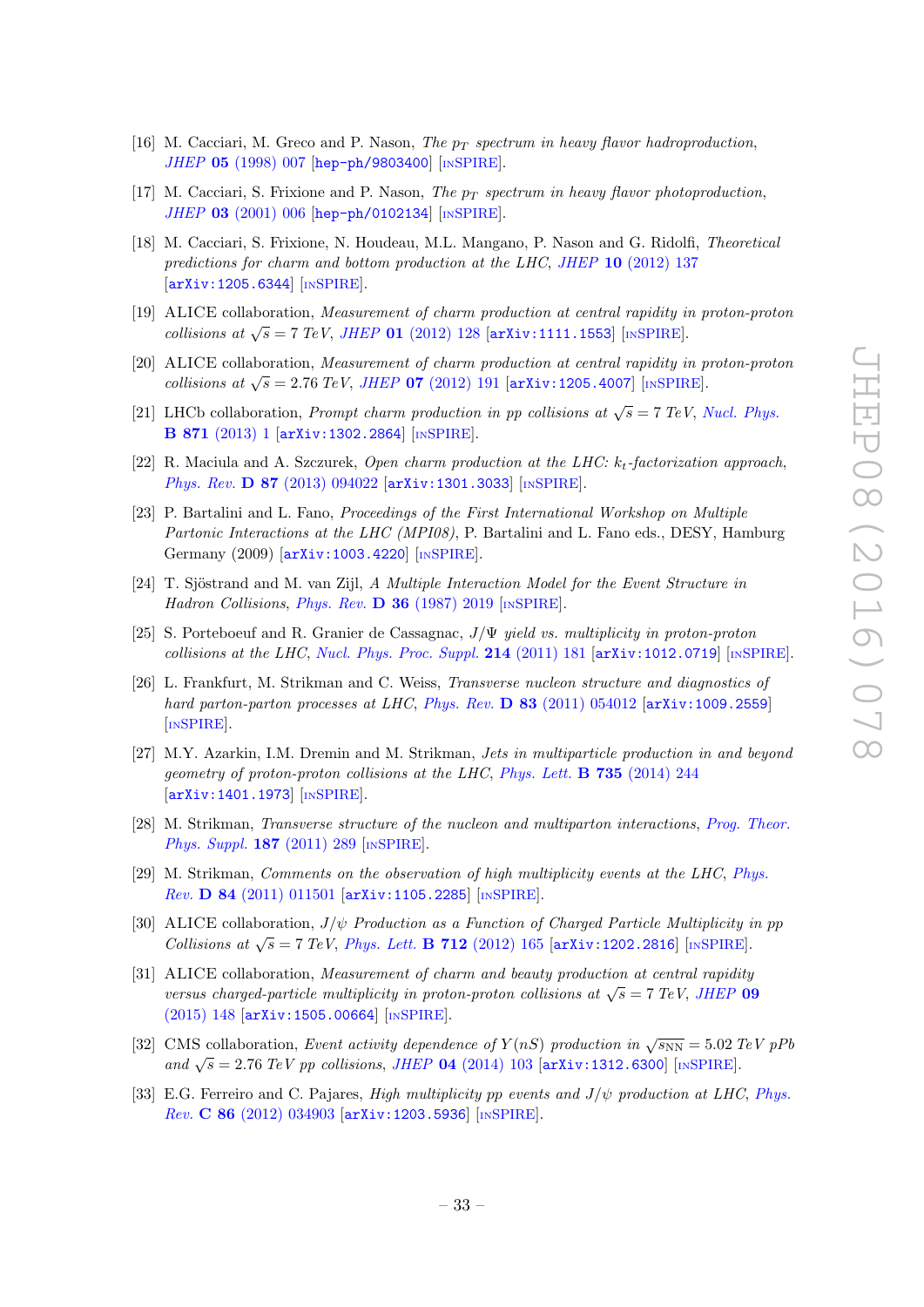[16] M. Cacciari, M. Greco and P. Nason, *The $p_T$ spectrum in heavy flavor hadroproduction*, *JHEP* **05** (1998) 007 [hep-ph/9803400] [INSPIRE].

[17] M. Cacciari, S. Frixione and P. Nason, *The $p_T$ spectrum in heavy flavor photoproduction*, *JHEP* **03** (2001) 006 [hep-ph/0102134] [INSPIRE].

[18] M. Cacciari, S. Frixione, N. Houdeau, M.L. Mangano, P. Nason and G. Ridolfi, *Theoretical predictions for charm and bottom production at the LHC*, *JHEP* **10** (2012) 137 [arXiv:1205.6344] [INSPIRE].

[19] ALICE collaboration, *Measurement of charm production at central rapidity in proton-proton collisions at $\sqrt{s} = 7$ TeV*, *JHEP* **01** (2012) 128 [arXiv:1111.1553] [INSPIRE].

[20] ALICE collaboration, *Measurement of charm production at central rapidity in proton-proton collisions at $\sqrt{s} = 2.76$ TeV*, *JHEP* **07** (2012) 191 [arXiv:1205.4007] [INSPIRE].

[21] LHCb collaboration, *Prompt charm production in pp collisions at $\sqrt{s} = 7$ TeV*, *Nucl. Phys.* **B 871** (2013) 1 [arXiv:1302.2864] [INSPIRE].

[22] R. Maciula and A. Szczurek, *Open charm production at the LHC: $k_t$-factorization approach*, *Phys. Rev.* **D 87** (2013) 094022 [arXiv:1301.3033] [INSPIRE].

[23] P. Bartalini and L. Fano, *Proceedings of the First International Workshop on Multiple Partonic Interactions at the LHC (MPI08)*, P. Bartalini and L. Fano eds., DESY, Hamburg Germany (2009) [arXiv:1003.4220] [INSPIRE].

[24] T. Sjöstrand and M. van Zijl, *A Multiple Interaction Model for the Event Structure in Hadron Collisions*, *Phys. Rev.* **D 36** (1987) 2019 [INSPIRE].

[25] S. Porteboeuf and R. Granier de Cassagnac, *$J/\Psi$ yield vs. multiplicity in proton-proton collisions at the LHC*, *Nucl. Phys. Proc. Suppl.* **214** (2011) 181 [arXiv:1012.0719] [INSPIRE].

[26] L. Frankfurt, M. Strikman and C. Weiss, *Transverse nucleon structure and diagnostics of hard parton-parton processes at LHC*, *Phys. Rev.* **D 83** (2011) 054012 [arXiv:1009.2559] [INSPIRE].

[27] M.Y. Azarkin, I.M. Dremin and M. Strikman, *Jets in multiparticle production in and beyond geometry of proton-proton collisions at the LHC*, *Phys. Lett.* **B 735** (2014) 244 [arXiv:1401.1973] [INSPIRE].

[28] M. Strikman, *Transverse structure of the nucleon and multiparton interactions*, *Prog. Theor. Phys. Suppl.* **187** (2011) 289 [INSPIRE].

[29] M. Strikman, *Comments on the observation of high multiplicity events at the LHC*, *Phys. Rev.* **D 84** (2011) 011501 [arXiv:1105.2285] [INSPIRE].

[30] ALICE collaboration, *$J/\psi$ Production as a Function of Charged Particle Multiplicity in pp Collisions at $\sqrt{s} = 7$ TeV*, *Phys. Lett.* **B 712** (2012) 165 [arXiv:1202.2816] [INSPIRE].

[31] ALICE collaboration, *Measurement of charm and beauty production at central rapidity versus charged-particle multiplicity in proton-proton collisions at $\sqrt{s} = 7$ TeV*, *JHEP* **09** (2015) 148 [arXiv:1505.00664] [INSPIRE].

[32] CMS collaboration, *Event activity dependence of $Y(nS)$ production in $\sqrt{s_{NN}} = 5.02$ TeV pPb and $\sqrt{s} = 2.76$ TeV pp collisions*, *JHEP* **04** (2014) 103 [arXiv:1312.6300] [INSPIRE].

[33] E.G. Ferreiro and C. Pajares, *High multiplicity pp events and $J/\psi$ production at LHC*, *Phys. Rev.* **C 86** (2012) 034903 [arXiv:1203.5936] [INSPIRE].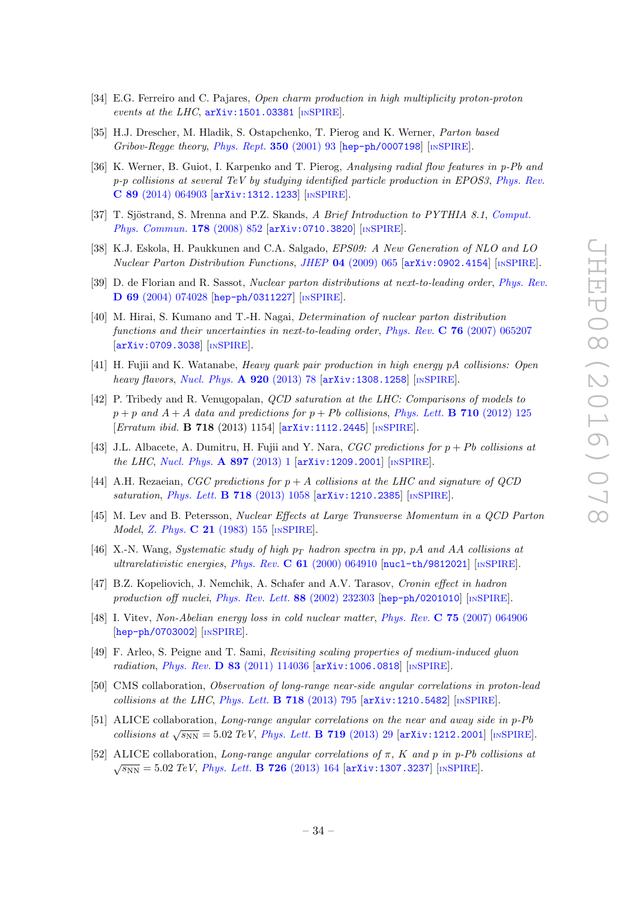[34] E.G. Ferreiro and C. Pajares, *Open charm production in high multiplicity proton-proton events at the LHC*, arXiv:1501.03381 [INSPIRE].

[35] H.J. Drescher, M. Hladik, S. Ostapchenko, T. Pierog and K. Werner, *Parton based Gribov-Regge theory*, *Phys. Rept.* **350** (2001) 93 [hep-ph/0007198] [INSPIRE].

[36] K. Werner, B. Guiot, I. Karpenko and T. Pierog, *Analysing radial flow features in p-Pb and p-p collisions at several TeV by studying identified particle production in EPOS3*, *Phys. Rev.* **C 89** (2014) 064903 [arXiv:1312.1233] [INSPIRE].

[37] T. Sjöstrand, S. Mrenna and P.Z. Skands, *A Brief Introduction to PYTHIA 8.1*, *Comput. Phys. Commun.* **178** (2008) 852 [arXiv:0710.3820] [INSPIRE].

[38] K.J. Eskola, H. Paukkunen and C.A. Salgado, *EPS09: A New Generation of NLO and LO Nuclear Parton Distribution Functions*, *JHEP* **04** (2009) 065 [arXiv:0902.4154] [INSPIRE].

[39] D. de Florian and R. Sassot, *Nuclear parton distributions at next-to-leading order*, *Phys. Rev.* **D 69** (2004) 074028 [hep-ph/0311227] [INSPIRE].

[40] M. Hirai, S. Kumano and T.-H. Nagai, *Determination of nuclear parton distribution functions and their uncertainties in next-to-leading order*, *Phys. Rev.* **C 76** (2007) 065207 [arXiv:0709.3038] [INSPIRE].

[41] H. Fujii and K. Watanabe, *Heavy quark pair production in high energy pA collisions: Open heavy flavors*, *Nucl. Phys.* **A 920** (2013) 78 [arXiv:1308.1258] [INSPIRE].

[42] P. Tribedy and R. Venugopalan, *QCD saturation at the LHC: Comparisons of models to $p+p$ and $A+A$ data and predictions for $p+Pb$ collisions*, *Phys. Lett.* **B 710** (2012) 125 [*Erratum ibid.* **B 718** (2013) 1154] [arXiv:1112.2445] [INSPIRE].

[43] J.L. Albacete, A. Dumitru, H. Fujii and Y. Nara, *CGC predictions for $p+Pb$ collisions at the LHC*, *Nucl. Phys.* **A 897** (2013) 1 [arXiv:1209.2001] [INSPIRE].

[44] A.H. Rezaeian, *CGC predictions for $p+A$ collisions at the LHC and signature of QCD saturation*, *Phys. Lett.* **B 718** (2013) 1058 [arXiv:1210.2385] [INSPIRE].

[45] M. Lev and B. Petersson, *Nuclear Effects at Large Transverse Momentum in a QCD Parton Model*, *Z. Phys.* **C 21** (1983) 155 [INSPIRE].

[46] X.-N. Wang, *Systematic study of high $p_T$ hadron spectra in pp, pA and AA collisions at ultrarelativistic energies*, *Phys. Rev.* **C 61** (2000) 064910 [nucl-th/9812021] [INSPIRE].

[47] B.Z. Kopeliovich, J. Nemchik, A. Schafer and A.V. Tarasov, *Cronin effect in hadron production off nuclei*, *Phys. Rev. Lett.* **88** (2002) 232303 [hep-ph/0201010] [INSPIRE].

[48] I. Vitev, *Non-Abelian energy loss in cold nuclear matter*, *Phys. Rev.* **C 75** (2007) 064906 [hep-ph/0703002] [INSPIRE].

[49] F. Arleo, S. Peigne and T. Sami, *Revisiting scaling properties of medium-induced gluon radiation*, *Phys. Rev.* **D 83** (2011) 114036 [arXiv:1006.0818] [INSPIRE].

[50] CMS collaboration, *Observation of long-range near-side angular correlations in proton-lead collisions at the LHC*, *Phys. Lett.* **B 718** (2013) 795 [arXiv:1210.5482] [INSPIRE].

[51] ALICE collaboration, *Long-range angular correlations on the near and away side in p-Pb collisions at $\sqrt{s_{\rm NN}} = 5.02$ TeV*, *Phys. Lett.* **B 719** (2013) 29 [arXiv:1212.2001] [INSPIRE].

[52] ALICE collaboration, *Long-range angular correlations of $\pi$, $K$ and $p$ in p-Pb collisions at $\sqrt{s_{\rm NN}} = 5.02$ TeV*, *Phys. Lett.* **B 726** (2013) 164 [arXiv:1307.3237] [INSPIRE].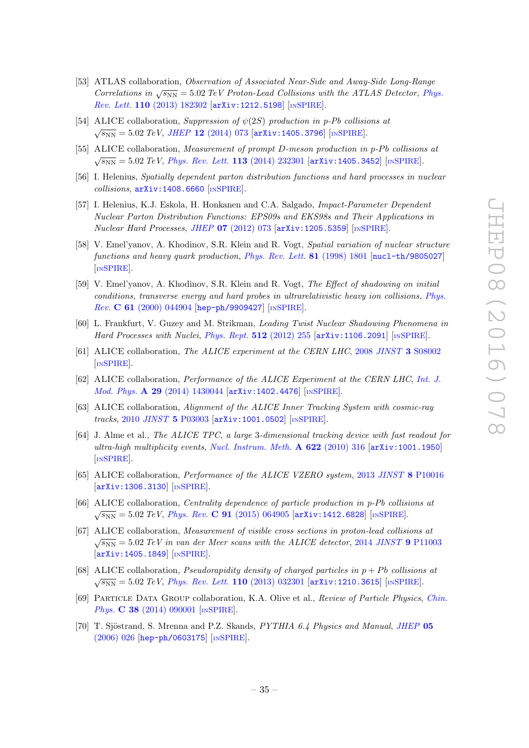[53] ATLAS collaboration, *Observation of Associated Near-Side and Away-Side Long-Range Correlations in* $\sqrt{s_{\rm NN}} = 5.02$ *TeV Proton-Lead Collisions with the ATLAS Detector*, *Phys. Rev. Lett.* **110** (2013) 182302 [arXiv:1212.5198] [INSPIRE].

[54] ALICE collaboration, *Suppression of* $\psi(2S)$ *production in p-Pb collisions at* $\sqrt{s_{\rm NN}} = 5.02$ *TeV*, *JHEP* **12** (2014) 073 [arXiv:1405.3796] [INSPIRE].

[55] ALICE collaboration, *Measurement of prompt D-meson production in p-Pb collisions at* $\sqrt{s_{\rm NN}} = 5.02$ *TeV*, *Phys. Rev. Lett.* **113** (2014) 232301 [arXiv:1405.3452] [INSPIRE].

[56] I. Helenius, *Spatially dependent parton distribution functions and hard processes in nuclear collisions*, arXiv:1408.6660 [INSPIRE].

[57] I. Helenius, K.J. Eskola, H. Honkanen and C.A. Salgado, *Impact-Parameter Dependent Nuclear Parton Distribution Functions: EPS09s and EKS98s and Their Applications in Nuclear Hard Processes*, *JHEP* **07** (2012) 073 [arXiv:1205.5359] [INSPIRE].

[58] V. Emel'yanov, A. Khodinov, S.R. Klein and R. Vogt, *Spatial variation of nuclear structure functions and heavy quark production*, *Phys. Rev. Lett.* **81** (1998) 1801 [nucl-th/9805027] [INSPIRE].

[59] V. Emel'yanov, A. Khodinov, S.R. Klein and R. Vogt, *The Effect of shadowing on initial conditions, transverse energy and hard probes in ultrarelativistic heavy ion collisions*, *Phys. Rev.* **C 61** (2000) 044904 [hep-ph/9909427] [INSPIRE].

[60] L. Frankfurt, V. Guzey and M. Strikman, *Leading Twist Nuclear Shadowing Phenomena in Hard Processes with Nuclei*, *Phys. Rept.* **512** (2012) 255 [arXiv:1106.2091] [INSPIRE].

[61] ALICE collaboration, *The ALICE experiment at the CERN LHC*, 2008 *JINST* **3** S08002 [INSPIRE].

[62] ALICE collaboration, *Performance of the ALICE Experiment at the CERN LHC*, *Int. J. Mod. Phys.* **A 29** (2014) 1430044 [arXiv:1402.4476] [INSPIRE].

[63] ALICE collaboration, *Alignment of the ALICE Inner Tracking System with cosmic-ray tracks*, 2010 *JINST* **5** P03003 [arXiv:1001.0502] [INSPIRE].

[64] J. Alme et al., *The ALICE TPC, a large 3-dimensional tracking device with fast readout for ultra-high multiplicity events*, *Nucl. Instrum. Meth.* **A 622** (2010) 316 [arXiv:1001.1950] [INSPIRE].

[65] ALICE collaboration, *Performance of the ALICE VZERO system*, 2013 *JINST* **8** P10016 [arXiv:1306.3130] [INSPIRE].

[66] ALICE collaboration, *Centrality dependence of particle production in p-Pb collisions at* $\sqrt{s_{\rm NN}} = 5.02$ *TeV*, *Phys. Rev.* **C 91** (2015) 064905 [arXiv:1412.6828] [INSPIRE].

[67] ALICE collaboration, *Measurement of visible cross sections in proton-lead collisions at* $\sqrt{s_{\rm NN}} = 5.02$ *TeV in van der Meer scans with the ALICE detector*, 2014 *JINST* **9** P11003 [arXiv:1405.1849] [INSPIRE].

[68] ALICE collaboration, *Pseudorapidity density of charged particles in* $p + Pb$ *collisions at* $\sqrt{s_{\rm NN}} = 5.02$ *TeV*, *Phys. Rev. Lett.* **110** (2013) 032301 [arXiv:1210.3615] [INSPIRE].

[69] Particle Data Group collaboration, K.A. Olive et al., *Review of Particle Physics*, *Chin. Phys.* **C 38** (2014) 090001 [INSPIRE].

[70] T. Sjöstrand, S. Mrenna and P.Z. Skands, *PYTHIA 6.4 Physics and Manual*, *JHEP* **05** (2006) 026 [hep-ph/0603175] [INSPIRE].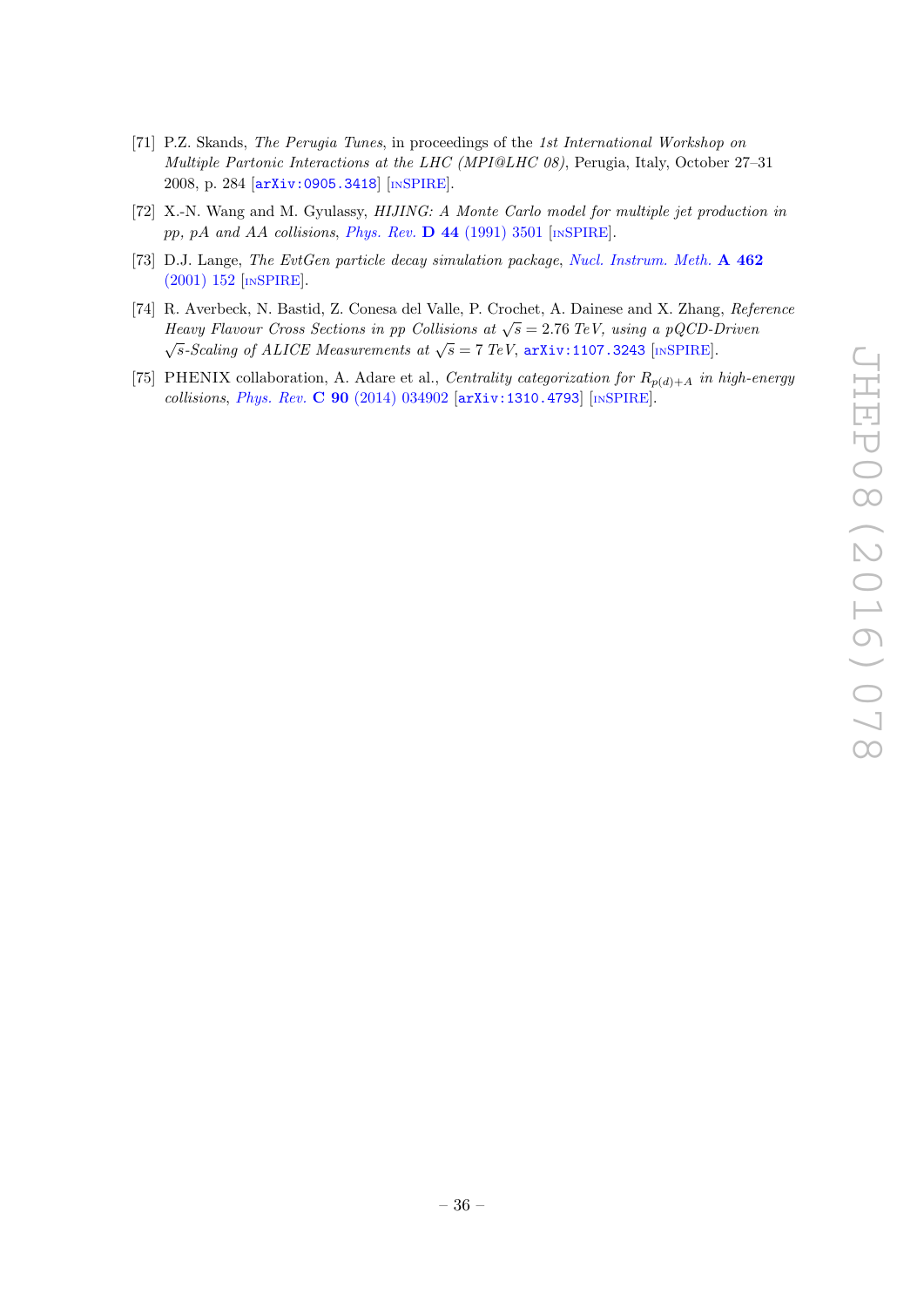[71] P.Z. Skands, *The Perugia Tunes*, in proceedings of the *1st International Workshop on Multiple Partonic Interactions at the LHC (MPI@LHC 08)*, Perugia, Italy, October 27–31 2008, p. 284 [arXiv:0905.3418] [INSPIRE].

[72] X.-N. Wang and M. Gyulassy, *HIJING: A Monte Carlo model for multiple jet production in pp, pA and AA collisions*, *Phys. Rev.* **D 44** (1991) 3501 [INSPIRE].

[73] D.J. Lange, *The EvtGen particle decay simulation package*, *Nucl. Instrum. Meth.* **A 462** (2001) 152 [INSPIRE].

[74] R. Averbeck, N. Bastid, Z. Conesa del Valle, P. Crochet, A. Dainese and X. Zhang, *Reference Heavy Flavour Cross Sections in pp Collisions at $\sqrt{s} = 2.76$ TeV, using a pQCD-Driven $\sqrt{s}$-Scaling of ALICE Measurements at $\sqrt{s} = 7$ TeV*, arXiv:1107.3243 [INSPIRE].

[75] PHENIX collaboration, A. Adare et al., *Centrality categorization for $R_{p(d)+A}$ in high-energy collisions*, *Phys. Rev.* **C 90** (2014) 034902 [arXiv:1310.4793] [INSPIRE].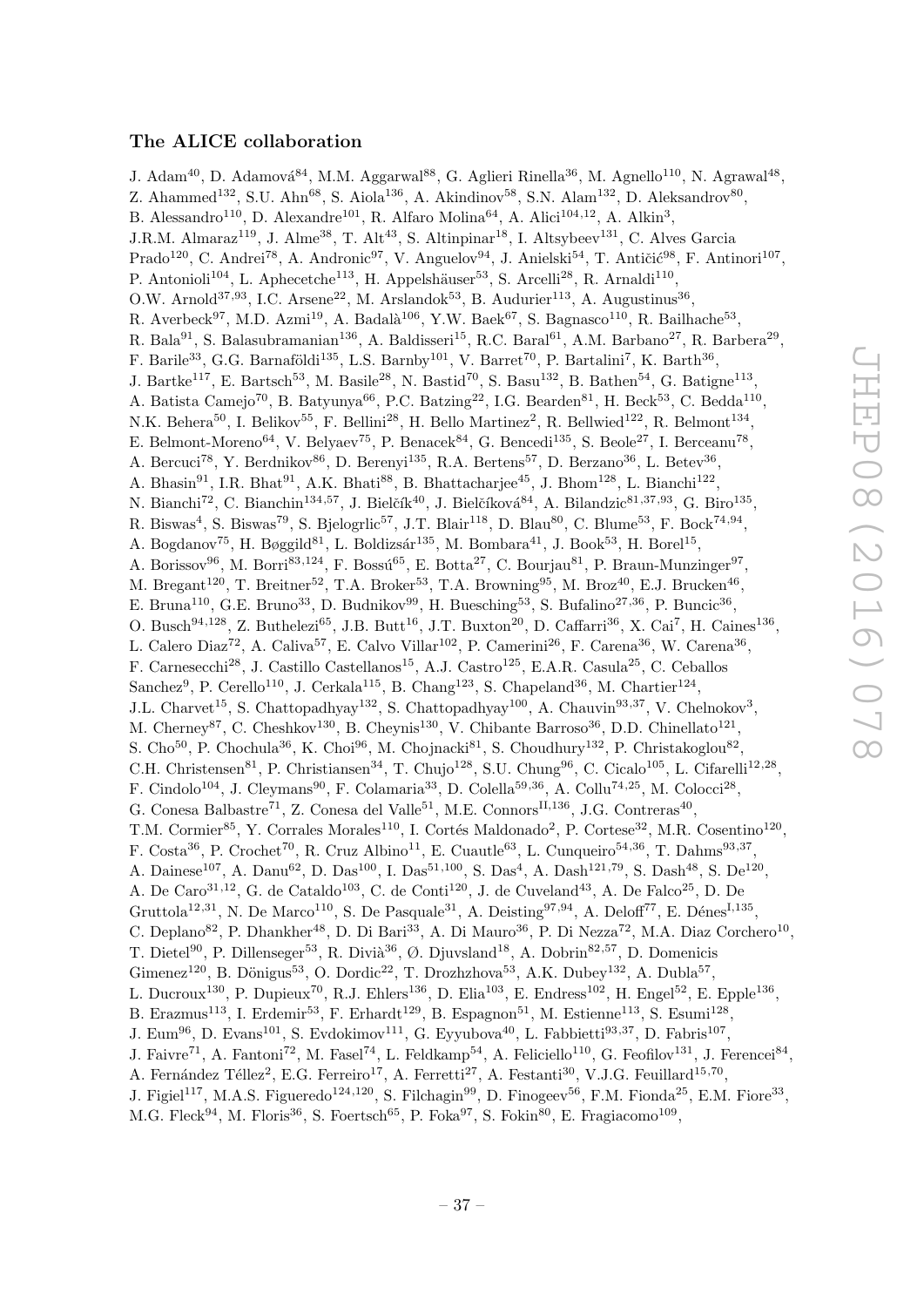## The ALICE collaboration

J. Adam[40], D. Adamová[84], M.M. Aggarwal[88], G. Aglieri Rinella[36], M. Agnello[110], N. Agrawal[48], Z. Ahammed[132], S.U. Ahn[68], S. Aiola[136], A. Akindinov[58], S.N. Alam[132], D. Aleksandrov[80], B. Alessandro[110], D. Alexandre[101], R. Alfaro Molina[64], A. Alici[104,12], A. Alkin[3], J.R.M. Almaraz[119], J. Alme[38], T. Alt[43], S. Altinpinar[18], I. Altsybeev[131], C. Alves Garcia Prado[120], C. Andrei[78], A. Andronic[97], V. Anguelov[94], J. Anielski[54], T. Antičić[98], F. Antinori[107], P. Antonioli[104], L. Aphecetche[113], H. Appelshäuser[53], S. Arcelli[28], R. Arnaldi[110], O.W. Arnold[37,93], I.C. Arsene[22], M. Arslandok[53], B. Audurier[113], A. Augustinus[36], R. Averbeck[97], M.D. Azmi[19], A. Badalà[106], Y.W. Baek[67], S. Bagnasco[110], R. Bailhache[53], R. Bala[91], S. Balasubramanian[136], A. Baldisseri[15], R.C. Baral[61], A.M. Barbano[27], R. Barbera[29], F. Barile[33], G.G. Barnaföldi[135], L.S. Barnby[101], V. Barret[70], P. Bartalini[7], K. Barth[36], J. Bartke[117], E. Bartsch[53], M. Basile[28], N. Bastid[70], S. Basu[132], B. Bathen[54], G. Batigne[113], A. Batista Camejo[70], B. Batyunya[66], P.C. Batzing[22], I.G. Bearden[81], H. Beck[53], C. Bedda[110], N.K. Behera[50], I. Belikov[55], F. Bellini[28], H. Bello Martinez[2], R. Bellwied[122], R. Belmont[134], E. Belmont-Moreno[64], V. Belyaev[75], P. Benacek[84], G. Bencedi[135], S. Beole[27], I. Berceanu[78], A. Bercuci[78], Y. Berdnikov[86], D. Berenyi[135], R.A. Bertens[57], D. Berzano[36], L. Betev[36], A. Bhasin[91], I.R. Bhat[91], A.K. Bhati[88], B. Bhattacharjee[45], J. Bhom[128], L. Bianchi[122], N. Bianchi[72], C. Bianchin[134,57], J. Bielčík[40], J. Bielčíková[84], A. Bilandzic[81,37,93], G. Biro[135], R. Biswas[4], S. Biswas[79], S. Bjelogrlic[57], J.T. Blair[118], D. Blau[80], C. Blume[53], F. Bock[74,94], A. Bogdanov[75], H. Bøggild[81], L. Boldizsár[135], M. Bombara[41], J. Book[53], H. Borel[15], A. Borissov[96], M. Borri[83,124], F. Bossú[65], E. Botta[27], C. Bourjau[81], P. Braun-Munzinger[97], M. Bregant[120], T. Breitner[52], T.A. Broker[53], T.A. Browning[95], M. Broz[40], E.J. Brucken[46], E. Bruna[110], G.E. Bruno[33], D. Budnikov[99], H. Buesching[53], S. Bufalino[27,36], P. Buncic[36], O. Busch[94,128], Z. Buthelezi[65], J.B. Butt[16], J.T. Buxton[20], D. Caffarri[36], X. Cai[7], H. Caines[136], L. Calero Diaz[72], A. Caliva[57], E. Calvo Villar[102], P. Camerini[26], F. Carena[36], W. Carena[36], F. Carnesecchi[28], J. Castillo Castellanos[15], A.J. Castro[125], E.A.R. Casula[25], C. Ceballos Sanchez[9], P. Cerello[110], J. Cerkala[115], B. Chang[123], S. Chapeland[36], M. Chartier[124], J.L. Charvet[15], S. Chattopadhyay[132], S. Chattopadhyay[100], A. Chauvin[93,37], V. Chelnokov[3], M. Cherney[87], C. Cheshkov[130], B. Cheynis[130], V. Chibante Barroso[36], D.D. Chinellato[121], S. Cho[50], P. Chochula[36], K. Choi[96], M. Chojnacki[81], S. Choudhury[132], P. Christakoglou[82], C.H. Christensen[81], P. Christiansen[34], T. Chujo[128], S.U. Chung[96], C. Cicalo[105], L. Cifarelli[12,28], F. Cindolo[104], J. Cleymans[90], F. Colamaria[33], D. Colella[59,36], A. Collu[74,25], M. Colocci[28], G. Conesa Balbastre[71], Z. Conesa del Valle[51], M.E. Connors[II,136], J.G. Contreras[40], T.M. Cormier[85], Y. Corrales Morales[110], I. Cortés Maldonado[2], P. Cortese[32], M.R. Cosentino[120], F. Costa[36], P. Crochet[70], R. Cruz Albino[11], E. Cuautle[63], L. Cunqueiro[54,36], T. Dahms[93,37], A. Dainese[107], A. Danu[62], D. Das[100], I. Das[51,100], S. Das[4], A. Dash[121,79], S. Dash[48], S. De[120], A. De Caro[31,12], G. de Cataldo[103], C. de Conti[120], J. de Cuveland[43], A. De Falco[25], D. De Gruttola[12,31], N. De Marco[110], S. De Pasquale[31], A. Deisting[97,94], A. Deloff[77], E. Dénes[I,135], C. Deplano[82], P. Dhankher[48], D. Di Bari[33], A. Di Mauro[36], P. Di Nezza[72], M.A. Diaz Corchero[10], T. Dietel[90], P. Dillenseger[53], R. Divià[36], Ø. Djuvsland[18], A. Dobrin[82,57], D. Domenicis Gimenez[120], B. Dönigus[53], O. Dordic[22], T. Drozhzhova[53], A.K. Dubey[132], A. Dubla[57], L. Ducroux[130], P. Dupieux[70], R.J. Ehlers[136], D. Elia[103], E. Endress[102], H. Engel[52], E. Epple[136], B. Erazmus[113], I. Erdemir[53], F. Erhardt[129], B. Espagnon[51], M. Estienne[113], S. Esumi[128], J. Eum[96], D. Evans[101], S. Evdokimov[111], G. Eyyubova[40], L. Fabbietti[93,37], D. Fabris[107], J. Faivre[71], A. Fantoni[72], M. Fasel[74], L. Feldkamp[54], A. Feliciello[110], G. Feofilov[131], J. Ferencei[84], A. Fernández Téllez[2], E.G. Ferreiro[17], A. Ferretti[27], A. Festanti[30], V.J.G. Feuillard[15,70], J. Figiel[117], M.A.S. Figueredo[124,120], S. Filchagin[99], D. Finogeev[56], F.M. Fionda[25], E.M. Fiore[33], M.G. Fleck[94], M. Floris[36], S. Foertsch[65], P. Foka[97], S. Fokin[80], E. Fragiacomo[109],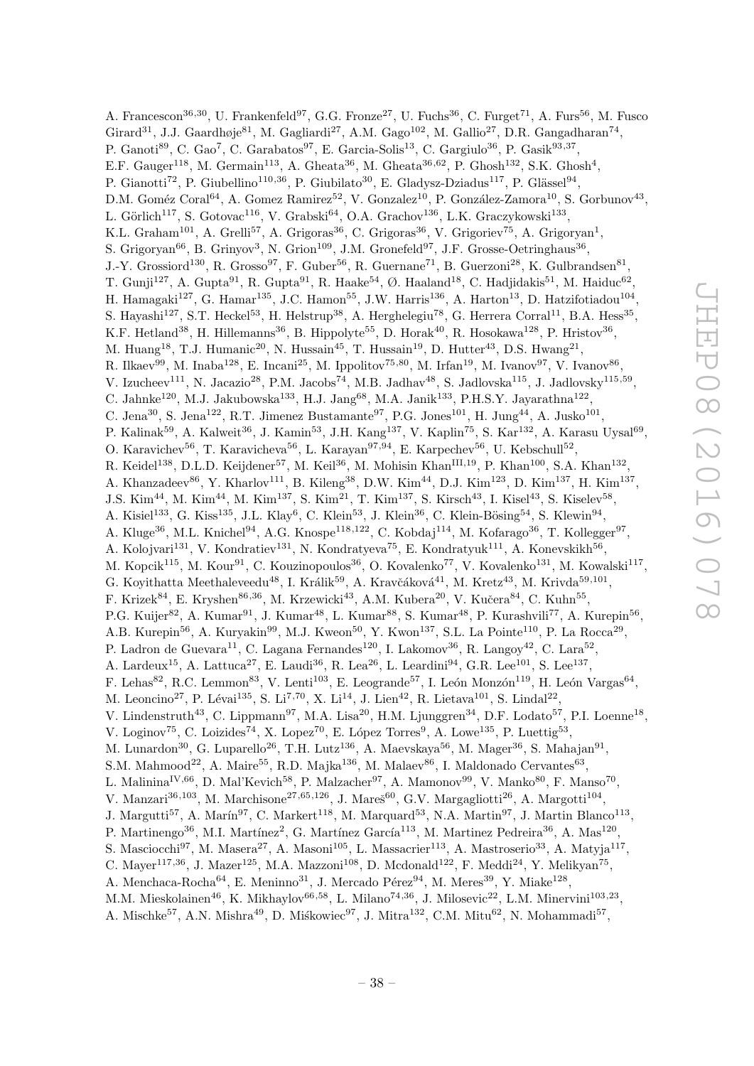A. Francescon[36,30], U. Frankenfeld[97], G.G. Fronze[27], U. Fuchs[36], C. Furget[71], A. Furs[56], M. Fusco Girard[31], J.J. Gaardhøje[81], M. Gagliardi[27], A.M. Gago[102], M. Gallio[27], D.R. Gangadharan[74], P. Ganoti[89], C. Gao[7], C. Garabatos[97], E. Garcia-Solis[13], C. Gargiulo[36], P. Gasik[93,37], E.F. Gauger[118], M. Germain[113], A. Gheata[36], M. Gheata[36,62], P. Ghosh[132], S.K. Ghosh[4], P. Gianotti[72], P. Giubellino[110,36], P. Giubilato[30], E. Gladysz-Dziadus[117], P. Glässel[94], D.M. Goméz Coral[64], A. Gomez Ramirez[52], V. Gonzalez[10], P. González-Zamora[10], S. Gorbunov[43], L. Görlich[117], S. Gotovac[116], V. Grabski[64], O.A. Grachov[136], L.K. Graczykowski[133], K.L. Graham[101], A. Grelli[57], A. Grigoras[36], C. Grigoras[36], V. Grigoriev[75], A. Grigoryan[1], S. Grigoryan[66], B. Grinyov[3], N. Grion[109], J.M. Gronefeld[97], J.F. Grosse-Oetringhaus[36], J.-Y. Grossiord[130], R. Grosso[97], F. Guber[56], R. Guernane[71], B. Guerzoni[28], K. Gulbrandsen[81], T. Gunji[127], A. Gupta[91], R. Gupta[91], R. Haake[54], Ø. Haaland[18], C. Hadjidakis[51], M. Haiduc[62], H. Hamagaki[127], G. Hamar[135], J.C. Hamon[55], J.W. Harris[136], A. Harton[13], D. Hatzifotiadou[104], S. Hayashi[127], S.T. Heckel[53], H. Helstrup[38], A. Herghelegiu[78], G. Herrera Corral[11], B.A. Hess[35], K.F. Hetland[38], H. Hillemanns[36], B. Hippolyte[55], D. Horak[40], R. Hosokawa[128], P. Hristov[36], M. Huang[18], T.J. Humanic[20], N. Hussain[45], T. Hussain[19], D. Hutter[43], D.S. Hwang[21], R. Ilkaev[99], M. Inaba[128], E. Incani[25], M. Ippolitov[75,80], M. Irfan[19], M. Ivanov[97], V. Ivanov[86], V. Izucheev[111], N. Jacazio[28], P.M. Jacobs[74], M.B. Jadhav[48], S. Jadlovska[115], J. Jadlovsky[115,59], C. Jahnke[120], M.J. Jakubowska[133], H.J. Jang[68], M.A. Janik[133], P.H.S.Y. Jayarathna[122], C. Jena[30], S. Jena[122], R.T. Jimenez Bustamante[97], P.G. Jones[101], H. Jung[44], A. Jusko[101], P. Kalinak[59], A. Kalweit[36], J. Kamin[53], J.H. Kang[137], V. Kaplin[75], S. Kar[132], A. Karasu Uysal[69], O. Karavichev[56], T. Karavicheva[56], L. Karayan[97,94], E. Karpechev[56], U. Kebschull[52], R. Keidel[138], D.L.D. Keijdener[57], M. Keil[36], M. Mohisin Khan[III,19], P. Khan[100], S.A. Khan[132], A. Khanzadeev[86], Y. Kharlov[111], B. Kileng[38], D.W. Kim[44], D.J. Kim[123], D. Kim[137], H. Kim[137], J.S. Kim[44], M. Kim[44], M. Kim[137], S. Kim[21], T. Kim[137], S. Kirsch[43], I. Kisel[43], S. Kiselev[58], A. Kisiel[133], G. Kiss[135], J.L. Klay[6], C. Klein[53], J. Klein[36], C. Klein-Bösing[54], S. Klewin[94], A. Kluge[36], M.L. Knichel[94], A.G. Knospe[118,122], C. Kobdaj[114], M. Kofarago[36], T. Kollegger[97], A. Kolojvari[131], V. Kondratiev[131], N. Kondratyeva[75], E. Kondratyuk[111], A. Konevskikh[56], M. Kopcik[115], M. Kour[91], C. Kouzinopoulos[36], O. Kovalenko[77], V. Kovalenko[131], M. Kowalski[117], G. Koyithatta Meethaleveedu[48], I. Králik[59], A. Kravčáková[41], M. Kretz[43], M. Krivda[59,101], F. Krizek[84], E. Kryshen[86,36], M. Krzewicki[43], A.M. Kubera[20], V. Kučera[84], C. Kuhn[55], P.G. Kuijer[82], A. Kumar[91], J. Kumar[48], L. Kumar[88], S. Kumar[48], P. Kurashvili[77], A. Kurepin[56], A.B. Kurepin[56], A. Kuryakin[99], M.J. Kweon[50], Y. Kwon[137], S.L. La Pointe[110], P. La Rocca[29], P. Ladron de Guevara[11], C. Lagana Fernandes[120], I. Lakomov[36], R. Langoy[42], C. Lara[52], A. Lardeux[15], A. Lattuca[27], E. Laudi[36], R. Lea[26], L. Leardini[94], G.R. Lee[101], S. Lee[137], F. Lehas[82], R.C. Lemmon[83], V. Lenti[103], E. Leogrande[57], I. León Monzón[119], H. León Vargas[64], M. Leoncino[27], P. Lévai[135], S. Li[7,70], X. Li[14], J. Lien[42], R. Lietava[101], S. Lindal[22], V. Lindenstruth[43], C. Lippmann[97], M.A. Lisa[20], H.M. Ljunggren[34], D.F. Lodato[57], P.I. Loenne[18], V. Loginov[75], C. Loizides[74], X. Lopez[70], E. López Torres[9], A. Lowe[135], P. Luettig[53], M. Lunardon[30], G. Luparello[26], T.H. Lutz[136], A. Maevskaya[56], M. Mager[36], S. Mahajan[91], S.M. Mahmood[22], A. Maire[55], R.D. Majka[136], M. Malaev[86], I. Maldonado Cervantes[63], L. Malinina[IV,66], D. Mal'Kevich[58], P. Malzacher[97], A. Mamonov[99], V. Manko[80], F. Manso[70], V. Manzari[36,103], M. Marchisone[27,65,126], J. Mareš[60], G.V. Margagliotti[26], A. Margotti[104], J. Margutti[57], A. Marín[97], C. Markert[118], M. Marquard[53], N.A. Martin[97], J. Martin Blanco[113], P. Martinengo[36], M.I. Martínez[2], G. Martínez García[113], M. Martinez Pedreira[36], A. Mas[120], S. Masciocchi[97], M. Masera[27], A. Masoni[105], L. Massacrier[113], A. Mastroserio[33], A. Matyja[117], C. Mayer[117,36], J. Mazer[125], M.A. Mazzoni[108], D. Mcdonald[122], F. Meddi[24], Y. Melikyan[75], A. Menchaca-Rocha[64], E. Meninno[31], J. Mercado Pérez[94], M. Meres[39], Y. Miake[128], M.M. Mieskolainen[46], K. Mikhaylov[66,58], L. Milano[74,36], J. Milosevic[22], L.M. Minervini[103,23], A. Mischke[57], A.N. Mishra[49], D. Miśkowiec[97], J. Mitra[132], C.M. Mitu[62], N. Mohammadi[57],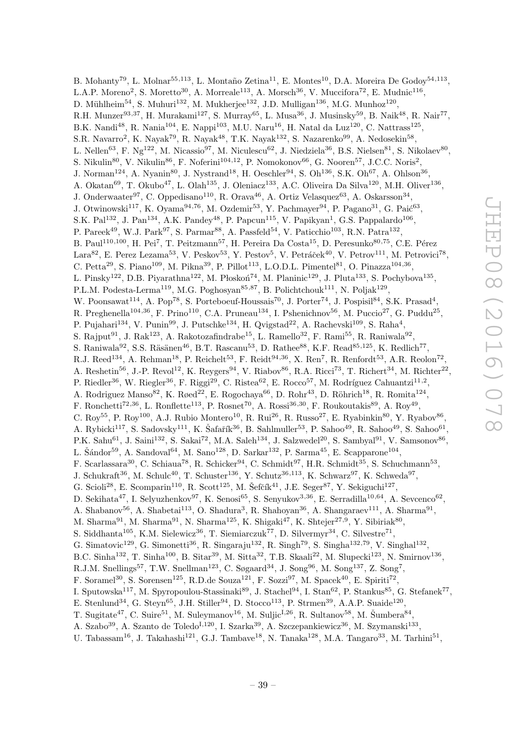B. Mohanty[79], L. Molnar[55,113], L. Montaño Zetina[11], E. Montes[10], D.A. Moreira De Godoy[54,113], L.A.P. Moreno[2], S. Moretto[30], A. Morreale[113], A. Morsch[36], V. Muccifora[72], E. Mudnic[116], D. Mühlheim[54], S. Muhuri[132], M. Mukherjee[132], J.D. Mulligan[136], M.G. Munhoz[120], R.H. Munzer[93,37], H. Murakami[127], S. Murray[65], L. Musa[36], J. Musinsky[59], B. Naik[48], R. Nair[77], B.K. Nandi[48], R. Nania[104], E. Nappi[103], M.U. Naru[16], H. Natal da Luz[120], C. Nattrass[125], S.R. Navarro[2], K. Nayak[79], R. Nayak[48], T.K. Nayak[132], S. Nazarenko[99], A. Nedosekin[58], L. Nellen[63], F. Ng[122], M. Nicassio[97], M. Niculescu[62], J. Niedziela[36], B.S. Nielsen[81], S. Nikolaev[80], S. Nikulin[80], V. Nikulin[86], F. Noferini[104,12], P. Nomokonov[66], G. Nooren[57], J.C.C. Noris[2], J. Norman[124], A. Nyanin[80], J. Nystrand[18], H. Oeschler[94], S. Oh[136], S.K. Oh[67], A. Ohlson[36], A. Okatan[69], T. Okubo[47], L. Olah[135], J. Oleniacz[133], A.C. Oliveira Da Silva[120], M.H. Oliver[136], J. Onderwaater[97], C. Oppedisano[110], R. Orava[46], A. Ortiz Velasquez[63], A. Oskarsson[34], J. Otwinowski[117], K. Oyama[94,76], M. Ozdemir[53], Y. Pachmayer[94], P. Pagano[31], G. Paić[63], S.K. Pal[132], J. Pan[134], A.K. Pandey[48], P. Papcun[115], V. Papikyan[1], G.S. Pappalardo[106], P. Pareek[49], W.J. Park[97], S. Parmar[88], A. Passfeld[54], V. Paticchio[103], R.N. Patra[132], B. Paul[110,100], H. Pei[7], T. Peitzmann[57], H. Pereira Da Costa[15], D. Peresunko[80,75], C.E. Pérez Lara[82], E. Perez Lezama[53], V. Peskov[53], Y. Pestov[5], V. Petráček[40], V. Petrov[111], M. Petrovici[78], C. Petta[29], S. Piano[109], M. Pikna[39], P. Pillot[113], L.O.D.L. Pimentel[81], O. Pinazza[104,36], L. Pinsky[122], D.B. Piyarathna[122], M. Płoskoń[74], M. Planinic[129], J. Pluta[133], S. Pochybova[135], P.L.M. Podesta-Lerma[119], M.G. Poghosyan[85,87], B. Polichtchouk[111], N. Poljak[129], W. Poonsawat[114], A. Pop[78], S. Porteboeuf-Houssais[70], J. Porter[74], J. Pospisil[84], S.K. Prasad[4], R. Preghenella[104,36], F. Prino[110], C.A. Pruneau[134], I. Pshenichnov[56], M. Puccio[27], G. Puddu[25], P. Pujahari[134], V. Punin[99], J. Putschke[134], H. Qvigstad[22], A. Rachevski[109], S. Raha[4], S. Rajput[91], J. Rak[123], A. Rakotozafindrabe[15], L. Ramello[32], F. Rami[55], R. Raniwala[92], S. Raniwala[92], S.S. Räsänen[46], B.T. Rascanu[53], D. Rathee[88], K.F. Read[85,125], K. Redlich[77], R.J. Reed[134], A. Rehman[18], P. Reichelt[53], F. Reidt[94,36], X. Ren[7], R. Renfordt[53], A.R. Reolon[72], A. Reshetin[56], J.-P. Revol[12], K. Reygers[94], V. Riabov[86], R.A. Ricci[73], T. Richert[34], M. Richter[22], P. Riedler[36], W. Riegler[36], F. Riggi[29], C. Ristea[62], E. Rocco[57], M. Rodríguez Cahuantzi[11,2], A. Rodriguez Manso[82], K. Røed[22], E. Rogochaya[66], D. Rohr[43], D. Röhrich[18], R. Romita[124], F. Ronchetti[72,36], L. Ronflette[113], P. Rosnet[70], A. Rossi[36,30], F. Roukoutakis[89], A. Roy[49], C. Roy[55], P. Roy[100], A.J. Rubio Montero[10], R. Rui[26], R. Russo[27], E. Ryabinkin[80], Y. Ryabov[86], A. Rybicki[117], S. Sadovsky[111], K. Šafařík[36], B. Sahlmuller[53], P. Sahoo[49], R. Sahoo[49], S. Sahoo[61], P.K. Sahu[61], J. Saini[132], S. Sakai[72], M.A. Saleh[134], J. Salzwedel[20], S. Sambyal[91], V. Samsonov[86], L. Šándor[59], A. Sandoval[64], M. Sano[128], D. Sarkar[132], P. Sarma[45], E. Scapparone[104], F. Scarlassara[30], C. Schiaua[78], R. Schicker[94], C. Schmidt[97], H.R. Schmidt[35], S. Schuchmann[53], J. Schukraft[36], M. Schulc[40], T. Schuster[136], Y. Schutz[36,113], K. Schwarz[97], K. Schweda[97], G. Scioli[28], E. Scomparin[110], R. Scott[125], M. Šefčík[41], J.E. Seger[87], Y. Sekiguchi[127], D. Sekihata[47], I. Selyuzhenkov[97], K. Senosi[65], S. Senyukov[3,36], E. Serradilla[10,64], A. Sevcenco[62], A. Shabanov[56], A. Shabetai[113], O. Shadura[3], R. Shahoyan[36], A. Shangaraev[111], A. Sharma[91], M. Sharma[91], M. Sharma[91], N. Sharma[125], K. Shigaki[47], K. Shtejer[27,9], Y. Sibiriak[80], S. Siddhanta[105], K.M. Sielewicz[36], T. Siemiarczuk[77], D. Silvermyr[34], C. Silvestre[71], G. Simatovic[129], G. Simonetti[36], R. Singaraju[132], R. Singh[79], S. Singha[132,79], V. Singhal[132], B.C. Sinha[132], T. Sinha[100], B. Sitar[39], M. Sitta[32], T.B. Skaali[22], M. Slupecki[123], N. Smirnov[136], R.J.M. Snellings[57], T.W. Snellman[123], C. Søgaard[34], J. Song[96], M. Song[137], Z. Song[7], F. Soramel[30], S. Sorensen[125], R.D.de Souza[121], F. Sozzi[97], M. Spacek[40], E. Spiriti[72], I. Sputowska[117], M. Spyropoulou-Stassinaki[89], J. Stachel[94], I. Stan[62], P. Stankus[85], G. Stefanek[77], E. Stenlund[34], G. Steyn[65], J.H. Stiller[94], D. Stocco[113], P. Strmen[39], A.A.P. Suaide[120], T. Sugitate[47], C. Suire[51], M. Suleymanov[16], M. Suljic[I,26], R. Sultanov[58], M. Šumbera[84], A. Szabo[39], A. Szanto de Toledo[I,120], I. Szarka[39], A. Szczepankiewicz[36], M. Szymanski[133], U. Tabassam[16], J. Takahashi[121], G.J. Tambave[18], N. Tanaka[128], M.A. Tangaro[33], M. Tarhini[51],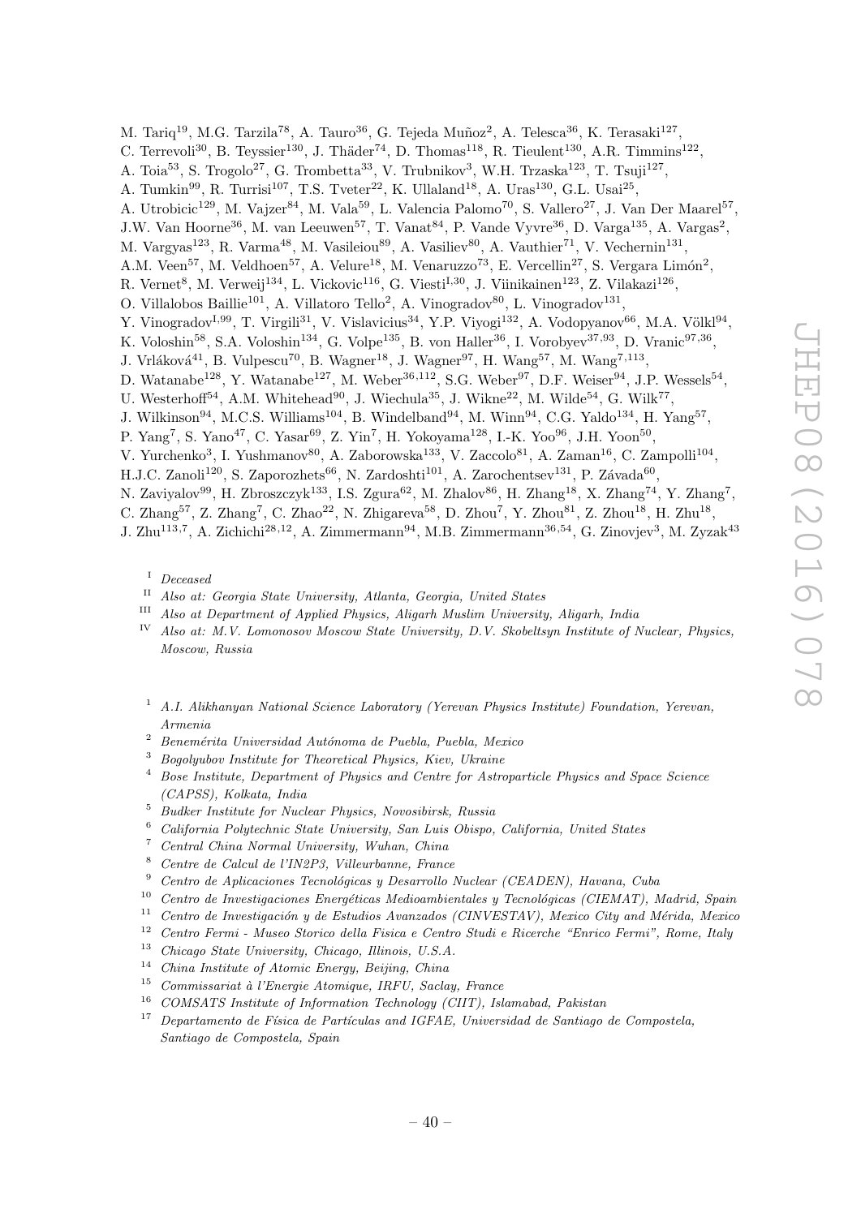M. Tariq[19], M.G. Tarzila[78], A. Tauro[36], G. Tejeda Muñoz[2], A. Telesca[36], K. Terasaki[127], C. Terrevoli[30], B. Teyssier[130], J. Thäder[74], D. Thomas[118], R. Tieulent[130], A.R. Timmins[122], A. Toia[53], S. Trogolo[27], G. Trombetta[33], V. Trubnikov[3], W.H. Trzaska[123], T. Tsuji[127], A. Tumkin[99], R. Turrisi[107], T.S. Tveter[22], K. Ullaland[18], A. Uras[130], G.L. Usai[25], A. Utrobicic[129], M. Vajzer[84], M. Vala[59], L. Valencia Palomo[70], S. Vallero[27], J. Van Der Maarel[57], J.W. Van Hoorne[36], M. van Leeuwen[57], T. Vanat[84], P. Vande Vyvre[36], D. Varga[135], A. Vargas[2], M. Vargyas[123], R. Varma[48], M. Vasileiou[89], A. Vasiliev[80], A. Vauthier[71], V. Vechernin[131], A.M. Veen[57], M. Veldhoen[57], A. Velure[18], M. Venaruzzo[73], E. Vercellin[27], S. Vergara Limón[2], R. Vernet[8], M. Verweij[134], L. Vickovic[116], G. Viesti[I,30], J. Viinikainen[123], Z. Vilakazi[126], O. Villalobos Baillie[101], A. Villatoro Tello[2], A. Vinogradov[80], L. Vinogradov[131], Y. Vinogradov[I,99], T. Virgili[31], V. Vislavicius[34], Y.P. Viyogi[132], A. Vodopyanov[66], M.A. Völkl[94], K. Voloshin[58], S.A. Voloshin[134], G. Volpe[135], B. von Haller[36], I. Vorobyev[37,93], D. Vranic[97,36], J. Vrláková[41], B. Vulpescu[70], B. Wagner[18], J. Wagner[97], H. Wang[57], M. Wang[7,113], D. Watanabe[128], Y. Watanabe[127], M. Weber[36,112], S.G. Weber[97], D.F. Weiser[94], J.P. Wessels[54], U. Westerhoff[54], A.M. Whitehead[90], J. Wiechula[35], J. Wikne[22], M. Wilde[54], G. Wilk[77], J. Wilkinson[94], M.C.S. Williams[104], B. Windelband[94], M. Winn[94], C.G. Yaldo[134], H. Yang[57], P. Yang[7], S. Yano[47], C. Yasar[69], Z. Yin[7], H. Yokoyama[128], I.-K. Yoo[96], J.H. Yoon[50], V. Yurchenko[3], I. Yushmanov[80], A. Zaborowska[133], V. Zaccolo[81], A. Zaman[16], C. Zampolli[104], H.J.C. Zanoli[120], S. Zaporozhets[66], N. Zardoshti[101], A. Zarochentsev[131], P. Závada[60], N. Zaviyalov[99], H. Zbroszczyk[133], I.S. Zgura[62], M. Zhalov[86], H. Zhang[18], X. Zhang[74], Y. Zhang[7], C. Zhang[57], Z. Zhang[7], C. Zhao[22], N. Zhigareva[58], D. Zhou[7], Y. Zhou[81], Z. Zhou[18], H. Zhu[18], J. Zhu[113,7], A. Zichichi[28,12], A. Zimmermann[94], M.B. Zimmermann[36,54], G. Zinovjev[3], M. Zyzak[43]

[I] *Deceased*

[II] *Also at: Georgia State University, Atlanta, Georgia, United States*

[III] *Also at Department of Applied Physics, Aligarh Muslim University, Aligarh, India*

[IV] *Also at: M.V. Lomonosov Moscow State University, D.V. Skobeltsyn Institute of Nuclear, Physics, Moscow, Russia*

[1] *A.I. Alikhanyan National Science Laboratory (Yerevan Physics Institute) Foundation, Yerevan, Armenia*

[2] *Benemérita Universidad Autónoma de Puebla, Puebla, Mexico*

[3] *Bogolyubov Institute for Theoretical Physics, Kiev, Ukraine*

[4] *Bose Institute, Department of Physics and Centre for Astroparticle Physics and Space Science (CAPSS), Kolkata, India*

[5] *Budker Institute for Nuclear Physics, Novosibirsk, Russia*

[6] *California Polytechnic State University, San Luis Obispo, California, United States*

[7] *Central China Normal University, Wuhan, China*

[8] *Centre de Calcul de l'IN2P3, Villeurbanne, France*

[9] *Centro de Aplicaciones Tecnológicas y Desarrollo Nuclear (CEADEN), Havana, Cuba*

[10] *Centro de Investigaciones Energéticas Medioambientales y Tecnológicas (CIEMAT), Madrid, Spain*

[11] *Centro de Investigación y de Estudios Avanzados (CINVESTAV), Mexico City and Mérida, Mexico*

[12] *Centro Fermi - Museo Storico della Fisica e Centro Studi e Ricerche "Enrico Fermi", Rome, Italy*

[13] *Chicago State University, Chicago, Illinois, U.S.A.*

[14] *China Institute of Atomic Energy, Beijing, China*

[15] *Commissariat à l'Energie Atomique, IRFU, Saclay, France*

[16] *COMSATS Institute of Information Technology (CIIT), Islamabad, Pakistan*

[17] *Departamento de Física de Partículas and IGFAE, Universidad de Santiago de Compostela, Santiago de Compostela, Spain*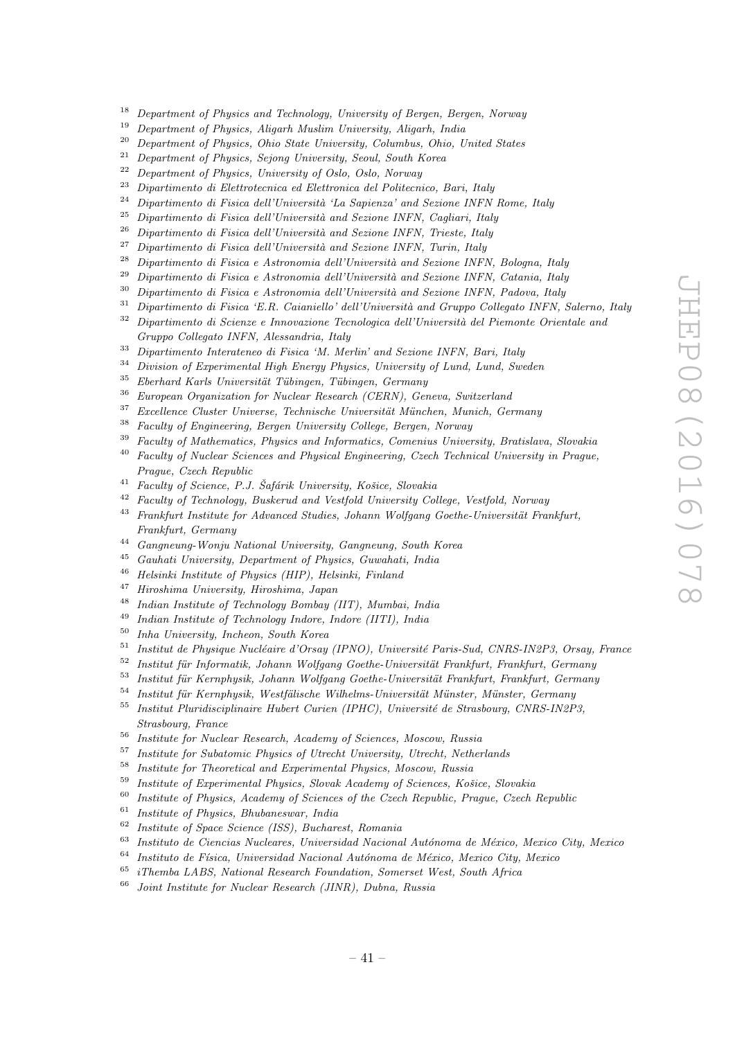[18] *Department of Physics and Technology, University of Bergen, Bergen, Norway*
[19] *Department of Physics, Aligarh Muslim University, Aligarh, India*
[20] *Department of Physics, Ohio State University, Columbus, Ohio, United States*
[21] *Department of Physics, Sejong University, Seoul, South Korea*
[22] *Department of Physics, University of Oslo, Oslo, Norway*
[23] *Dipartimento di Elettrotecnica ed Elettronica del Politecnico, Bari, Italy*
[24] *Dipartimento di Fisica dell'Università 'La Sapienza' and Sezione INFN Rome, Italy*
[25] *Dipartimento di Fisica dell'Università and Sezione INFN, Cagliari, Italy*
[26] *Dipartimento di Fisica dell'Università and Sezione INFN, Trieste, Italy*
[27] *Dipartimento di Fisica dell'Università and Sezione INFN, Turin, Italy*
[28] *Dipartimento di Fisica e Astronomia dell'Università and Sezione INFN, Bologna, Italy*
[29] *Dipartimento di Fisica e Astronomia dell'Università and Sezione INFN, Catania, Italy*
[30] *Dipartimento di Fisica e Astronomia dell'Università and Sezione INFN, Padova, Italy*
[31] *Dipartimento di Fisica 'E.R. Caianiello' dell'Università and Gruppo Collegato INFN, Salerno, Italy*
[32] *Dipartimento di Scienze e Innovazione Tecnologica dell'Università del Piemonte Orientale and Gruppo Collegato INFN, Alessandria, Italy*
[33] *Dipartimento Interateneo di Fisica 'M. Merlin' and Sezione INFN, Bari, Italy*
[34] *Division of Experimental High Energy Physics, University of Lund, Lund, Sweden*
[35] *Eberhard Karls Universität Tübingen, Tübingen, Germany*
[36] *European Organization for Nuclear Research (CERN), Geneva, Switzerland*
[37] *Excellence Cluster Universe, Technische Universität München, Munich, Germany*
[38] *Faculty of Engineering, Bergen University College, Bergen, Norway*
[39] *Faculty of Mathematics, Physics and Informatics, Comenius University, Bratislava, Slovakia*
[40] *Faculty of Nuclear Sciences and Physical Engineering, Czech Technical University in Prague, Prague, Czech Republic*
[41] *Faculty of Science, P.J. Šafárik University, Košice, Slovakia*
[42] *Faculty of Technology, Buskerud and Vestfold University College, Vestfold, Norway*
[43] *Frankfurt Institute for Advanced Studies, Johann Wolfgang Goethe-Universität Frankfurt, Frankfurt, Germany*
[44] *Gangneung-Wonju National University, Gangneung, South Korea*
[45] *Gauhati University, Department of Physics, Guwahati, India*
[46] *Helsinki Institute of Physics (HIP), Helsinki, Finland*
[47] *Hiroshima University, Hiroshima, Japan*
[48] *Indian Institute of Technology Bombay (IIT), Mumbai, India*
[49] *Indian Institute of Technology Indore, Indore (IITI), India*
[50] *Inha University, Incheon, South Korea*
[51] *Institut de Physique Nucléaire d'Orsay (IPNO), Université Paris-Sud, CNRS-IN2P3, Orsay, France*
[52] *Institut für Informatik, Johann Wolfgang Goethe-Universität Frankfurt, Frankfurt, Germany*
[53] *Institut für Kernphysik, Johann Wolfgang Goethe-Universität Frankfurt, Frankfurt, Germany*
[54] *Institut für Kernphysik, Westfälische Wilhelms-Universität Münster, Münster, Germany*
[55] *Institut Pluridisciplinaire Hubert Curien (IPHC), Université de Strasbourg, CNRS-IN2P3, Strasbourg, France*
[56] *Institute for Nuclear Research, Academy of Sciences, Moscow, Russia*
[57] *Institute for Subatomic Physics of Utrecht University, Utrecht, Netherlands*
[58] *Institute for Theoretical and Experimental Physics, Moscow, Russia*
[59] *Institute of Experimental Physics, Slovak Academy of Sciences, Košice, Slovakia*
[60] *Institute of Physics, Academy of Sciences of the Czech Republic, Prague, Czech Republic*
[61] *Institute of Physics, Bhubaneswar, India*
[62] *Institute of Space Science (ISS), Bucharest, Romania*
[63] *Instituto de Ciencias Nucleares, Universidad Nacional Autónoma de México, Mexico City, Mexico*
[64] *Instituto de Física, Universidad Nacional Autónoma de México, Mexico City, Mexico*
[65] *iThemba LABS, National Research Foundation, Somerset West, South Africa*
[66] *Joint Institute for Nuclear Research (JINR), Dubna, Russia*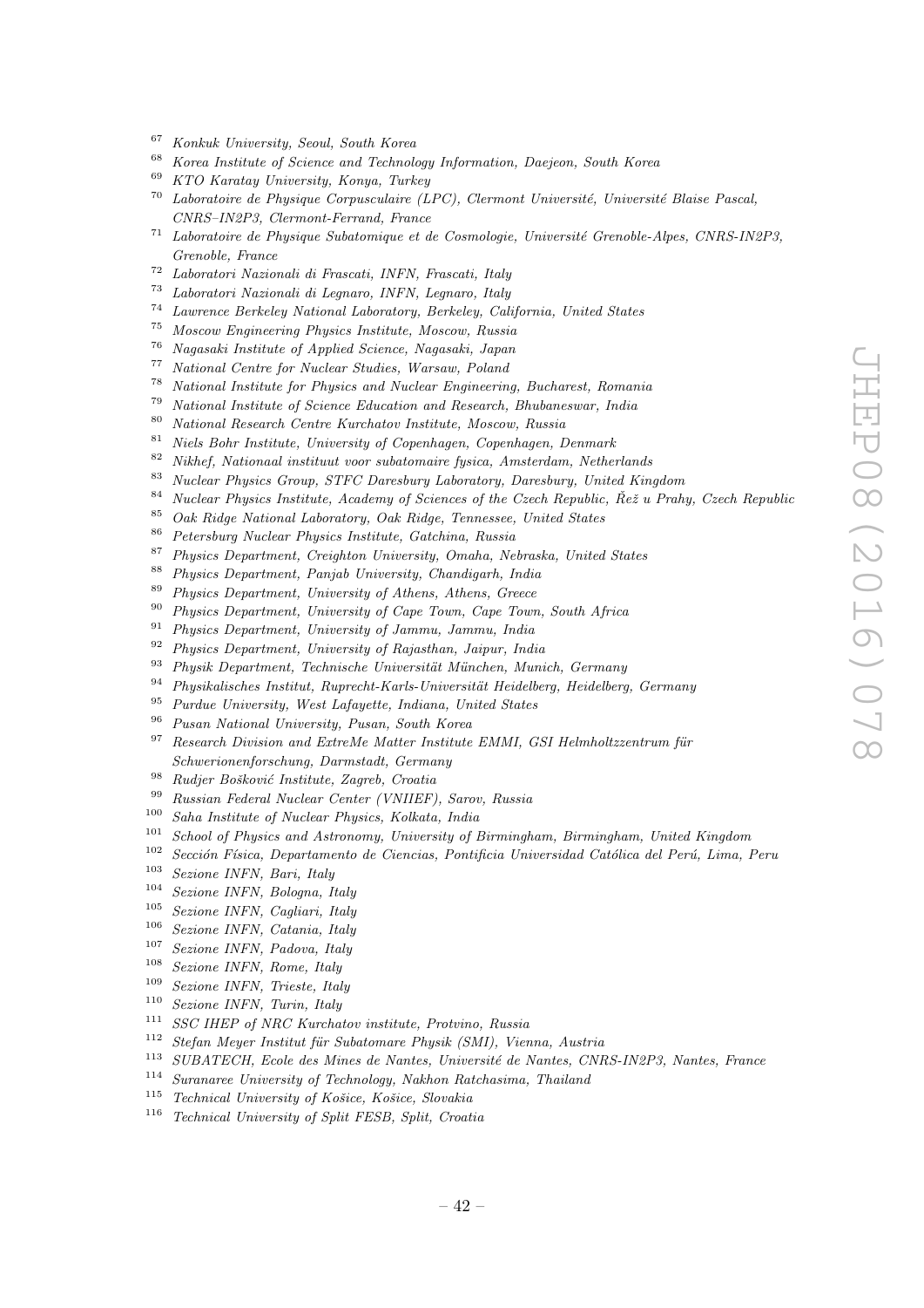[67] *Konkuk University, Seoul, South Korea*
[68] *Korea Institute of Science and Technology Information, Daejeon, South Korea*
[69] *KTO Karatay University, Konya, Turkey*
[70] *Laboratoire de Physique Corpusculaire (LPC), Clermont Université, Université Blaise Pascal, CNRS–IN2P3, Clermont-Ferrand, France*
[71] *Laboratoire de Physique Subatomique et de Cosmologie, Université Grenoble-Alpes, CNRS-IN2P3, Grenoble, France*
[72] *Laboratori Nazionali di Frascati, INFN, Frascati, Italy*
[73] *Laboratori Nazionali di Legnaro, INFN, Legnaro, Italy*
[74] *Lawrence Berkeley National Laboratory, Berkeley, California, United States*
[75] *Moscow Engineering Physics Institute, Moscow, Russia*
[76] *Nagasaki Institute of Applied Science, Nagasaki, Japan*
[77] *National Centre for Nuclear Studies, Warsaw, Poland*
[78] *National Institute for Physics and Nuclear Engineering, Bucharest, Romania*
[79] *National Institute of Science Education and Research, Bhubaneswar, India*
[80] *National Research Centre Kurchatov Institute, Moscow, Russia*
[81] *Niels Bohr Institute, University of Copenhagen, Copenhagen, Denmark*
[82] *Nikhef, Nationaal instituut voor subatomaire fysica, Amsterdam, Netherlands*
[83] *Nuclear Physics Group, STFC Daresbury Laboratory, Daresbury, United Kingdom*
[84] *Nuclear Physics Institute, Academy of Sciences of the Czech Republic, Řež u Prahy, Czech Republic*
[85] *Oak Ridge National Laboratory, Oak Ridge, Tennessee, United States*
[86] *Petersburg Nuclear Physics Institute, Gatchina, Russia*
[87] *Physics Department, Creighton University, Omaha, Nebraska, United States*
[88] *Physics Department, Panjab University, Chandigarh, India*
[89] *Physics Department, University of Athens, Athens, Greece*
[90] *Physics Department, University of Cape Town, Cape Town, South Africa*
[91] *Physics Department, University of Jammu, Jammu, India*
[92] *Physics Department, University of Rajasthan, Jaipur, India*
[93] *Physik Department, Technische Universität München, Munich, Germany*
[94] *Physikalisches Institut, Ruprecht-Karls-Universität Heidelberg, Heidelberg, Germany*
[95] *Purdue University, West Lafayette, Indiana, United States*
[96] *Pusan National University, Pusan, South Korea*
[97] *Research Division and ExtreMe Matter Institute EMMI, GSI Helmholtzzentrum für Schwerionenforschung, Darmstadt, Germany*
[98] *Rudjer Bošković Institute, Zagreb, Croatia*
[99] *Russian Federal Nuclear Center (VNIIEF), Sarov, Russia*
[100] *Saha Institute of Nuclear Physics, Kolkata, India*
[101] *School of Physics and Astronomy, University of Birmingham, Birmingham, United Kingdom*
[102] *Sección Física, Departamento de Ciencias, Pontificia Universidad Católica del Perú, Lima, Peru*
[103] *Sezione INFN, Bari, Italy*
[104] *Sezione INFN, Bologna, Italy*
[105] *Sezione INFN, Cagliari, Italy*
[106] *Sezione INFN, Catania, Italy*
[107] *Sezione INFN, Padova, Italy*
[108] *Sezione INFN, Rome, Italy*
[109] *Sezione INFN, Trieste, Italy*
[110] *Sezione INFN, Turin, Italy*
[111] *SSC IHEP of NRC Kurchatov institute, Protvino, Russia*
[112] *Stefan Meyer Institut für Subatomare Physik (SMI), Vienna, Austria*
[113] *SUBATECH, Ecole des Mines de Nantes, Université de Nantes, CNRS-IN2P3, Nantes, France*
[114] *Suranaree University of Technology, Nakhon Ratchasima, Thailand*
[115] *Technical University of Košice, Košice, Slovakia*
[116] *Technical University of Split FESB, Split, Croatia*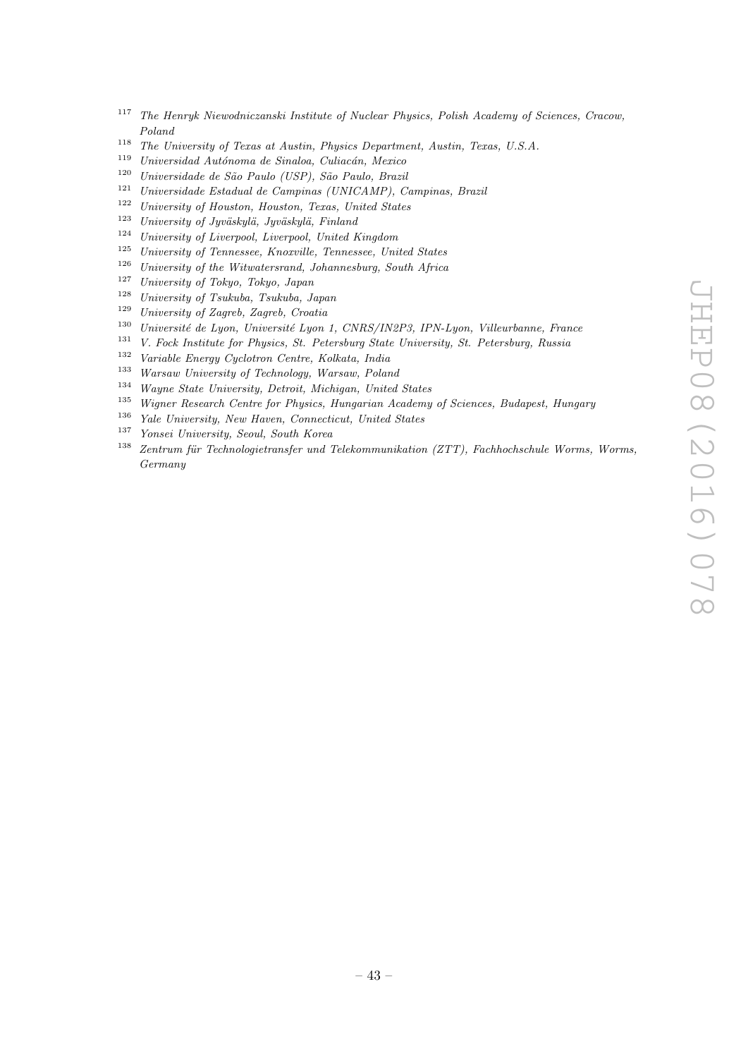[117] *The Henryk Niewodniczanski Institute of Nuclear Physics, Polish Academy of Sciences, Cracow, Poland*
[118] *The University of Texas at Austin, Physics Department, Austin, Texas, U.S.A.*
[119] *Universidad Autónoma de Sinaloa, Culiacán, Mexico*
[120] *Universidade de São Paulo (USP), São Paulo, Brazil*
[121] *Universidade Estadual de Campinas (UNICAMP), Campinas, Brazil*
[122] *University of Houston, Houston, Texas, United States*
[123] *University of Jyväskylä, Jyväskylä, Finland*
[124] *University of Liverpool, Liverpool, United Kingdom*
[125] *University of Tennessee, Knoxville, Tennessee, United States*
[126] *University of the Witwatersrand, Johannesburg, South Africa*
[127] *University of Tokyo, Tokyo, Japan*
[128] *University of Tsukuba, Tsukuba, Japan*
[129] *University of Zagreb, Zagreb, Croatia*
[130] *Université de Lyon, Université Lyon 1, CNRS/IN2P3, IPN-Lyon, Villeurbanne, France*
[131] *V. Fock Institute for Physics, St. Petersburg State University, St. Petersburg, Russia*
[132] *Variable Energy Cyclotron Centre, Kolkata, India*
[133] *Warsaw University of Technology, Warsaw, Poland*
[134] *Wayne State University, Detroit, Michigan, United States*
[135] *Wigner Research Centre for Physics, Hungarian Academy of Sciences, Budapest, Hungary*
[136] *Yale University, New Haven, Connecticut, United States*
[137] *Yonsei University, Seoul, South Korea*
[138] *Zentrum für Technologietransfer und Telekommunikation (ZTT), Fachhochschule Worms, Worms, Germany*